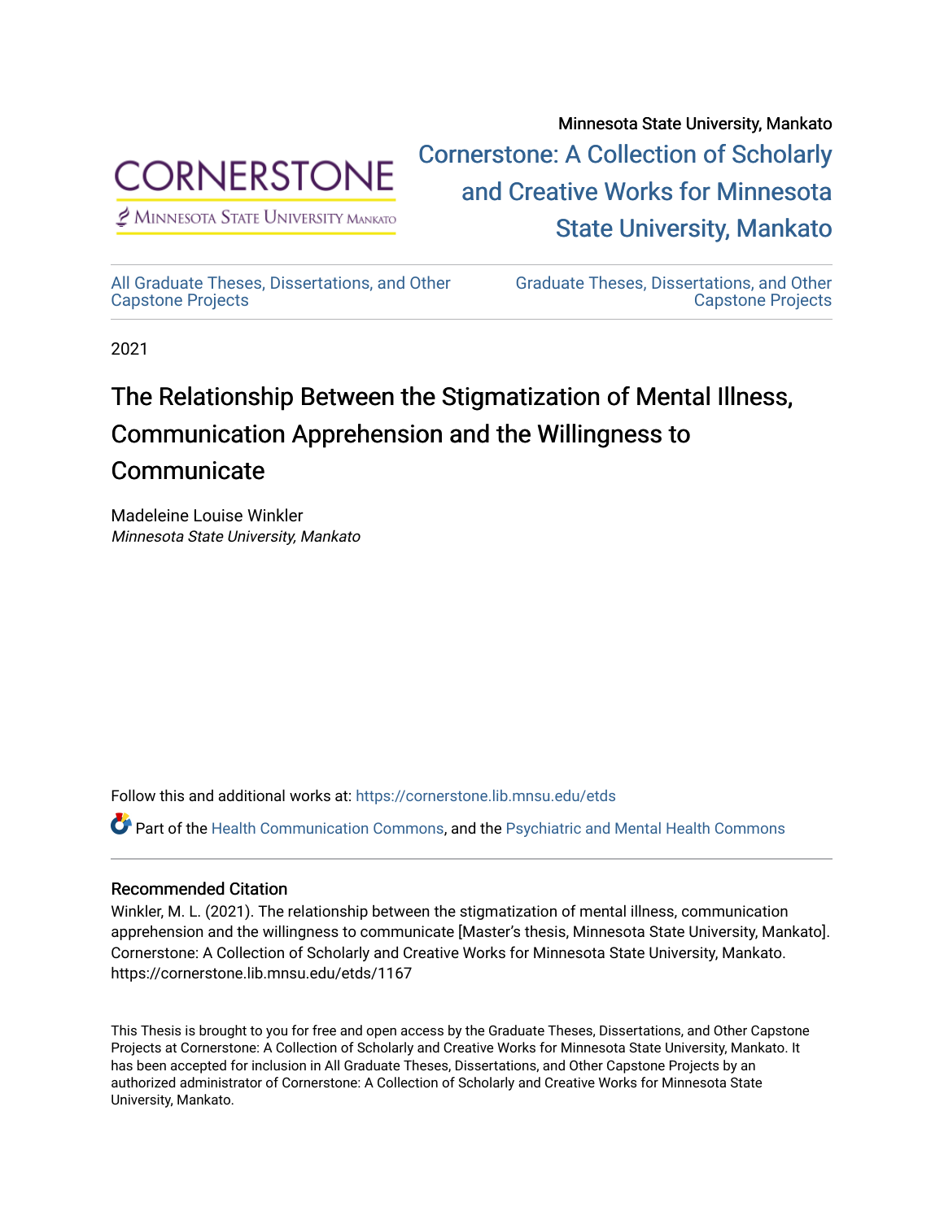Minnesota State University, Mankato

# Cornerstone: A Collection of Scholarly and Creative Works for Minnesota State University, Mankato

All Graduate Theses, Dissertations, and Other Capstone Projects

Graduate Theses, Dissertations, and Other Capstone Projects

2021

# The Relationship Between the Stigmatization of Mental Illness, Communication Apprehension and the Willingness to Communicate

Madeleine Louise Winkler
*Minnesota State University, Mankato*

Follow this and additional works at: https://cornerstone.lib.mnsu.edu/etds

Part of the Health Communication Commons, and the Psychiatric and Mental Health Commons

## Recommended Citation

Winkler, M. L. (2021). The relationship between the stigmatization of mental illness, communication apprehension and the willingness to communicate [Master's thesis, Minnesota State University, Mankato]. Cornerstone: A Collection of Scholarly and Creative Works for Minnesota State University, Mankato. https://cornerstone.lib.mnsu.edu/etds/1167

This Thesis is brought to you for free and open access by the Graduate Theses, Dissertations, and Other Capstone Projects at Cornerstone: A Collection of Scholarly and Creative Works for Minnesota State University, Mankato. It has been accepted for inclusion in All Graduate Theses, Dissertations, and Other Capstone Projects by an authorized administrator of Cornerstone: A Collection of Scholarly and Creative Works for Minnesota State University, Mankato.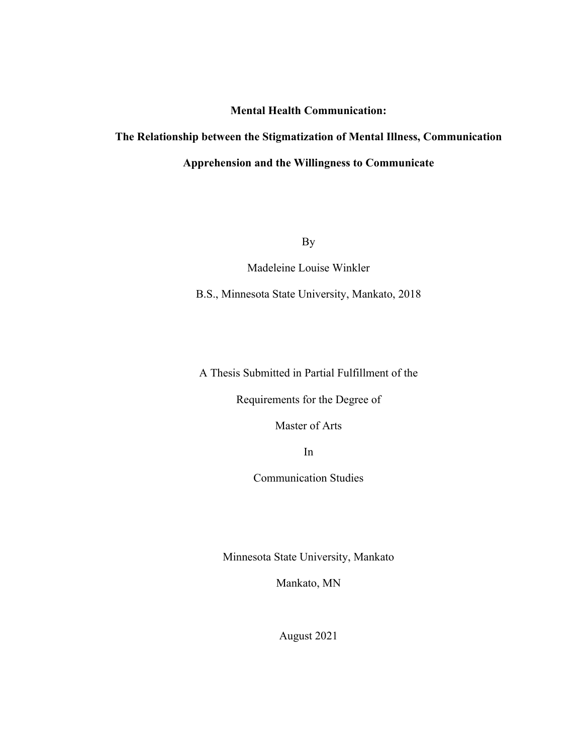**Mental Health Communication:**

**The Relationship between the Stigmatization of Mental Illness, Communication Apprehension and the Willingness to Communicate**

By

Madeleine Louise Winkler

B.S., Minnesota State University, Mankato, 2018

A Thesis Submitted in Partial Fulfillment of the

Requirements for the Degree of

Master of Arts

In

Communication Studies

Minnesota State University, Mankato

Mankato, MN

August 2021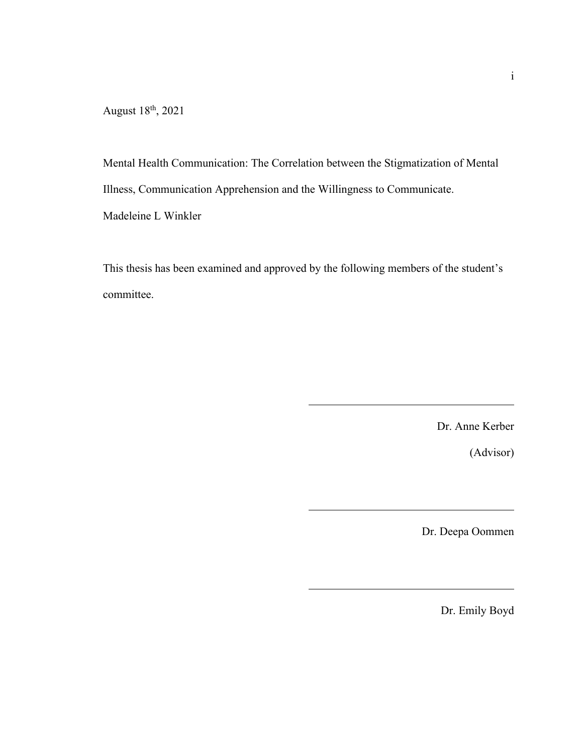August 18th, 2021

Mental Health Communication: The Correlation between the Stigmatization of Mental Illness, Communication Apprehension and the Willingness to Communicate.

Madeleine L Winkler

This thesis has been examined and approved by the following members of the student's committee.

\_\_\_\_\_\_\_\_\_\_\_\_\_\_\_\_\_\_\_\_\_\_\_\_\_\_\_\_\_\_\_\_

Dr. Anne Kerber

(Advisor)

\_\_\_\_\_\_\_\_\_\_\_\_\_\_\_\_\_\_\_\_\_\_\_\_\_\_\_\_\_\_\_\_

Dr. Deepa Oommen

\_\_\_\_\_\_\_\_\_\_\_\_\_\_\_\_\_\_\_\_\_\_\_\_\_\_\_\_\_\_\_\_

Dr. Emily Boyd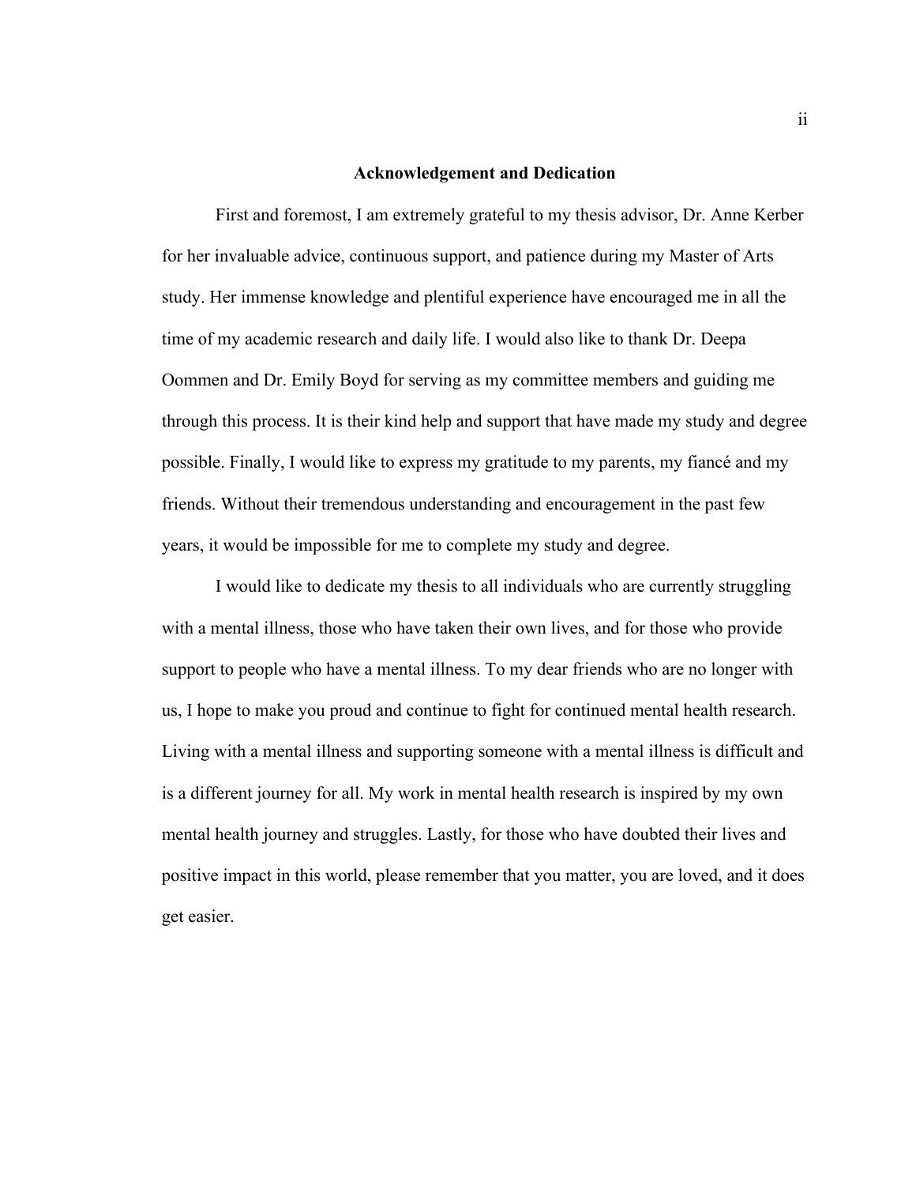## Acknowledgement and Dedication

First and foremost, I am extremely grateful to my thesis advisor, Dr. Anne Kerber for her invaluable advice, continuous support, and patience during my Master of Arts study. Her immense knowledge and plentiful experience have encouraged me in all the time of my academic research and daily life. I would also like to thank Dr. Deepa Oommen and Dr. Emily Boyd for serving as my committee members and guiding me through this process. It is their kind help and support that have made my study and degree possible. Finally, I would like to express my gratitude to my parents, my fiancé and my friends. Without their tremendous understanding and encouragement in the past few years, it would be impossible for me to complete my study and degree.

I would like to dedicate my thesis to all individuals who are currently struggling with a mental illness, those who have taken their own lives, and for those who provide support to people who have a mental illness. To my dear friends who are no longer with us, I hope to make you proud and continue to fight for continued mental health research. Living with a mental illness and supporting someone with a mental illness is difficult and is a different journey for all. My work in mental health research is inspired by my own mental health journey and struggles. Lastly, for those who have doubted their lives and positive impact in this world, please remember that you matter, you are loved, and it does get easier.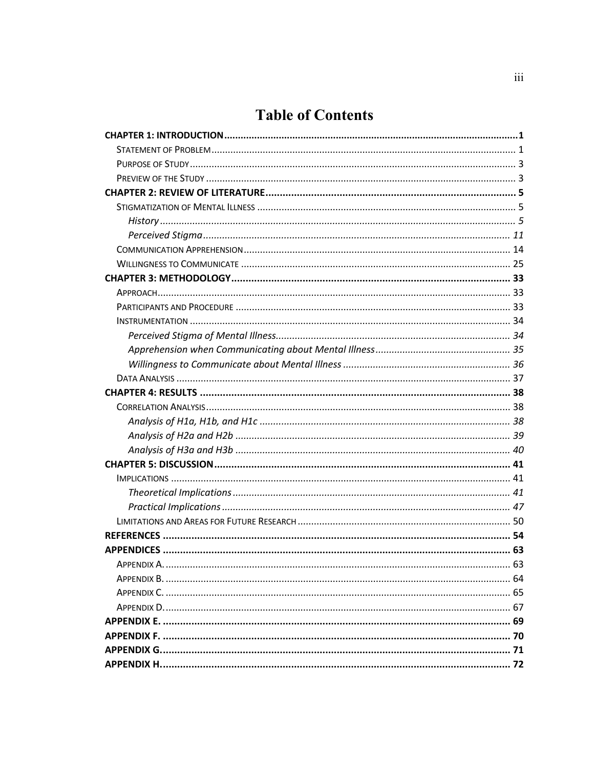# Table of Contents

**CHAPTER 1: INTRODUCTION** .......... **1**
- STATEMENT OF PROBLEM .......... 1
- PURPOSE OF STUDY .......... 3
- PREVIEW OF THE STUDY .......... 3

**CHAPTER 2: REVIEW OF LITERATURE** .......... **5**
- STIGMATIZATION OF MENTAL ILLNESS .......... 5
  - *History* .......... *5*
  - *Perceived Stigma* .......... *11*
- COMMUNICATION APPREHENSION .......... 14
- WILLINGNESS TO COMMUNICATE .......... 25

**CHAPTER 3: METHODOLOGY** .......... **33**
- APPROACH .......... 33
- PARTICIPANTS AND PROCEDURE .......... 33
- INSTRUMENTATION .......... 34
  - *Perceived Stigma of Mental Illness* .......... *34*
  - *Apprehension when Communicating about Mental Illness* .......... *35*
  - *Willingness to Communicate about Mental Illness* .......... *36*
- DATA ANALYSIS .......... 37

**CHAPTER 4: RESULTS** .......... **38**
- CORRELATION ANALYSIS .......... 38
  - *Analysis of H1a, H1b, and H1c* .......... *38*
  - *Analysis of H2a and H2b* .......... *39*
  - *Analysis of H3a and H3b* .......... *40*

**CHAPTER 5: DISCUSSION** .......... **41**
- IMPLICATIONS .......... 41
  - *Theoretical Implications* .......... *41*
  - *Practical Implications* .......... *47*
- LIMITATIONS AND AREAS FOR FUTURE RESEARCH .......... 50

**REFERENCES** .......... **54**

**APPENDICES** .......... **63**
- APPENDIX A. .......... 63
- APPENDIX B. .......... 64
- APPENDIX C. .......... 65
- APPENDIX D. .......... 67

**APPENDIX E.** .......... **69**

**APPENDIX F.** .......... **70**

**APPENDIX G.** .......... **71**

**APPENDIX H.** .......... **72**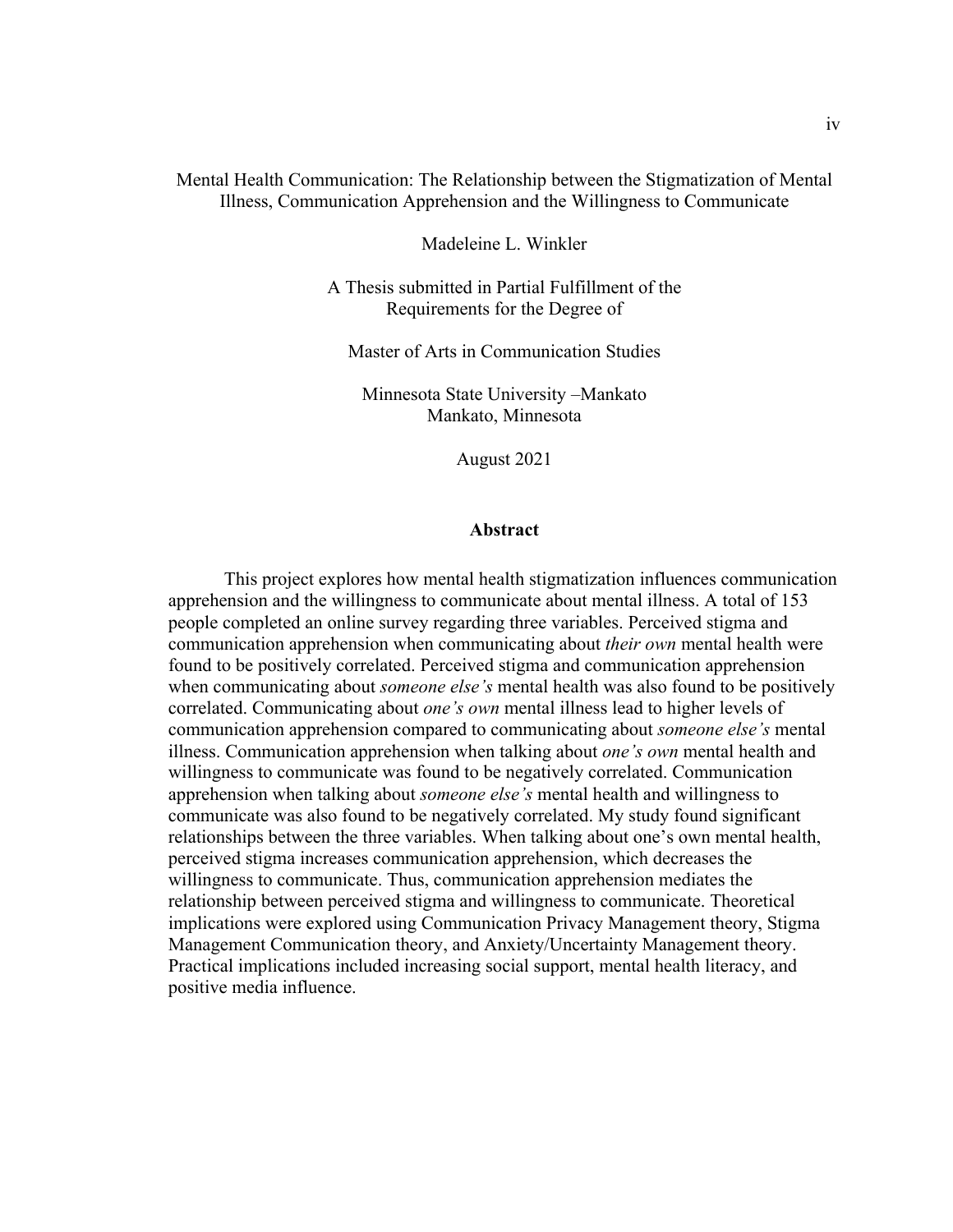Mental Health Communication: The Relationship between the Stigmatization of Mental Illness, Communication Apprehension and the Willingness to Communicate

Madeleine L. Winkler

A Thesis submitted in Partial Fulfillment of the Requirements for the Degree of

Master of Arts in Communication Studies

Minnesota State University –Mankato
Mankato, Minnesota

August 2021

## Abstract

This project explores how mental health stigmatization influences communication apprehension and the willingness to communicate about mental illness. A total of 153 people completed an online survey regarding three variables. Perceived stigma and communication apprehension when communicating about *their own* mental health were found to be positively correlated. Perceived stigma and communication apprehension when communicating about *someone else's* mental health was also found to be positively correlated. Communicating about *one's own* mental illness lead to higher levels of communication apprehension compared to communicating about *someone else's* mental illness. Communication apprehension when talking about *one's own* mental health and willingness to communicate was found to be negatively correlated. Communication apprehension when talking about *someone else's* mental health and willingness to communicate was also found to be negatively correlated. My study found significant relationships between the three variables. When talking about one's own mental health, perceived stigma increases communication apprehension, which decreases the willingness to communicate. Thus, communication apprehension mediates the relationship between perceived stigma and willingness to communicate. Theoretical implications were explored using Communication Privacy Management theory, Stigma Management Communication theory, and Anxiety/Uncertainty Management theory. Practical implications included increasing social support, mental health literacy, and positive media influence.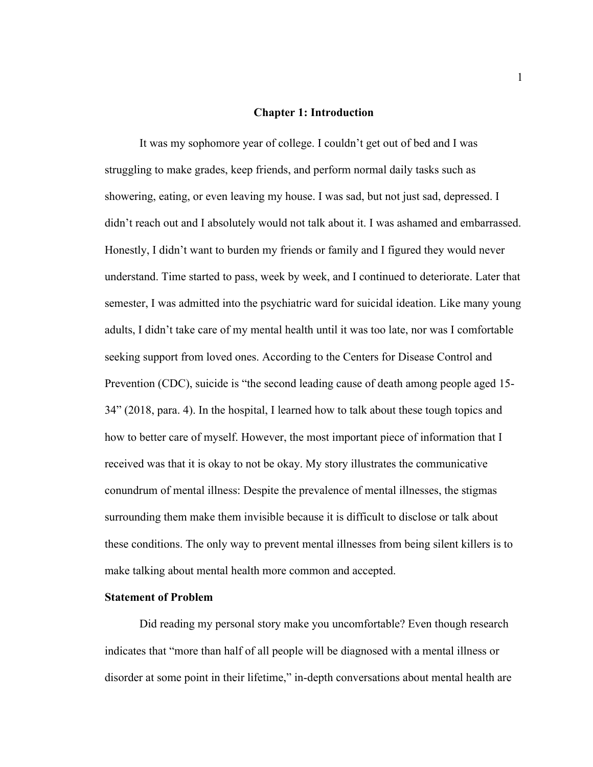# Chapter 1: Introduction

It was my sophomore year of college. I couldn't get out of bed and I was struggling to make grades, keep friends, and perform normal daily tasks such as showering, eating, or even leaving my house. I was sad, but not just sad, depressed. I didn't reach out and I absolutely would not talk about it. I was ashamed and embarrassed. Honestly, I didn't want to burden my friends or family and I figured they would never understand. Time started to pass, week by week, and I continued to deteriorate. Later that semester, I was admitted into the psychiatric ward for suicidal ideation. Like many young adults, I didn't take care of my mental health until it was too late, nor was I comfortable seeking support from loved ones. According to the Centers for Disease Control and Prevention (CDC), suicide is "the second leading cause of death among people aged 15-34" (2018, para. 4). In the hospital, I learned how to talk about these tough topics and how to better care of myself. However, the most important piece of information that I received was that it is okay to not be okay. My story illustrates the communicative conundrum of mental illness: Despite the prevalence of mental illnesses, the stigmas surrounding them make them invisible because it is difficult to disclose or talk about these conditions. The only way to prevent mental illnesses from being silent killers is to make talking about mental health more common and accepted.

## Statement of Problem

Did reading my personal story make you uncomfortable? Even though research indicates that "more than half of all people will be diagnosed with a mental illness or disorder at some point in their lifetime," in-depth conversations about mental health are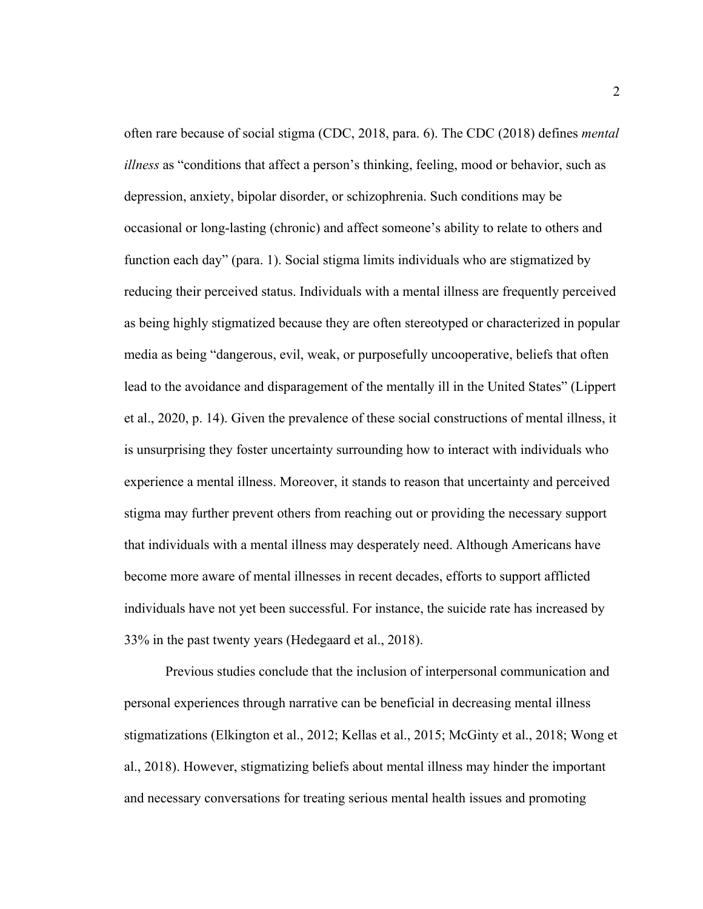often rare because of social stigma (CDC, 2018, para. 6). The CDC (2018) defines *mental illness* as "conditions that affect a person's thinking, feeling, mood or behavior, such as depression, anxiety, bipolar disorder, or schizophrenia. Such conditions may be occasional or long-lasting (chronic) and affect someone's ability to relate to others and function each day" (para. 1). Social stigma limits individuals who are stigmatized by reducing their perceived status. Individuals with a mental illness are frequently perceived as being highly stigmatized because they are often stereotyped or characterized in popular media as being "dangerous, evil, weak, or purposefully uncooperative, beliefs that often lead to the avoidance and disparagement of the mentally ill in the United States" (Lippert et al., 2020, p. 14). Given the prevalence of these social constructions of mental illness, it is unsurprising they foster uncertainty surrounding how to interact with individuals who experience a mental illness. Moreover, it stands to reason that uncertainty and perceived stigma may further prevent others from reaching out or providing the necessary support that individuals with a mental illness may desperately need. Although Americans have become more aware of mental illnesses in recent decades, efforts to support afflicted individuals have not yet been successful. For instance, the suicide rate has increased by 33% in the past twenty years (Hedegaard et al., 2018).

Previous studies conclude that the inclusion of interpersonal communication and personal experiences through narrative can be beneficial in decreasing mental illness stigmatizations (Elkington et al., 2012; Kellas et al., 2015; McGinty et al., 2018; Wong et al., 2018). However, stigmatizing beliefs about mental illness may hinder the important and necessary conversations for treating serious mental health issues and promoting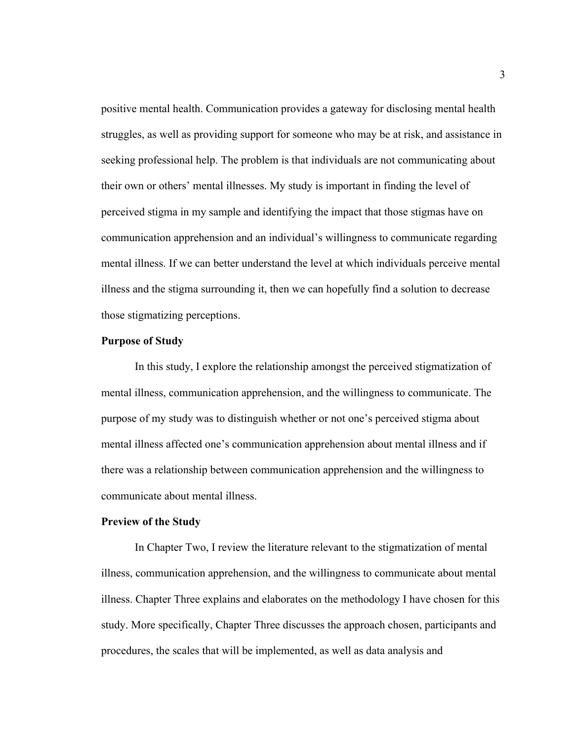positive mental health. Communication provides a gateway for disclosing mental health struggles, as well as providing support for someone who may be at risk, and assistance in seeking professional help. The problem is that individuals are not communicating about their own or others' mental illnesses. My study is important in finding the level of perceived stigma in my sample and identifying the impact that those stigmas have on communication apprehension and an individual's willingness to communicate regarding mental illness. If we can better understand the level at which individuals perceive mental illness and the stigma surrounding it, then we can hopefully find a solution to decrease those stigmatizing perceptions.

### Purpose of Study

In this study, I explore the relationship amongst the perceived stigmatization of mental illness, communication apprehension, and the willingness to communicate. The purpose of my study was to distinguish whether or not one's perceived stigma about mental illness affected one's communication apprehension about mental illness and if there was a relationship between communication apprehension and the willingness to communicate about mental illness.

### Preview of the Study

In Chapter Two, I review the literature relevant to the stigmatization of mental illness, communication apprehension, and the willingness to communicate about mental illness. Chapter Three explains and elaborates on the methodology I have chosen for this study. More specifically, Chapter Three discusses the approach chosen, participants and procedures, the scales that will be implemented, as well as data analysis and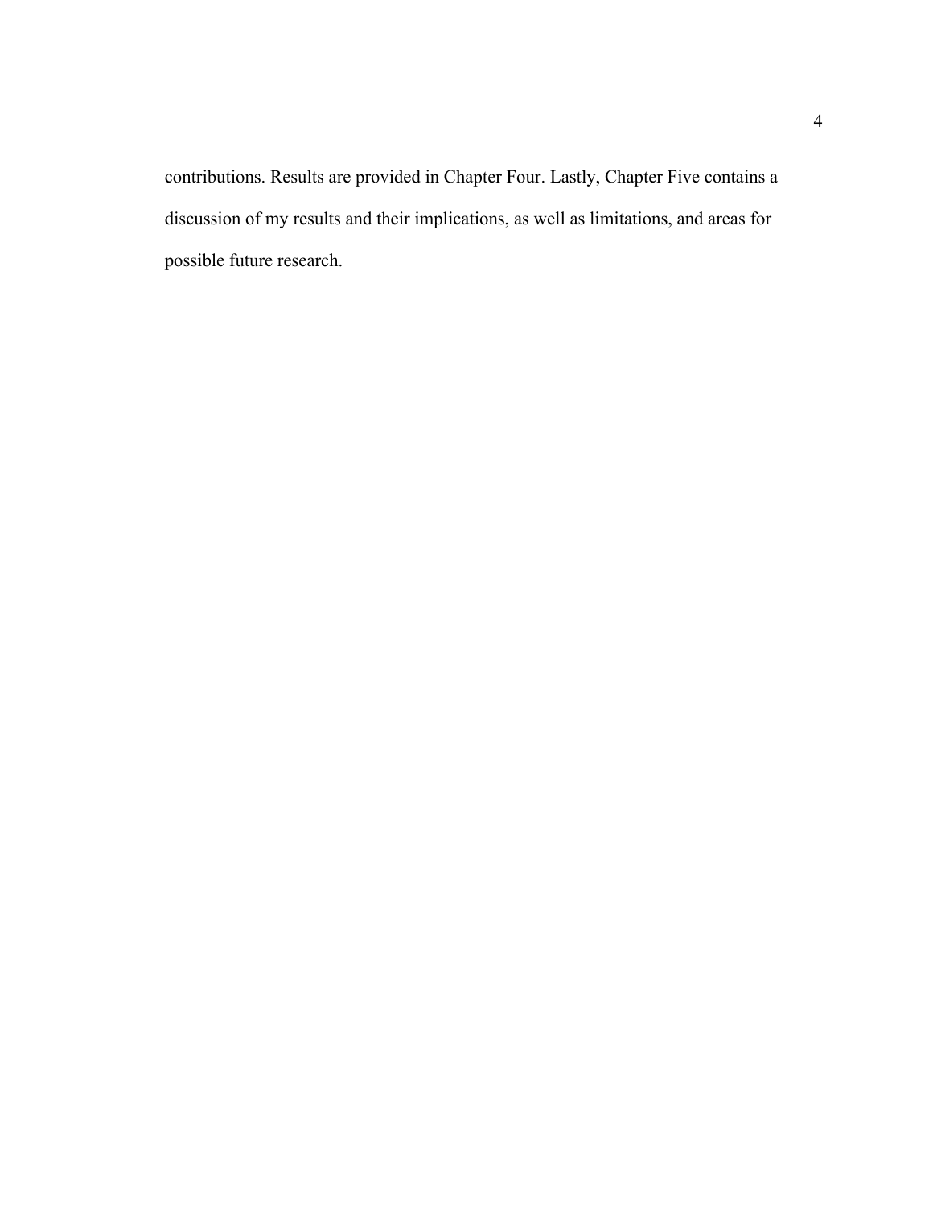contributions. Results are provided in Chapter Four. Lastly, Chapter Five contains a discussion of my results and their implications, as well as limitations, and areas for possible future research.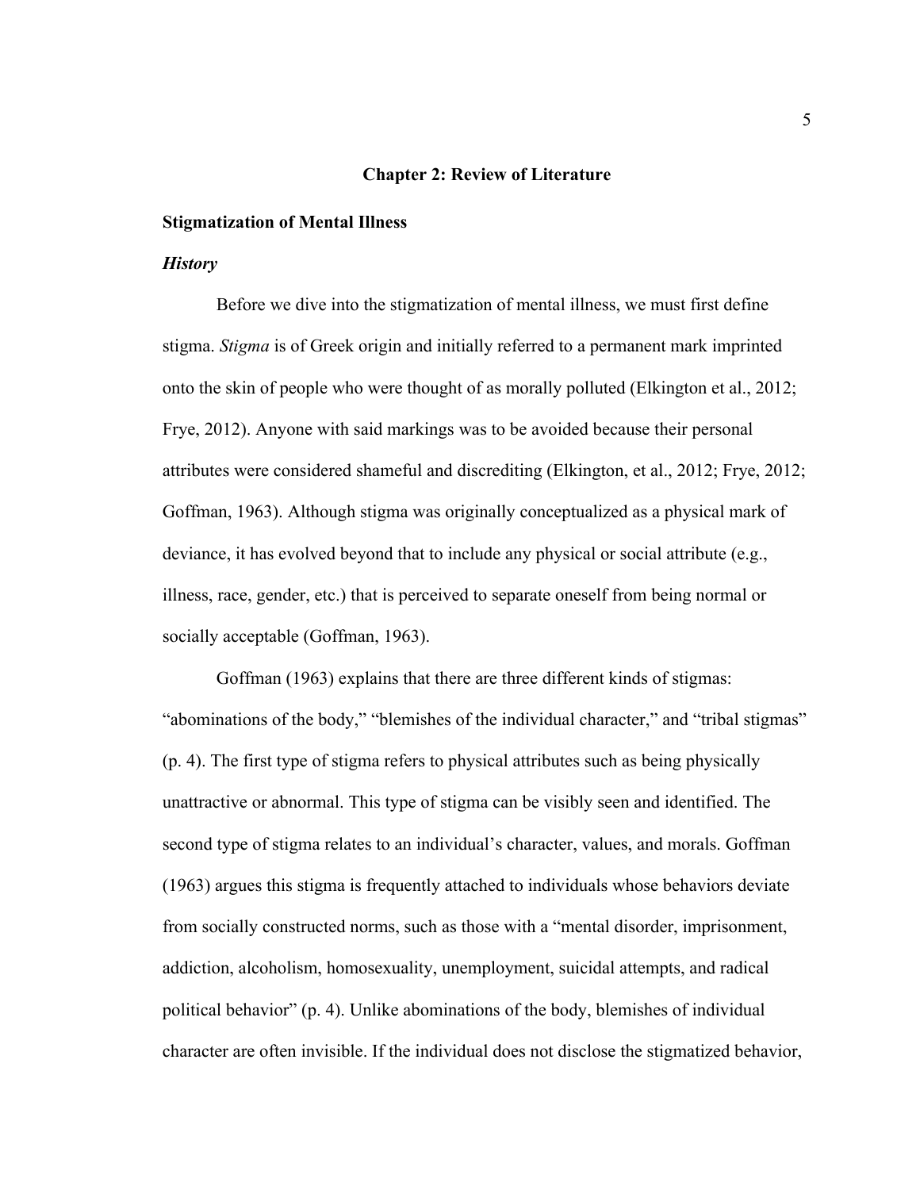# Chapter 2: Review of Literature

## Stigmatization of Mental Illness

### *History*

Before we dive into the stigmatization of mental illness, we must first define stigma. *Stigma* is of Greek origin and initially referred to a permanent mark imprinted onto the skin of people who were thought of as morally polluted (Elkington et al., 2012; Frye, 2012). Anyone with said markings was to be avoided because their personal attributes were considered shameful and discrediting (Elkington, et al., 2012; Frye, 2012; Goffman, 1963). Although stigma was originally conceptualized as a physical mark of deviance, it has evolved beyond that to include any physical or social attribute (e.g., illness, race, gender, etc.) that is perceived to separate oneself from being normal or socially acceptable (Goffman, 1963).

Goffman (1963) explains that there are three different kinds of stigmas: "abominations of the body," "blemishes of the individual character," and "tribal stigmas" (p. 4). The first type of stigma refers to physical attributes such as being physically unattractive or abnormal. This type of stigma can be visibly seen and identified. The second type of stigma relates to an individual's character, values, and morals. Goffman (1963) argues this stigma is frequently attached to individuals whose behaviors deviate from socially constructed norms, such as those with a "mental disorder, imprisonment, addiction, alcoholism, homosexuality, unemployment, suicidal attempts, and radical political behavior" (p. 4). Unlike abominations of the body, blemishes of individual character are often invisible. If the individual does not disclose the stigmatized behavior,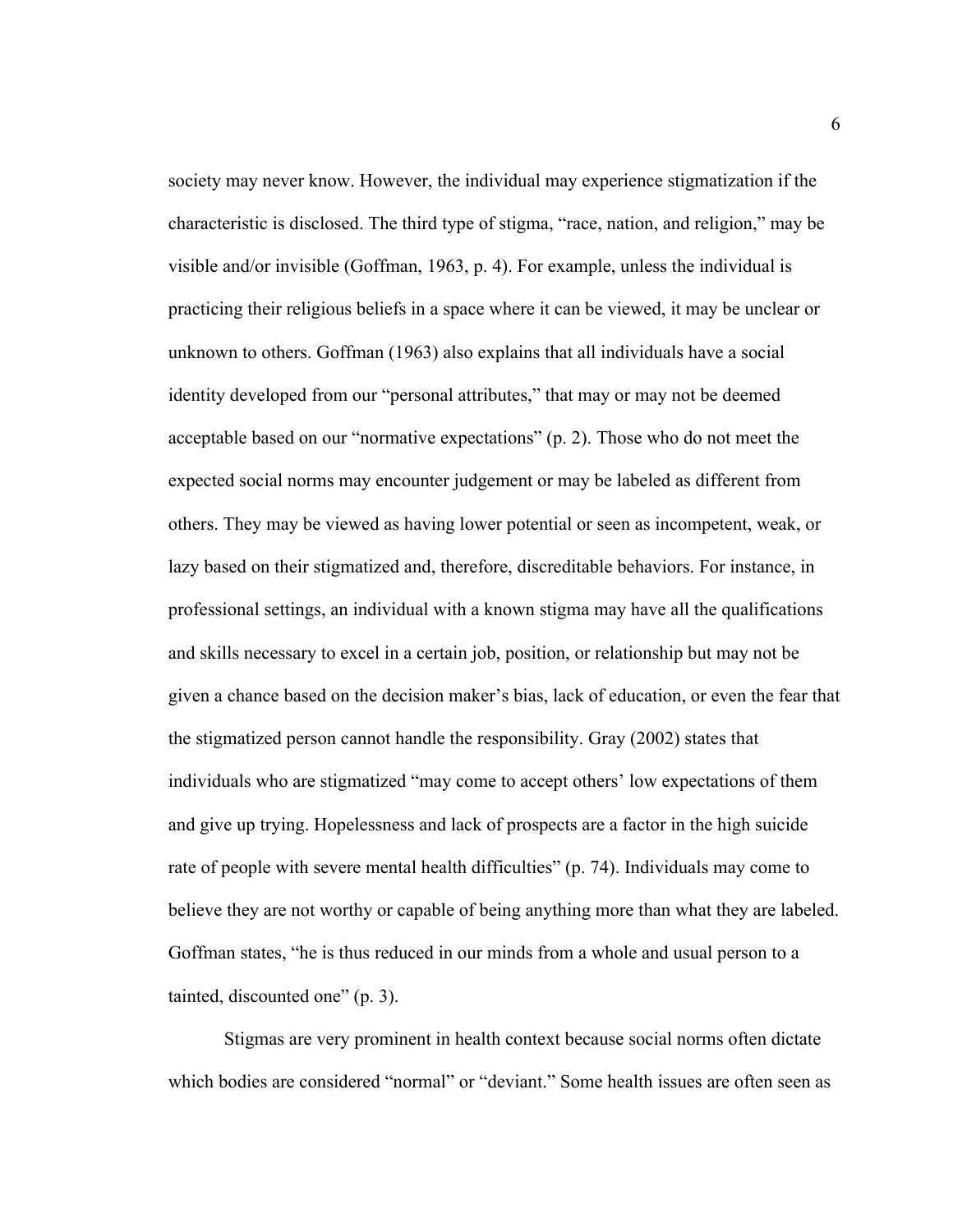society may never know. However, the individual may experience stigmatization if the characteristic is disclosed. The third type of stigma, “race, nation, and religion,” may be visible and/or invisible (Goffman, 1963, p. 4). For example, unless the individual is practicing their religious beliefs in a space where it can be viewed, it may be unclear or unknown to others. Goffman (1963) also explains that all individuals have a social identity developed from our “personal attributes,” that may or may not be deemed acceptable based on our “normative expectations” (p. 2). Those who do not meet the expected social norms may encounter judgement or may be labeled as different from others. They may be viewed as having lower potential or seen as incompetent, weak, or lazy based on their stigmatized and, therefore, discreditable behaviors. For instance, in professional settings, an individual with a known stigma may have all the qualifications and skills necessary to excel in a certain job, position, or relationship but may not be given a chance based on the decision maker’s bias, lack of education, or even the fear that the stigmatized person cannot handle the responsibility. Gray (2002) states that individuals who are stigmatized “may come to accept others’ low expectations of them and give up trying. Hopelessness and lack of prospects are a factor in the high suicide rate of people with severe mental health difficulties” (p. 74). Individuals may come to believe they are not worthy or capable of being anything more than what they are labeled. Goffman states, “he is thus reduced in our minds from a whole and usual person to a tainted, discounted one” (p. 3).

Stigmas are very prominent in health context because social norms often dictate which bodies are considered “normal” or “deviant.” Some health issues are often seen as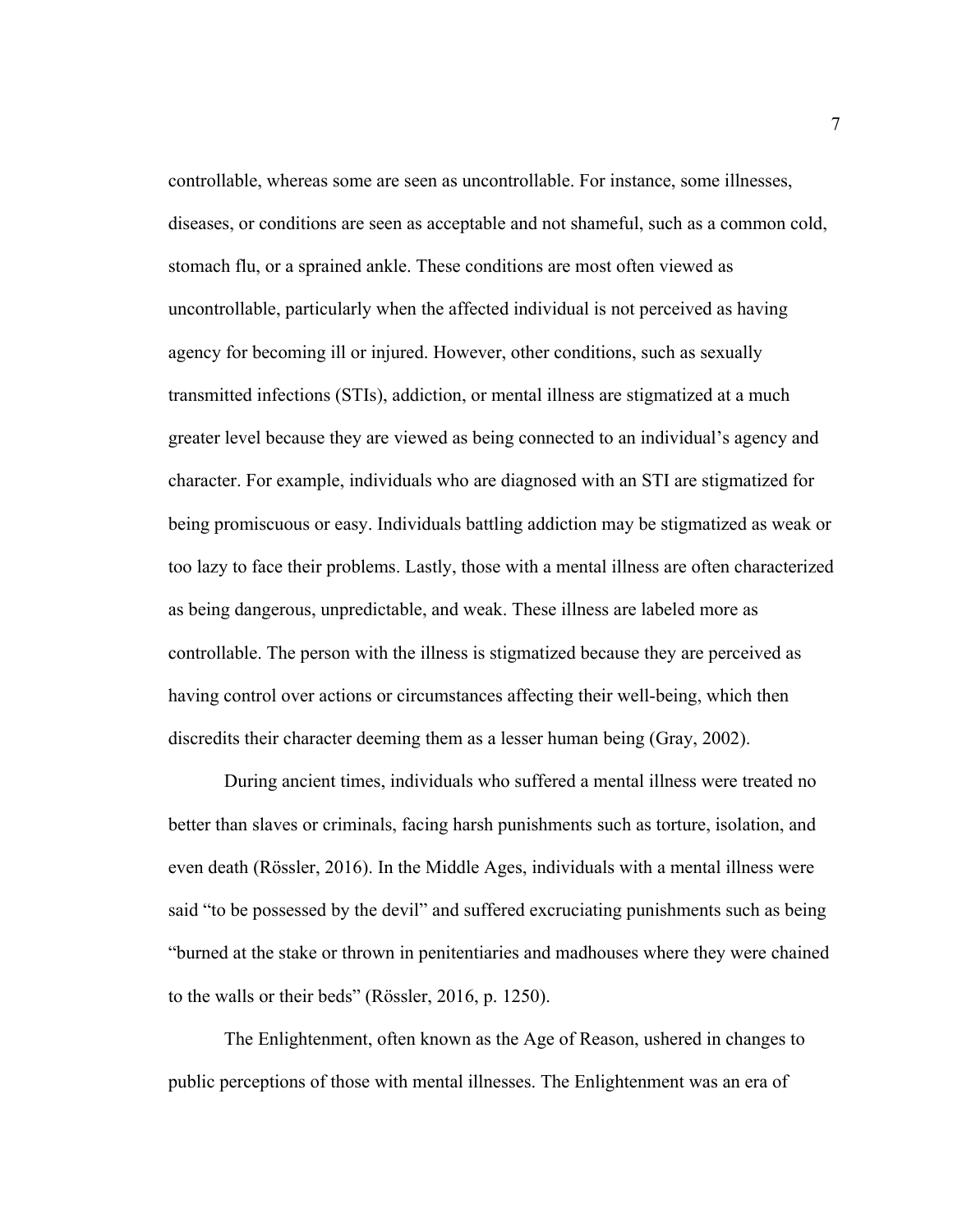controllable, whereas some are seen as uncontrollable. For instance, some illnesses, diseases, or conditions are seen as acceptable and not shameful, such as a common cold, stomach flu, or a sprained ankle. These conditions are most often viewed as uncontrollable, particularly when the affected individual is not perceived as having agency for becoming ill or injured. However, other conditions, such as sexually transmitted infections (STIs), addiction, or mental illness are stigmatized at a much greater level because they are viewed as being connected to an individual's agency and character. For example, individuals who are diagnosed with an STI are stigmatized for being promiscuous or easy. Individuals battling addiction may be stigmatized as weak or too lazy to face their problems. Lastly, those with a mental illness are often characterized as being dangerous, unpredictable, and weak. These illness are labeled more as controllable. The person with the illness is stigmatized because they are perceived as having control over actions or circumstances affecting their well-being, which then discredits their character deeming them as a lesser human being (Gray, 2002).

During ancient times, individuals who suffered a mental illness were treated no better than slaves or criminals, facing harsh punishments such as torture, isolation, and even death (Rössler, 2016). In the Middle Ages, individuals with a mental illness were said "to be possessed by the devil" and suffered excruciating punishments such as being "burned at the stake or thrown in penitentiaries and madhouses where they were chained to the walls or their beds" (Rössler, 2016, p. 1250).

The Enlightenment, often known as the Age of Reason, ushered in changes to public perceptions of those with mental illnesses. The Enlightenment was an era of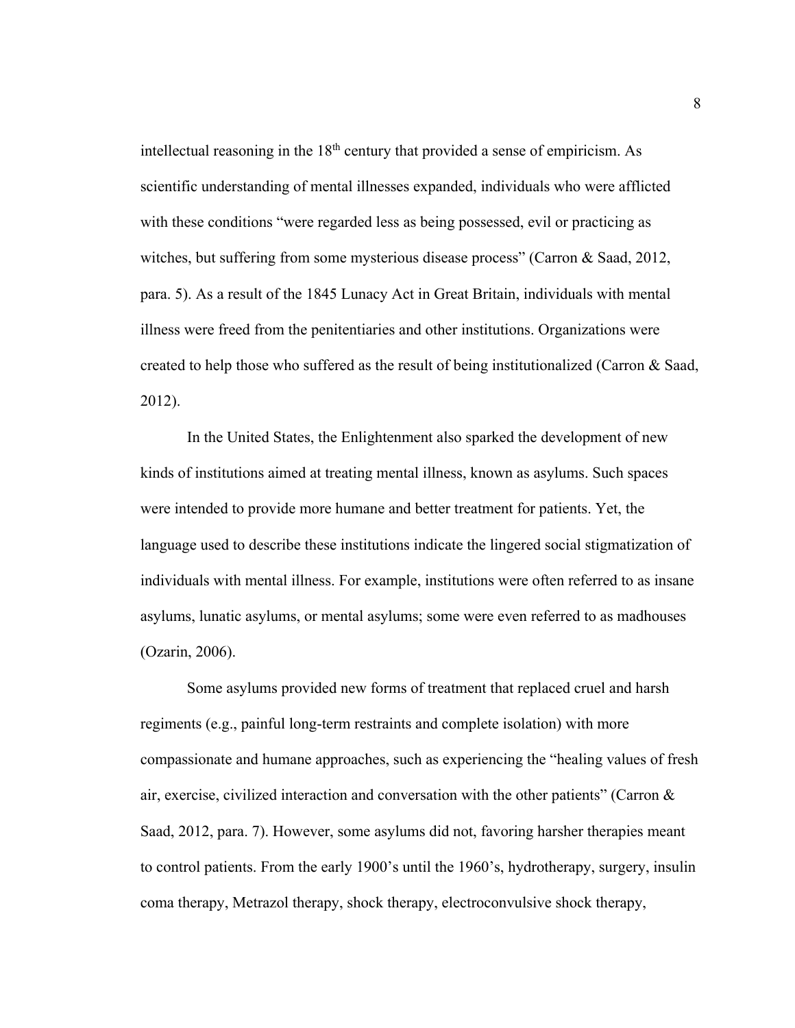intellectual reasoning in the 18th century that provided a sense of empiricism. As scientific understanding of mental illnesses expanded, individuals who were afflicted with these conditions "were regarded less as being possessed, evil or practicing as witches, but suffering from some mysterious disease process" (Carron & Saad, 2012, para. 5). As a result of the 1845 Lunacy Act in Great Britain, individuals with mental illness were freed from the penitentiaries and other institutions. Organizations were created to help those who suffered as the result of being institutionalized (Carron & Saad, 2012).

In the United States, the Enlightenment also sparked the development of new kinds of institutions aimed at treating mental illness, known as asylums. Such spaces were intended to provide more humane and better treatment for patients. Yet, the language used to describe these institutions indicate the lingered social stigmatization of individuals with mental illness. For example, institutions were often referred to as insane asylums, lunatic asylums, or mental asylums; some were even referred to as madhouses (Ozarin, 2006).

Some asylums provided new forms of treatment that replaced cruel and harsh regiments (e.g., painful long-term restraints and complete isolation) with more compassionate and humane approaches, such as experiencing the "healing values of fresh air, exercise, civilized interaction and conversation with the other patients" (Carron & Saad, 2012, para. 7). However, some asylums did not, favoring harsher therapies meant to control patients. From the early 1900's until the 1960's, hydrotherapy, surgery, insulin coma therapy, Metrazol therapy, shock therapy, electroconvulsive shock therapy,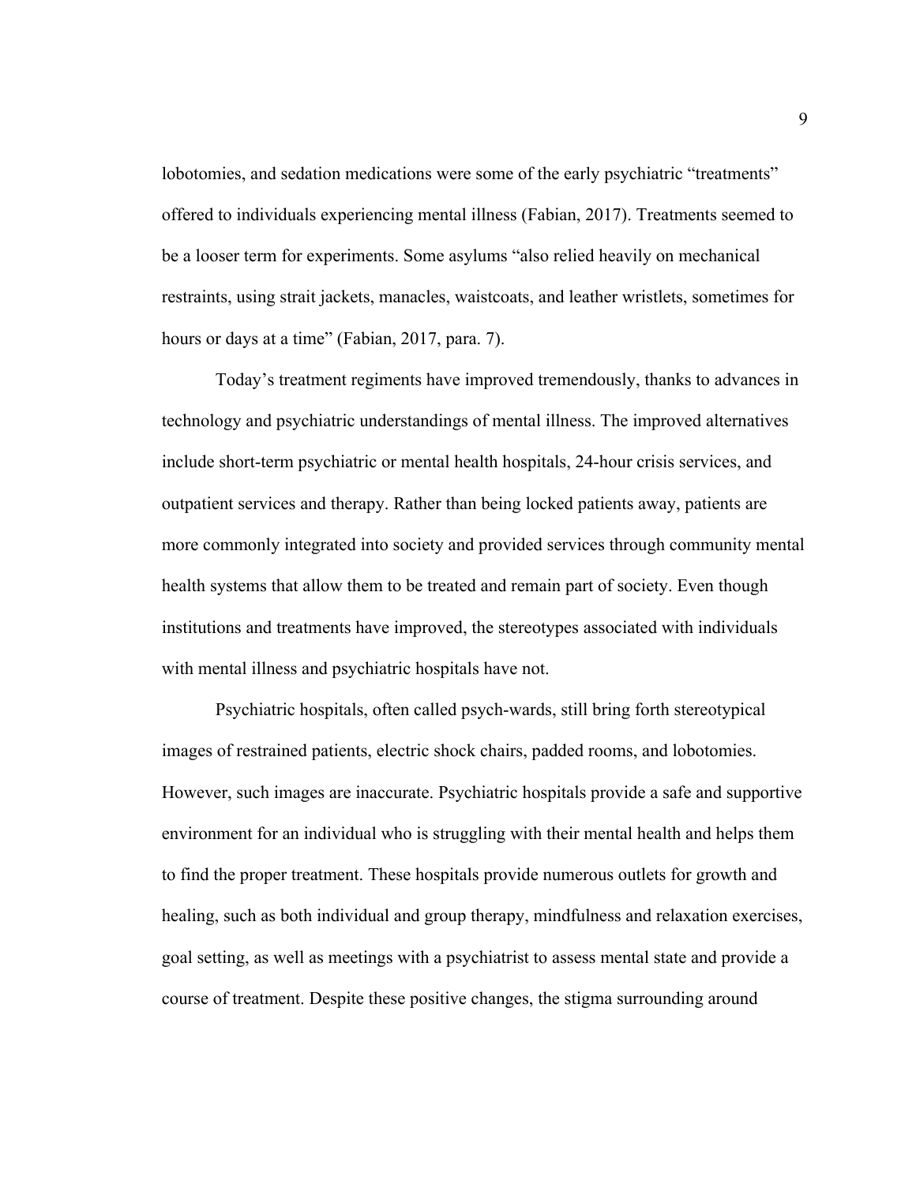lobotomies, and sedation medications were some of the early psychiatric "treatments" offered to individuals experiencing mental illness (Fabian, 2017). Treatments seemed to be a looser term for experiments. Some asylums "also relied heavily on mechanical restraints, using strait jackets, manacles, waistcoats, and leather wristlets, sometimes for hours or days at a time" (Fabian, 2017, para. 7).

Today's treatment regiments have improved tremendously, thanks to advances in technology and psychiatric understandings of mental illness. The improved alternatives include short-term psychiatric or mental health hospitals, 24-hour crisis services, and outpatient services and therapy. Rather than being locked patients away, patients are more commonly integrated into society and provided services through community mental health systems that allow them to be treated and remain part of society. Even though institutions and treatments have improved, the stereotypes associated with individuals with mental illness and psychiatric hospitals have not.

Psychiatric hospitals, often called psych-wards, still bring forth stereotypical images of restrained patients, electric shock chairs, padded rooms, and lobotomies. However, such images are inaccurate. Psychiatric hospitals provide a safe and supportive environment for an individual who is struggling with their mental health and helps them to find the proper treatment. These hospitals provide numerous outlets for growth and healing, such as both individual and group therapy, mindfulness and relaxation exercises, goal setting, as well as meetings with a psychiatrist to assess mental state and provide a course of treatment. Despite these positive changes, the stigma surrounding around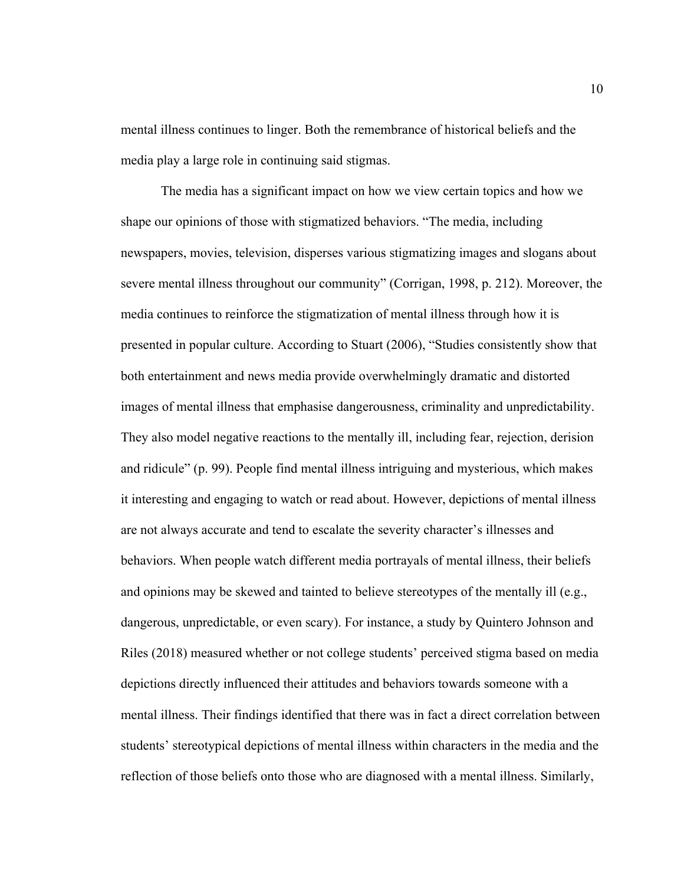mental illness continues to linger. Both the remembrance of historical beliefs and the media play a large role in continuing said stigmas.

The media has a significant impact on how we view certain topics and how we shape our opinions of those with stigmatized behaviors. "The media, including newspapers, movies, television, disperses various stigmatizing images and slogans about severe mental illness throughout our community" (Corrigan, 1998, p. 212). Moreover, the media continues to reinforce the stigmatization of mental illness through how it is presented in popular culture. According to Stuart (2006), "Studies consistently show that both entertainment and news media provide overwhelmingly dramatic and distorted images of mental illness that emphasise dangerousness, criminality and unpredictability. They also model negative reactions to the mentally ill, including fear, rejection, derision and ridicule" (p. 99). People find mental illness intriguing and mysterious, which makes it interesting and engaging to watch or read about. However, depictions of mental illness are not always accurate and tend to escalate the severity character's illnesses and behaviors. When people watch different media portrayals of mental illness, their beliefs and opinions may be skewed and tainted to believe stereotypes of the mentally ill (e.g., dangerous, unpredictable, or even scary). For instance, a study by Quintero Johnson and Riles (2018) measured whether or not college students' perceived stigma based on media depictions directly influenced their attitudes and behaviors towards someone with a mental illness. Their findings identified that there was in fact a direct correlation between students' stereotypical depictions of mental illness within characters in the media and the reflection of those beliefs onto those who are diagnosed with a mental illness. Similarly,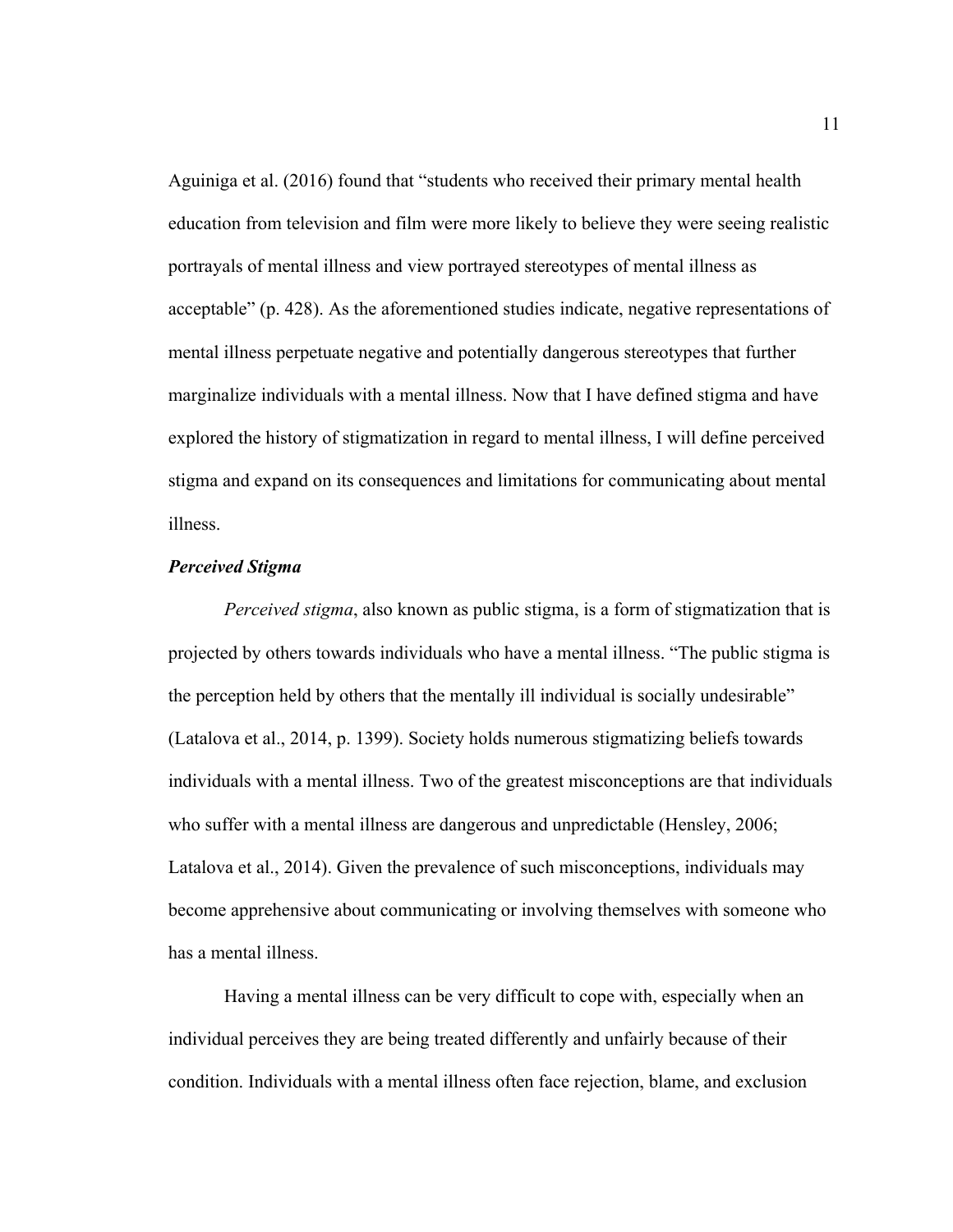Aguiniga et al. (2016) found that "students who received their primary mental health education from television and film were more likely to believe they were seeing realistic portrayals of mental illness and view portrayed stereotypes of mental illness as acceptable" (p. 428). As the aforementioned studies indicate, negative representations of mental illness perpetuate negative and potentially dangerous stereotypes that further marginalize individuals with a mental illness. Now that I have defined stigma and have explored the history of stigmatization in regard to mental illness, I will define perceived stigma and expand on its consequences and limitations for communicating about mental illness.

### ***Perceived Stigma***

*Perceived stigma*, also known as public stigma, is a form of stigmatization that is projected by others towards individuals who have a mental illness. "The public stigma is the perception held by others that the mentally ill individual is socially undesirable" (Latalova et al., 2014, p. 1399). Society holds numerous stigmatizing beliefs towards individuals with a mental illness. Two of the greatest misconceptions are that individuals who suffer with a mental illness are dangerous and unpredictable (Hensley, 2006; Latalova et al., 2014). Given the prevalence of such misconceptions, individuals may become apprehensive about communicating or involving themselves with someone who has a mental illness.

Having a mental illness can be very difficult to cope with, especially when an individual perceives they are being treated differently and unfairly because of their condition. Individuals with a mental illness often face rejection, blame, and exclusion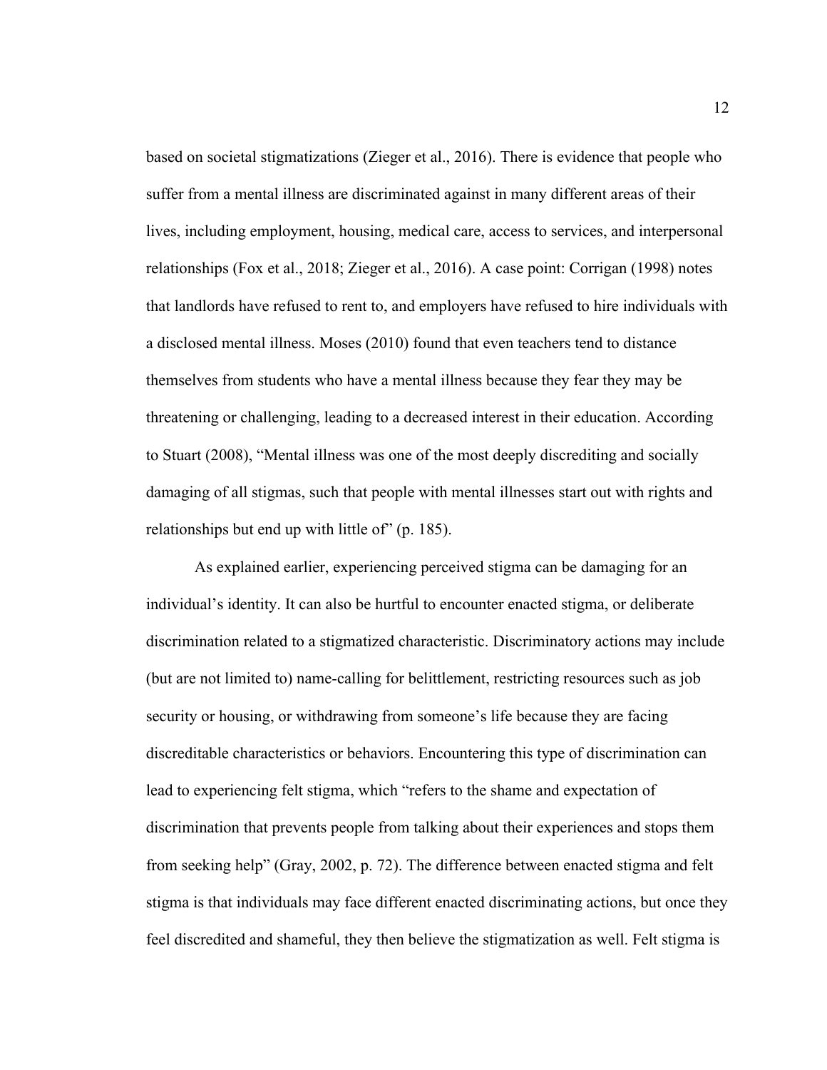based on societal stigmatizations (Zieger et al., 2016). There is evidence that people who suffer from a mental illness are discriminated against in many different areas of their lives, including employment, housing, medical care, access to services, and interpersonal relationships (Fox et al., 2018; Zieger et al., 2016). A case point: Corrigan (1998) notes that landlords have refused to rent to, and employers have refused to hire individuals with a disclosed mental illness. Moses (2010) found that even teachers tend to distance themselves from students who have a mental illness because they fear they may be threatening or challenging, leading to a decreased interest in their education. According to Stuart (2008), "Mental illness was one of the most deeply discrediting and socially damaging of all stigmas, such that people with mental illnesses start out with rights and relationships but end up with little of" (p. 185).

As explained earlier, experiencing perceived stigma can be damaging for an individual's identity. It can also be hurtful to encounter enacted stigma, or deliberate discrimination related to a stigmatized characteristic. Discriminatory actions may include (but are not limited to) name-calling for belittlement, restricting resources such as job security or housing, or withdrawing from someone's life because they are facing discreditable characteristics or behaviors. Encountering this type of discrimination can lead to experiencing felt stigma, which "refers to the shame and expectation of discrimination that prevents people from talking about their experiences and stops them from seeking help" (Gray, 2002, p. 72). The difference between enacted stigma and felt stigma is that individuals may face different enacted discriminating actions, but once they feel discredited and shameful, they then believe the stigmatization as well. Felt stigma is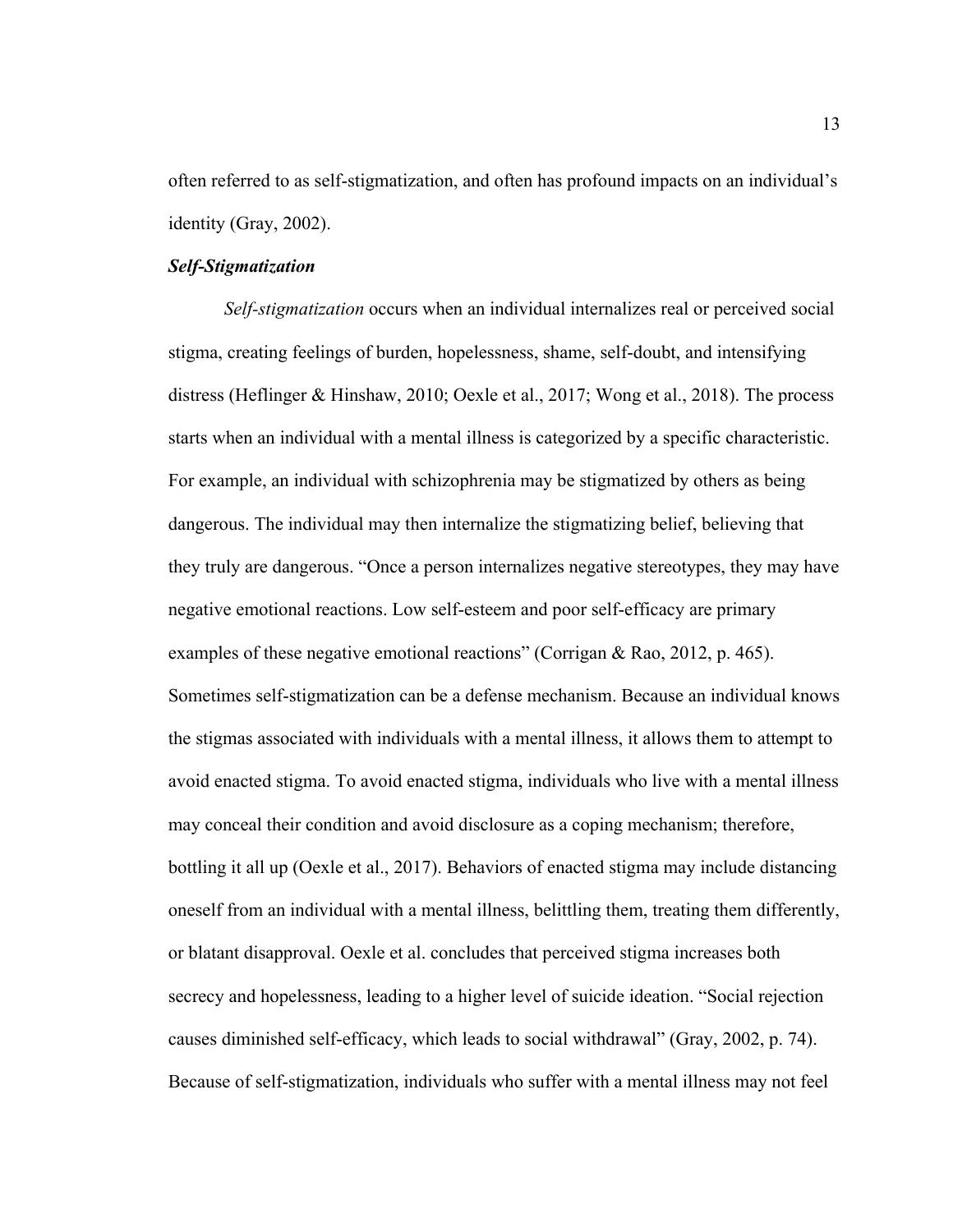often referred to as self-stigmatization, and often has profound impacts on an individual's identity (Gray, 2002).

### ***Self-Stigmatization***

*Self-stigmatization* occurs when an individual internalizes real or perceived social stigma, creating feelings of burden, hopelessness, shame, self-doubt, and intensifying distress (Heflinger & Hinshaw, 2010; Oexle et al., 2017; Wong et al., 2018). The process starts when an individual with a mental illness is categorized by a specific characteristic. For example, an individual with schizophrenia may be stigmatized by others as being dangerous. The individual may then internalize the stigmatizing belief, believing that they truly are dangerous. "Once a person internalizes negative stereotypes, they may have negative emotional reactions. Low self-esteem and poor self-efficacy are primary examples of these negative emotional reactions" (Corrigan & Rao, 2012, p. 465). Sometimes self-stigmatization can be a defense mechanism. Because an individual knows the stigmas associated with individuals with a mental illness, it allows them to attempt to avoid enacted stigma. To avoid enacted stigma, individuals who live with a mental illness may conceal their condition and avoid disclosure as a coping mechanism; therefore, bottling it all up (Oexle et al., 2017). Behaviors of enacted stigma may include distancing oneself from an individual with a mental illness, belittling them, treating them differently, or blatant disapproval. Oexle et al. concludes that perceived stigma increases both secrecy and hopelessness, leading to a higher level of suicide ideation. "Social rejection causes diminished self-efficacy, which leads to social withdrawal" (Gray, 2002, p. 74). Because of self-stigmatization, individuals who suffer with a mental illness may not feel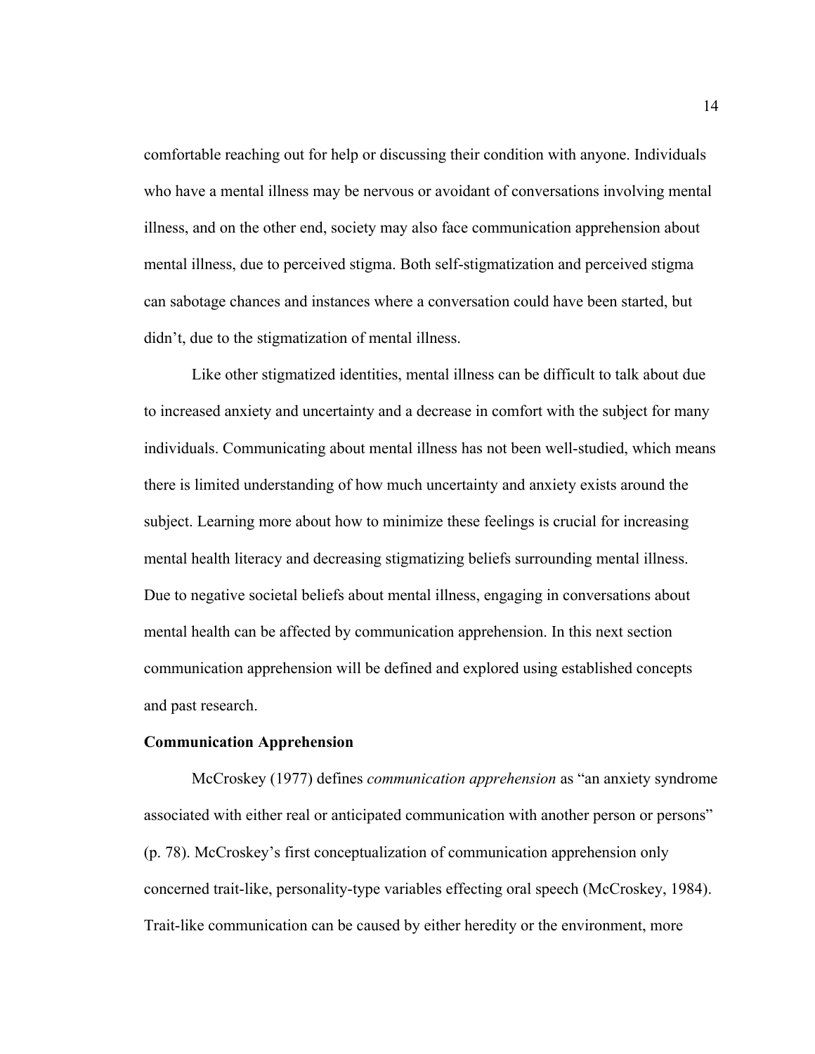comfortable reaching out for help or discussing their condition with anyone. Individuals who have a mental illness may be nervous or avoidant of conversations involving mental illness, and on the other end, society may also face communication apprehension about mental illness, due to perceived stigma. Both self-stigmatization and perceived stigma can sabotage chances and instances where a conversation could have been started, but didn't, due to the stigmatization of mental illness.

Like other stigmatized identities, mental illness can be difficult to talk about due to increased anxiety and uncertainty and a decrease in comfort with the subject for many individuals. Communicating about mental illness has not been well-studied, which means there is limited understanding of how much uncertainty and anxiety exists around the subject. Learning more about how to minimize these feelings is crucial for increasing mental health literacy and decreasing stigmatizing beliefs surrounding mental illness. Due to negative societal beliefs about mental illness, engaging in conversations about mental health can be affected by communication apprehension. In this next section communication apprehension will be defined and explored using established concepts and past research.

**Communication Apprehension**

McCroskey (1977) defines *communication apprehension* as "an anxiety syndrome associated with either real or anticipated communication with another person or persons" (p. 78). McCroskey's first conceptualization of communication apprehension only concerned trait-like, personality-type variables effecting oral speech (McCroskey, 1984). Trait-like communication can be caused by either heredity or the environment, more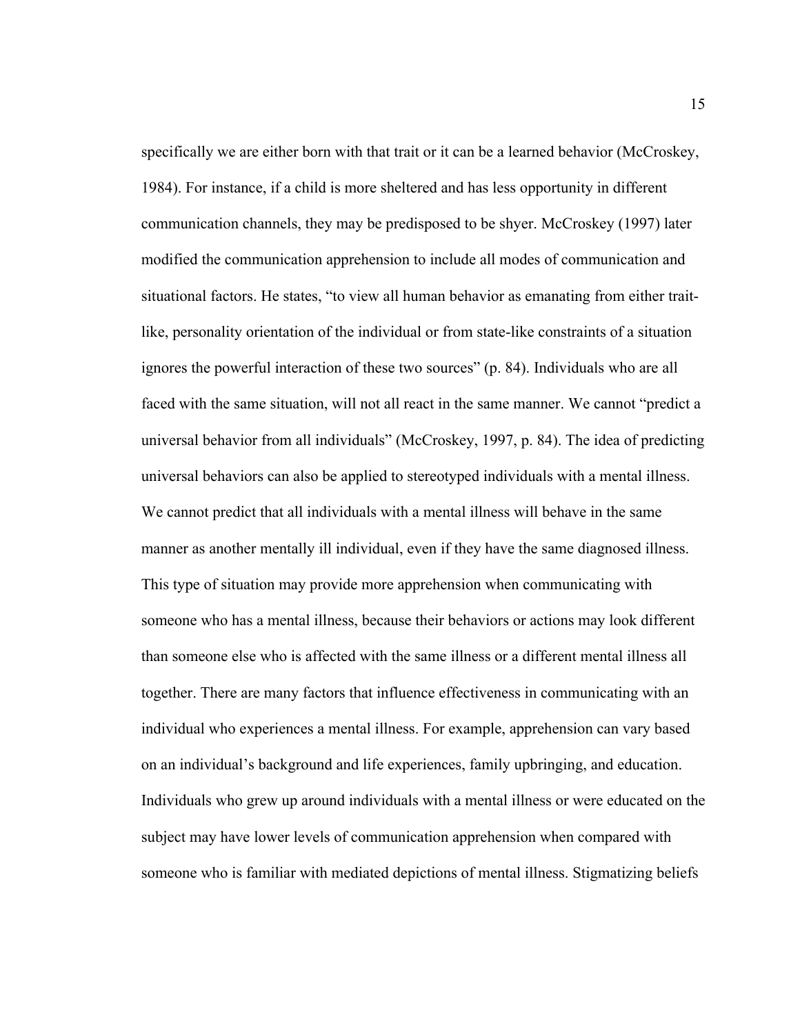specifically we are either born with that trait or it can be a learned behavior (McCroskey, 1984). For instance, if a child is more sheltered and has less opportunity in different communication channels, they may be predisposed to be shyer. McCroskey (1997) later modified the communication apprehension to include all modes of communication and situational factors. He states, "to view all human behavior as emanating from either trait-like, personality orientation of the individual or from state-like constraints of a situation ignores the powerful interaction of these two sources" (p. 84). Individuals who are all faced with the same situation, will not all react in the same manner. We cannot "predict a universal behavior from all individuals" (McCroskey, 1997, p. 84). The idea of predicting universal behaviors can also be applied to stereotyped individuals with a mental illness. We cannot predict that all individuals with a mental illness will behave in the same manner as another mentally ill individual, even if they have the same diagnosed illness. This type of situation may provide more apprehension when communicating with someone who has a mental illness, because their behaviors or actions may look different than someone else who is affected with the same illness or a different mental illness all together. There are many factors that influence effectiveness in communicating with an individual who experiences a mental illness. For example, apprehension can vary based on an individual's background and life experiences, family upbringing, and education. Individuals who grew up around individuals with a mental illness or were educated on the subject may have lower levels of communication apprehension when compared with someone who is familiar with mediated depictions of mental illness. Stigmatizing beliefs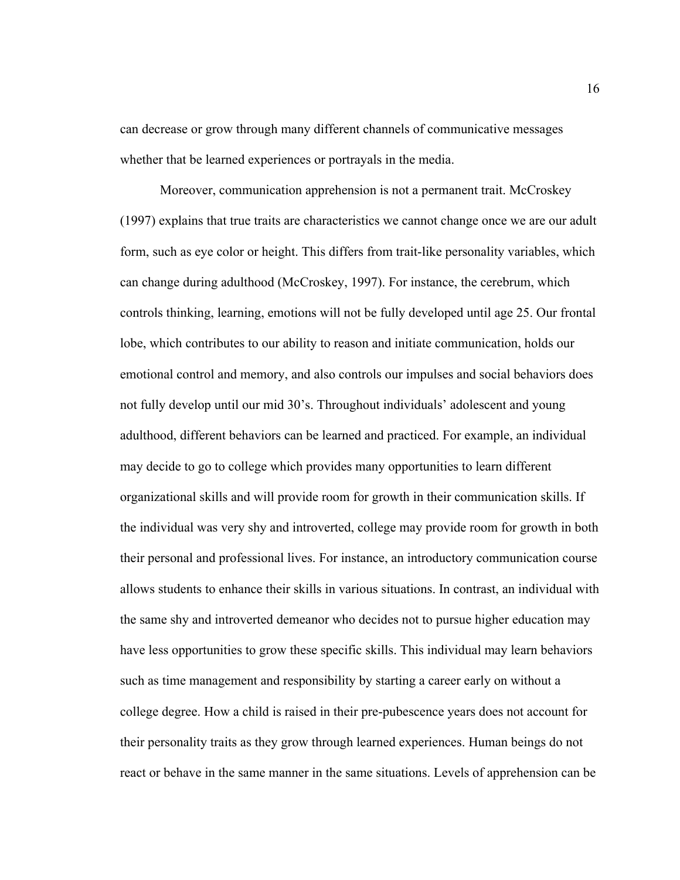can decrease or grow through many different channels of communicative messages whether that be learned experiences or portrayals in the media.

Moreover, communication apprehension is not a permanent trait. McCroskey (1997) explains that true traits are characteristics we cannot change once we are our adult form, such as eye color or height. This differs from trait-like personality variables, which can change during adulthood (McCroskey, 1997). For instance, the cerebrum, which controls thinking, learning, emotions will not be fully developed until age 25. Our frontal lobe, which contributes to our ability to reason and initiate communication, holds our emotional control and memory, and also controls our impulses and social behaviors does not fully develop until our mid 30's. Throughout individuals' adolescent and young adulthood, different behaviors can be learned and practiced. For example, an individual may decide to go to college which provides many opportunities to learn different organizational skills and will provide room for growth in their communication skills. If the individual was very shy and introverted, college may provide room for growth in both their personal and professional lives. For instance, an introductory communication course allows students to enhance their skills in various situations. In contrast, an individual with the same shy and introverted demeanor who decides not to pursue higher education may have less opportunities to grow these specific skills. This individual may learn behaviors such as time management and responsibility by starting a career early on without a college degree. How a child is raised in their pre-pubescence years does not account for their personality traits as they grow through learned experiences. Human beings do not react or behave in the same manner in the same situations. Levels of apprehension can be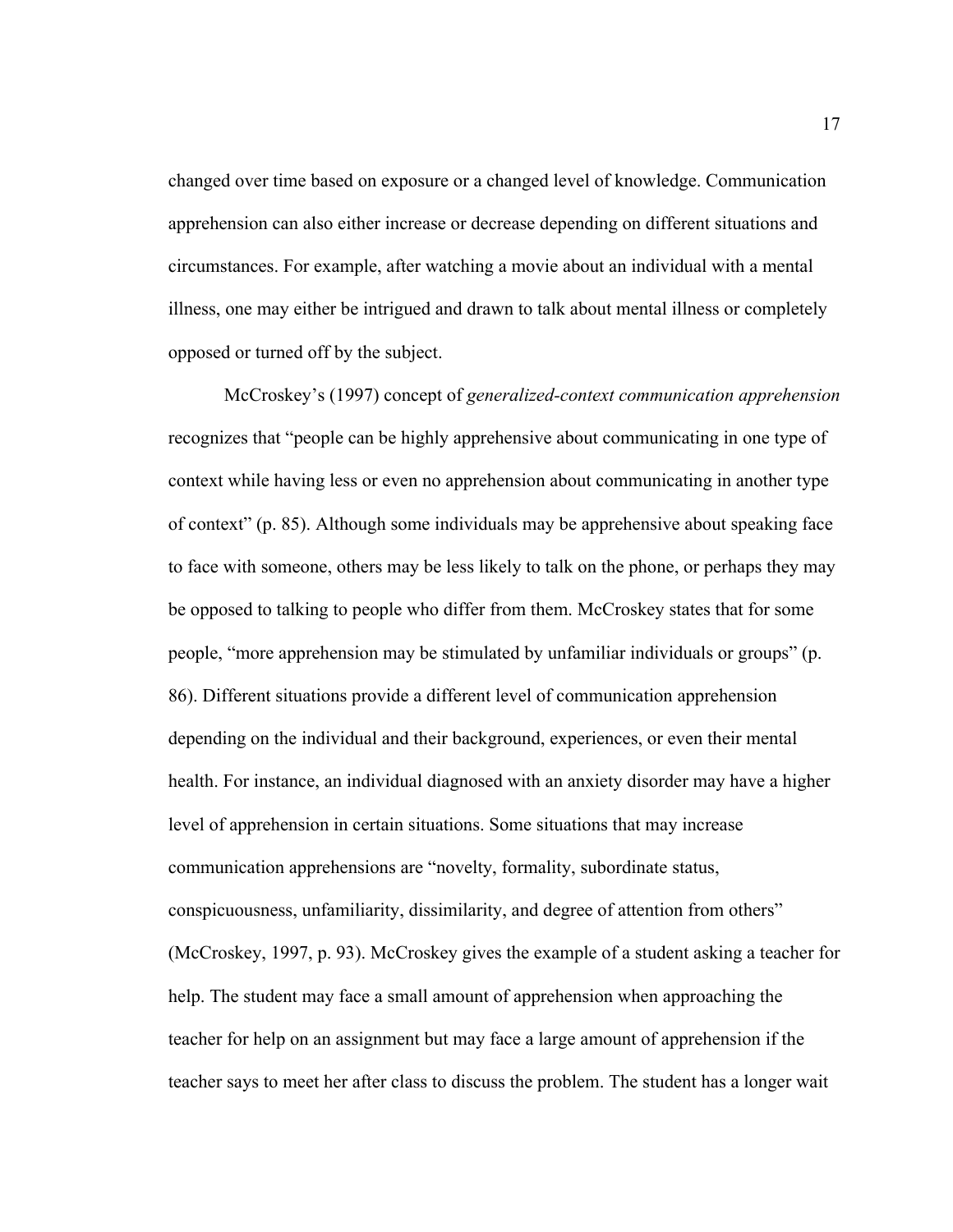changed over time based on exposure or a changed level of knowledge. Communication apprehension can also either increase or decrease depending on different situations and circumstances. For example, after watching a movie about an individual with a mental illness, one may either be intrigued and drawn to talk about mental illness or completely opposed or turned off by the subject.

McCroskey's (1997) concept of *generalized-context communication apprehension* recognizes that "people can be highly apprehensive about communicating in one type of context while having less or even no apprehension about communicating in another type of context" (p. 85). Although some individuals may be apprehensive about speaking face to face with someone, others may be less likely to talk on the phone, or perhaps they may be opposed to talking to people who differ from them. McCroskey states that for some people, "more apprehension may be stimulated by unfamiliar individuals or groups" (p. 86). Different situations provide a different level of communication apprehension depending on the individual and their background, experiences, or even their mental health. For instance, an individual diagnosed with an anxiety disorder may have a higher level of apprehension in certain situations. Some situations that may increase communication apprehensions are "novelty, formality, subordinate status, conspicuousness, unfamiliarity, dissimilarity, and degree of attention from others" (McCroskey, 1997, p. 93). McCroskey gives the example of a student asking a teacher for help. The student may face a small amount of apprehension when approaching the teacher for help on an assignment but may face a large amount of apprehension if the teacher says to meet her after class to discuss the problem. The student has a longer wait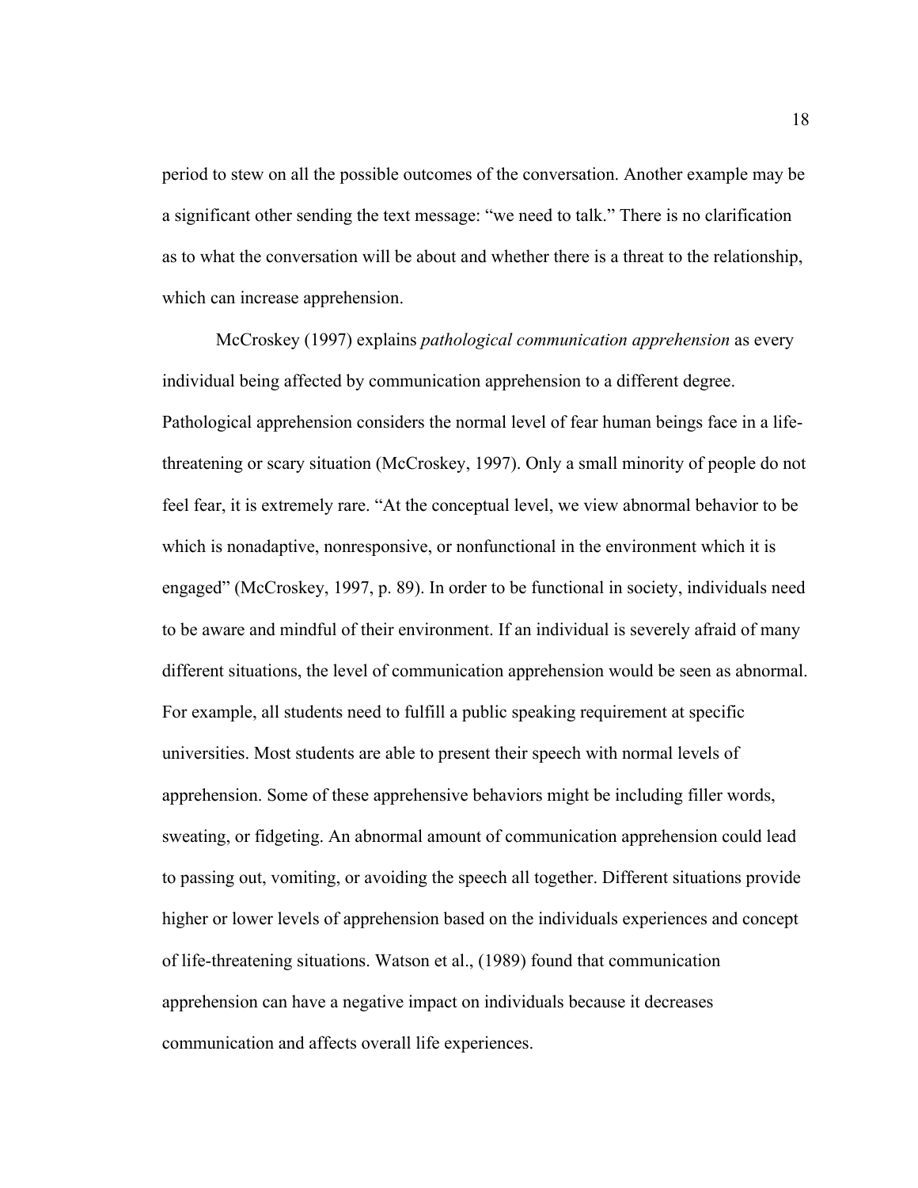period to stew on all the possible outcomes of the conversation. Another example may be a significant other sending the text message: “we need to talk.” There is no clarification as to what the conversation will be about and whether there is a threat to the relationship, which can increase apprehension.

McCroskey (1997) explains *pathological communication apprehension* as every individual being affected by communication apprehension to a different degree. Pathological apprehension considers the normal level of fear human beings face in a life-threatening or scary situation (McCroskey, 1997). Only a small minority of people do not feel fear, it is extremely rare. “At the conceptual level, we view abnormal behavior to be which is nonadaptive, nonresponsive, or nonfunctional in the environment which it is engaged” (McCroskey, 1997, p. 89). In order to be functional in society, individuals need to be aware and mindful of their environment. If an individual is severely afraid of many different situations, the level of communication apprehension would be seen as abnormal. For example, all students need to fulfill a public speaking requirement at specific universities. Most students are able to present their speech with normal levels of apprehension. Some of these apprehensive behaviors might be including filler words, sweating, or fidgeting. An abnormal amount of communication apprehension could lead to passing out, vomiting, or avoiding the speech all together. Different situations provide higher or lower levels of apprehension based on the individuals experiences and concept of life-threatening situations. Watson et al., (1989) found that communication apprehension can have a negative impact on individuals because it decreases communication and affects overall life experiences.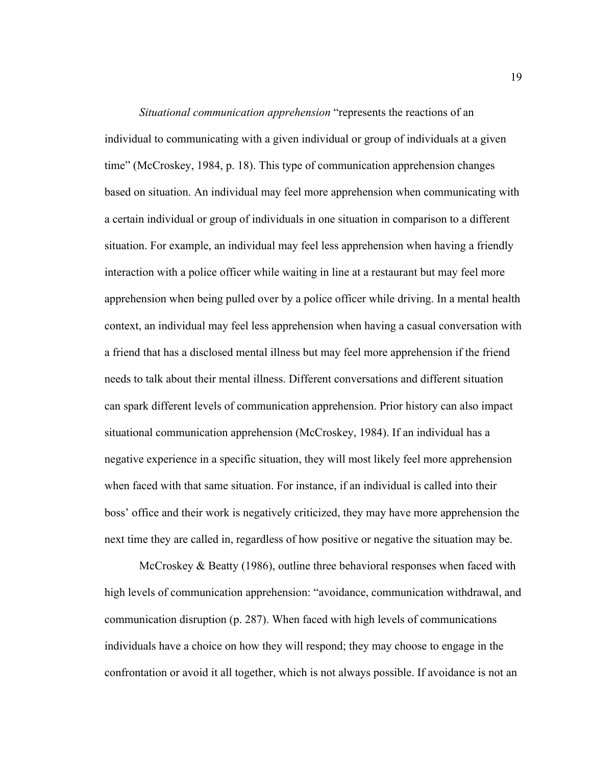*Situational communication apprehension* “represents the reactions of an individual to communicating with a given individual or group of individuals at a given time” (McCroskey, 1984, p. 18). This type of communication apprehension changes based on situation. An individual may feel more apprehension when communicating with a certain individual or group of individuals in one situation in comparison to a different situation. For example, an individual may feel less apprehension when having a friendly interaction with a police officer while waiting in line at a restaurant but may feel more apprehension when being pulled over by a police officer while driving. In a mental health context, an individual may feel less apprehension when having a casual conversation with a friend that has a disclosed mental illness but may feel more apprehension if the friend needs to talk about their mental illness. Different conversations and different situation can spark different levels of communication apprehension. Prior history can also impact situational communication apprehension (McCroskey, 1984). If an individual has a negative experience in a specific situation, they will most likely feel more apprehension when faced with that same situation. For instance, if an individual is called into their boss’ office and their work is negatively criticized, they may have more apprehension the next time they are called in, regardless of how positive or negative the situation may be.

McCroskey & Beatty (1986), outline three behavioral responses when faced with high levels of communication apprehension: “avoidance, communication withdrawal, and communication disruption (p. 287). When faced with high levels of communications individuals have a choice on how they will respond; they may choose to engage in the confrontation or avoid it all together, which is not always possible. If avoidance is not an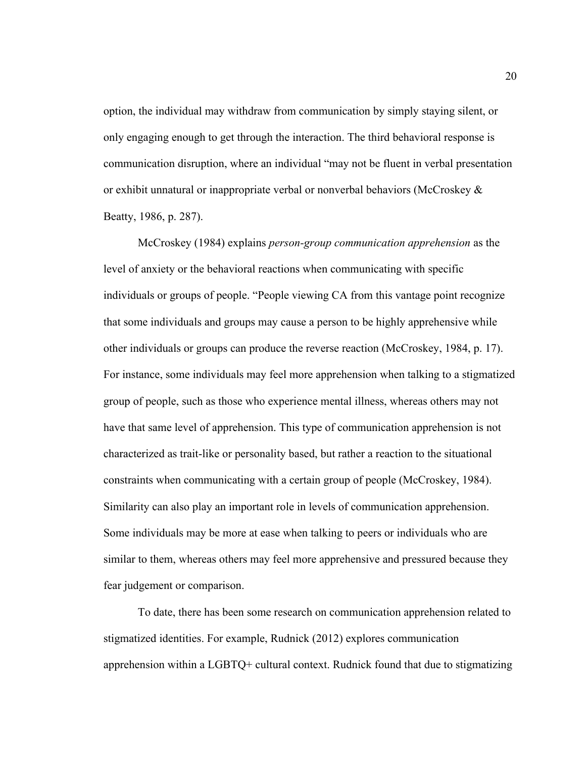option, the individual may withdraw from communication by simply staying silent, or only engaging enough to get through the interaction. The third behavioral response is communication disruption, where an individual "may not be fluent in verbal presentation or exhibit unnatural or inappropriate verbal or nonverbal behaviors (McCroskey & Beatty, 1986, p. 287).

McCroskey (1984) explains *person-group communication apprehension* as the level of anxiety or the behavioral reactions when communicating with specific individuals or groups of people. "People viewing CA from this vantage point recognize that some individuals and groups may cause a person to be highly apprehensive while other individuals or groups can produce the reverse reaction (McCroskey, 1984, p. 17). For instance, some individuals may feel more apprehension when talking to a stigmatized group of people, such as those who experience mental illness, whereas others may not have that same level of apprehension. This type of communication apprehension is not characterized as trait-like or personality based, but rather a reaction to the situational constraints when communicating with a certain group of people (McCroskey, 1984). Similarity can also play an important role in levels of communication apprehension. Some individuals may be more at ease when talking to peers or individuals who are similar to them, whereas others may feel more apprehensive and pressured because they fear judgement or comparison.

To date, there has been some research on communication apprehension related to stigmatized identities. For example, Rudnick (2012) explores communication apprehension within a LGBTQ+ cultural context. Rudnick found that due to stigmatizing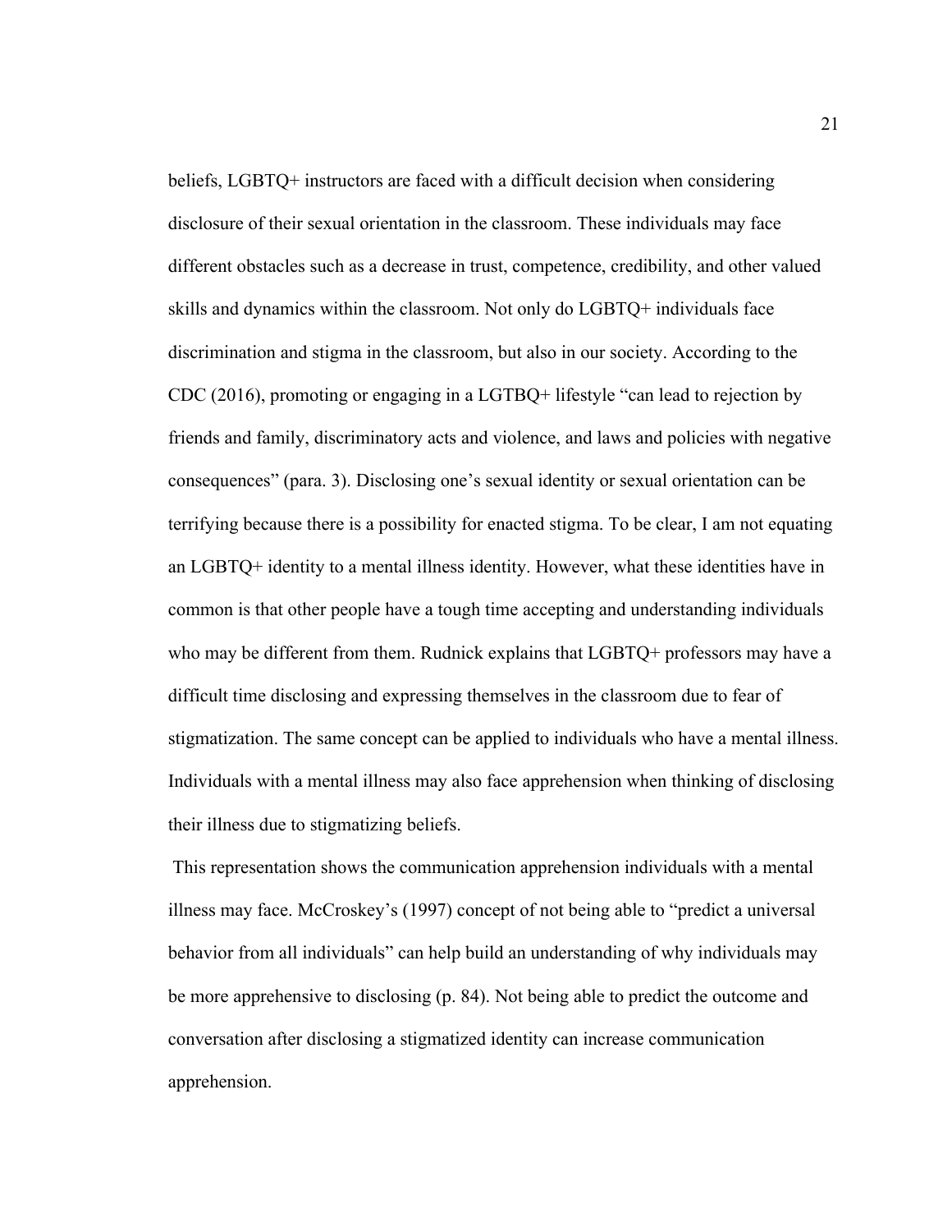beliefs, LGBTQ+ instructors are faced with a difficult decision when considering disclosure of their sexual orientation in the classroom. These individuals may face different obstacles such as a decrease in trust, competence, credibility, and other valued skills and dynamics within the classroom. Not only do LGBTQ+ individuals face discrimination and stigma in the classroom, but also in our society. According to the CDC (2016), promoting or engaging in a LGTBQ+ lifestyle "can lead to rejection by friends and family, discriminatory acts and violence, and laws and policies with negative consequences" (para. 3). Disclosing one's sexual identity or sexual orientation can be terrifying because there is a possibility for enacted stigma. To be clear, I am not equating an LGBTQ+ identity to a mental illness identity. However, what these identities have in common is that other people have a tough time accepting and understanding individuals who may be different from them. Rudnick explains that LGBTQ+ professors may have a difficult time disclosing and expressing themselves in the classroom due to fear of stigmatization. The same concept can be applied to individuals who have a mental illness. Individuals with a mental illness may also face apprehension when thinking of disclosing their illness due to stigmatizing beliefs.

This representation shows the communication apprehension individuals with a mental illness may face. McCroskey's (1997) concept of not being able to "predict a universal behavior from all individuals" can help build an understanding of why individuals may be more apprehensive to disclosing (p. 84). Not being able to predict the outcome and conversation after disclosing a stigmatized identity can increase communication apprehension.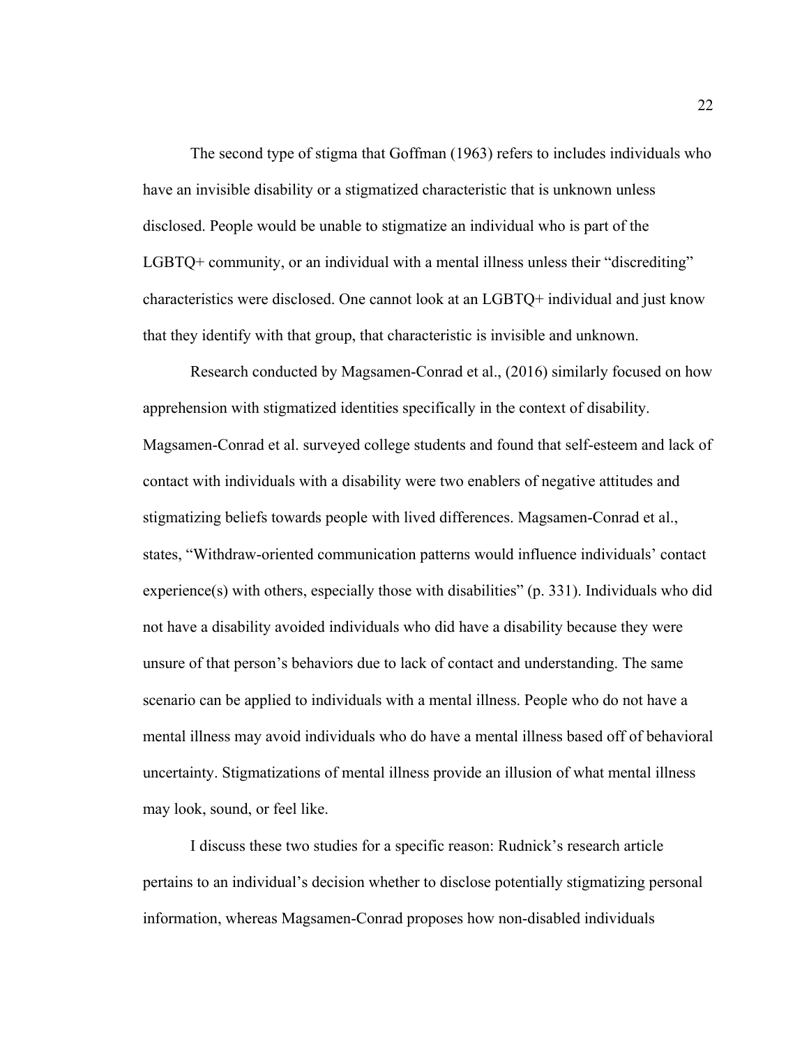The second type of stigma that Goffman (1963) refers to includes individuals who have an invisible disability or a stigmatized characteristic that is unknown unless disclosed. People would be unable to stigmatize an individual who is part of the LGBTQ+ community, or an individual with a mental illness unless their "discrediting" characteristics were disclosed. One cannot look at an LGBTQ+ individual and just know that they identify with that group, that characteristic is invisible and unknown.

Research conducted by Magsamen-Conrad et al., (2016) similarly focused on how apprehension with stigmatized identities specifically in the context of disability. Magsamen-Conrad et al. surveyed college students and found that self-esteem and lack of contact with individuals with a disability were two enablers of negative attitudes and stigmatizing beliefs towards people with lived differences. Magsamen-Conrad et al., states, "Withdraw-oriented communication patterns would influence individuals' contact experience(s) with others, especially those with disabilities" (p. 331). Individuals who did not have a disability avoided individuals who did have a disability because they were unsure of that person's behaviors due to lack of contact and understanding. The same scenario can be applied to individuals with a mental illness. People who do not have a mental illness may avoid individuals who do have a mental illness based off of behavioral uncertainty. Stigmatizations of mental illness provide an illusion of what mental illness may look, sound, or feel like.

I discuss these two studies for a specific reason: Rudnick's research article pertains to an individual's decision whether to disclose potentially stigmatizing personal information, whereas Magsamen-Conrad proposes how non-disabled individuals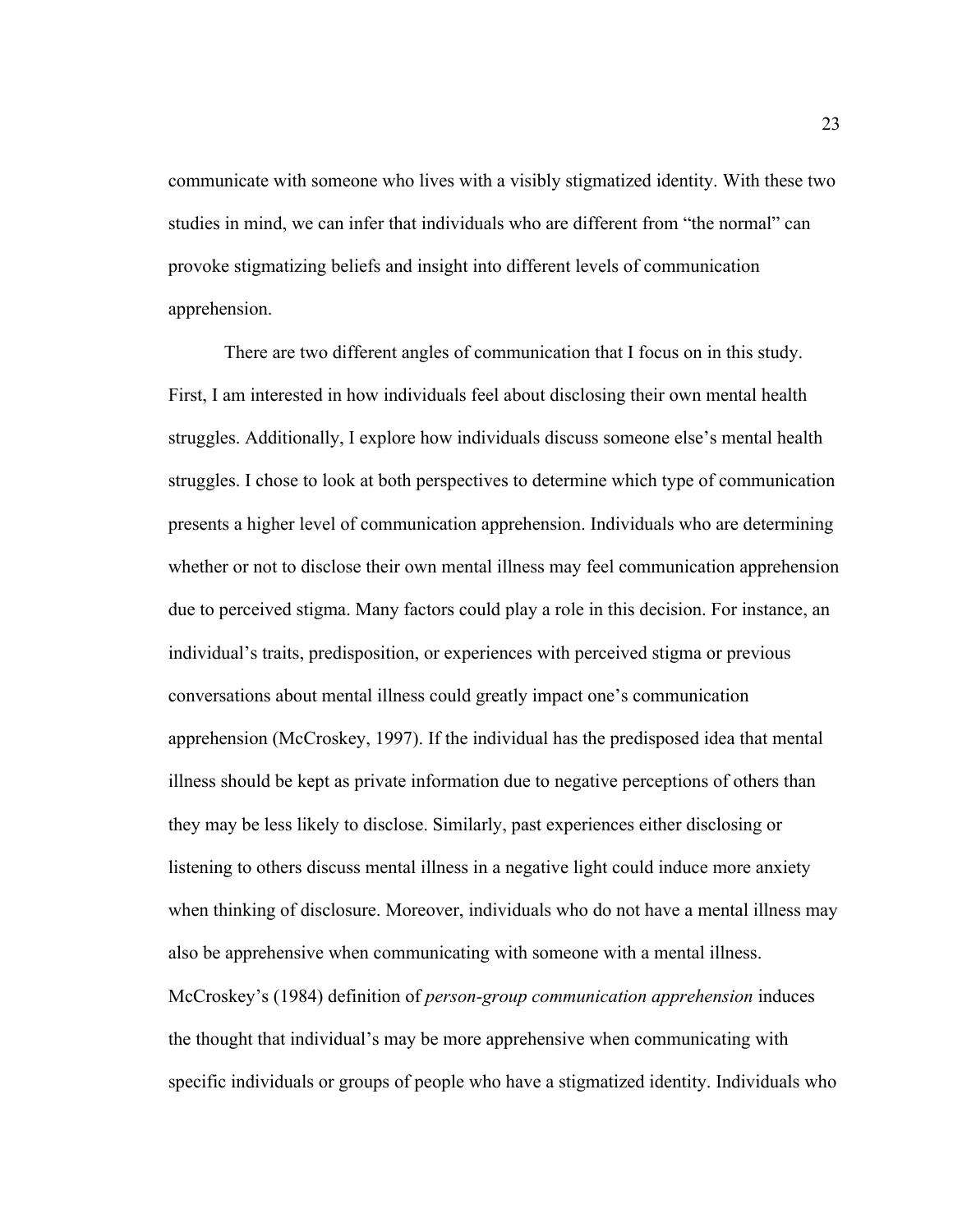communicate with someone who lives with a visibly stigmatized identity. With these two studies in mind, we can infer that individuals who are different from "the normal" can provoke stigmatizing beliefs and insight into different levels of communication apprehension.

There are two different angles of communication that I focus on in this study. First, I am interested in how individuals feel about disclosing their own mental health struggles. Additionally, I explore how individuals discuss someone else's mental health struggles. I chose to look at both perspectives to determine which type of communication presents a higher level of communication apprehension. Individuals who are determining whether or not to disclose their own mental illness may feel communication apprehension due to perceived stigma. Many factors could play a role in this decision. For instance, an individual's traits, predisposition, or experiences with perceived stigma or previous conversations about mental illness could greatly impact one's communication apprehension (McCroskey, 1997). If the individual has the predisposed idea that mental illness should be kept as private information due to negative perceptions of others than they may be less likely to disclose. Similarly, past experiences either disclosing or listening to others discuss mental illness in a negative light could induce more anxiety when thinking of disclosure. Moreover, individuals who do not have a mental illness may also be apprehensive when communicating with someone with a mental illness. McCroskey's (1984) definition of *person-group communication apprehension* induces the thought that individual's may be more apprehensive when communicating with specific individuals or groups of people who have a stigmatized identity. Individuals who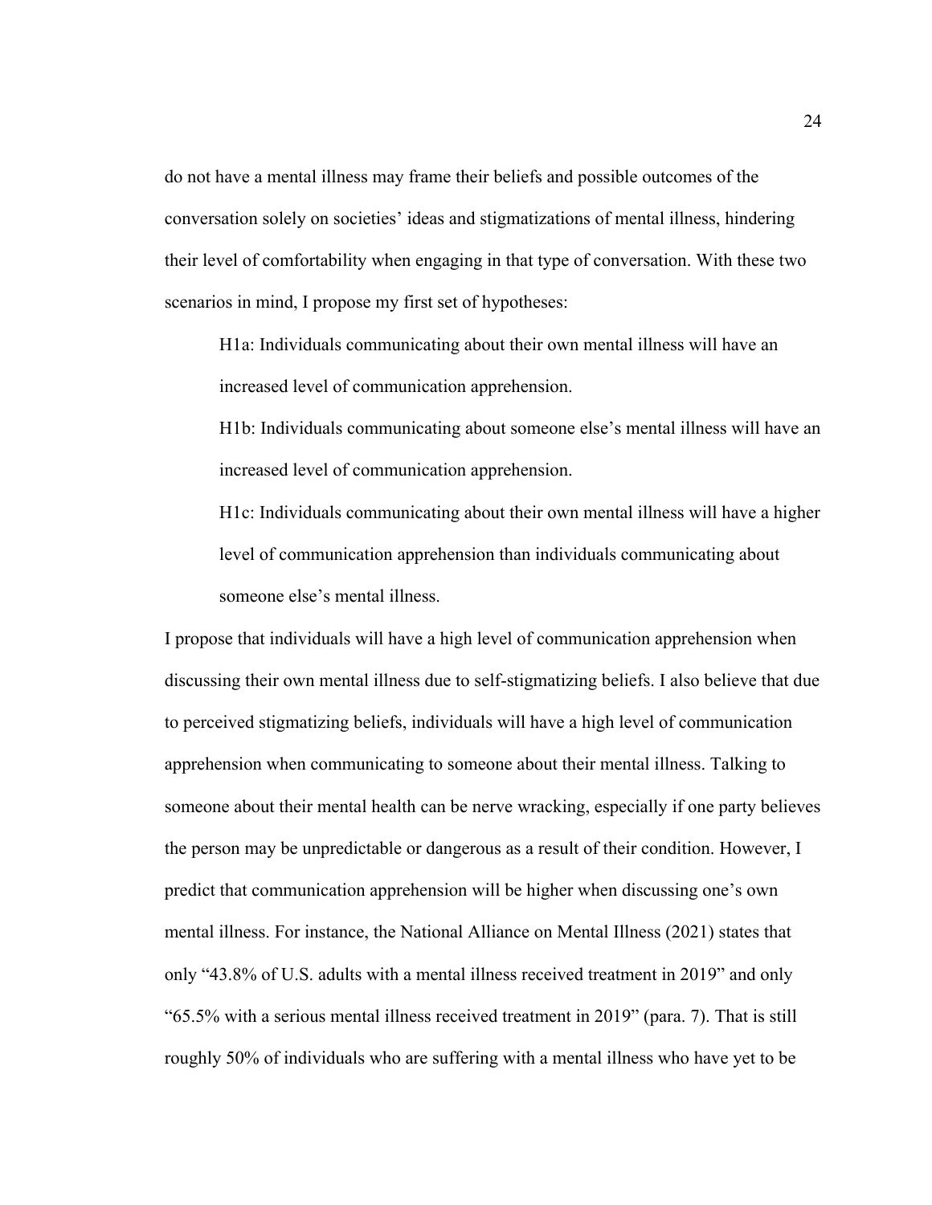do not have a mental illness may frame their beliefs and possible outcomes of the conversation solely on societies' ideas and stigmatizations of mental illness, hindering their level of comfortability when engaging in that type of conversation. With these two scenarios in mind, I propose my first set of hypotheses:

> H1a: Individuals communicating about their own mental illness will have an increased level of communication apprehension.
>
> H1b: Individuals communicating about someone else's mental illness will have an increased level of communication apprehension.
>
> H1c: Individuals communicating about their own mental illness will have a higher level of communication apprehension than individuals communicating about someone else's mental illness.

I propose that individuals will have a high level of communication apprehension when discussing their own mental illness due to self-stigmatizing beliefs. I also believe that due to perceived stigmatizing beliefs, individuals will have a high level of communication apprehension when communicating to someone about their mental illness. Talking to someone about their mental health can be nerve wracking, especially if one party believes the person may be unpredictable or dangerous as a result of their condition. However, I predict that communication apprehension will be higher when discussing one's own mental illness. For instance, the National Alliance on Mental Illness (2021) states that only "43.8% of U.S. adults with a mental illness received treatment in 2019" and only "65.5% with a serious mental illness received treatment in 2019" (para. 7). That is still roughly 50% of individuals who are suffering with a mental illness who have yet to be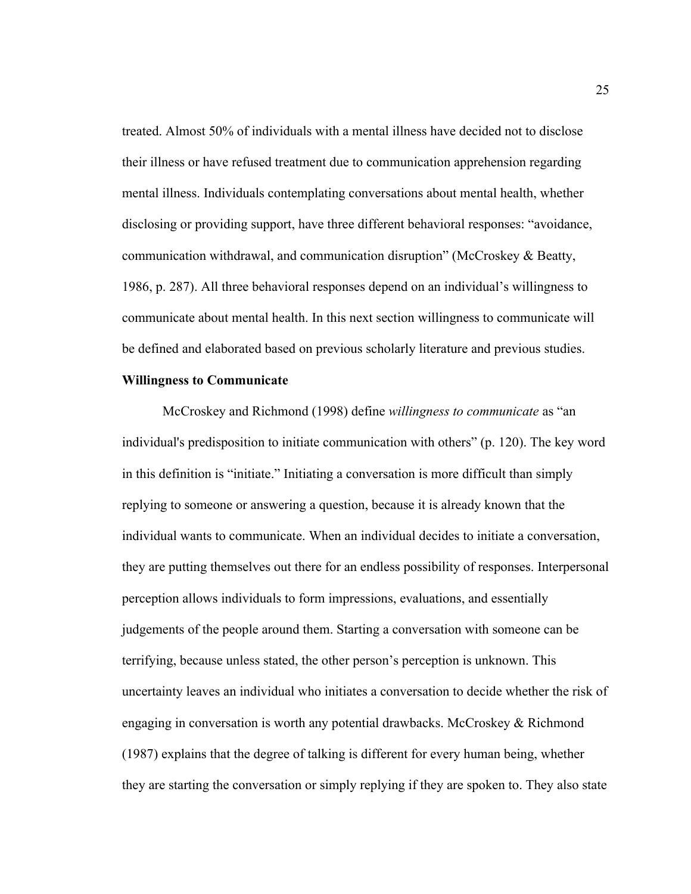treated. Almost 50% of individuals with a mental illness have decided not to disclose their illness or have refused treatment due to communication apprehension regarding mental illness. Individuals contemplating conversations about mental health, whether disclosing or providing support, have three different behavioral responses: "avoidance, communication withdrawal, and communication disruption" (McCroskey & Beatty, 1986, p. 287). All three behavioral responses depend on an individual's willingness to communicate about mental health. In this next section willingness to communicate will be defined and elaborated based on previous scholarly literature and previous studies.

**Willingness to Communicate**

McCroskey and Richmond (1998) define *willingness to communicate* as "an individual's predisposition to initiate communication with others" (p. 120). The key word in this definition is "initiate." Initiating a conversation is more difficult than simply replying to someone or answering a question, because it is already known that the individual wants to communicate. When an individual decides to initiate a conversation, they are putting themselves out there for an endless possibility of responses. Interpersonal perception allows individuals to form impressions, evaluations, and essentially judgements of the people around them. Starting a conversation with someone can be terrifying, because unless stated, the other person's perception is unknown. This uncertainty leaves an individual who initiates a conversation to decide whether the risk of engaging in conversation is worth any potential drawbacks. McCroskey & Richmond (1987) explains that the degree of talking is different for every human being, whether they are starting the conversation or simply replying if they are spoken to. They also state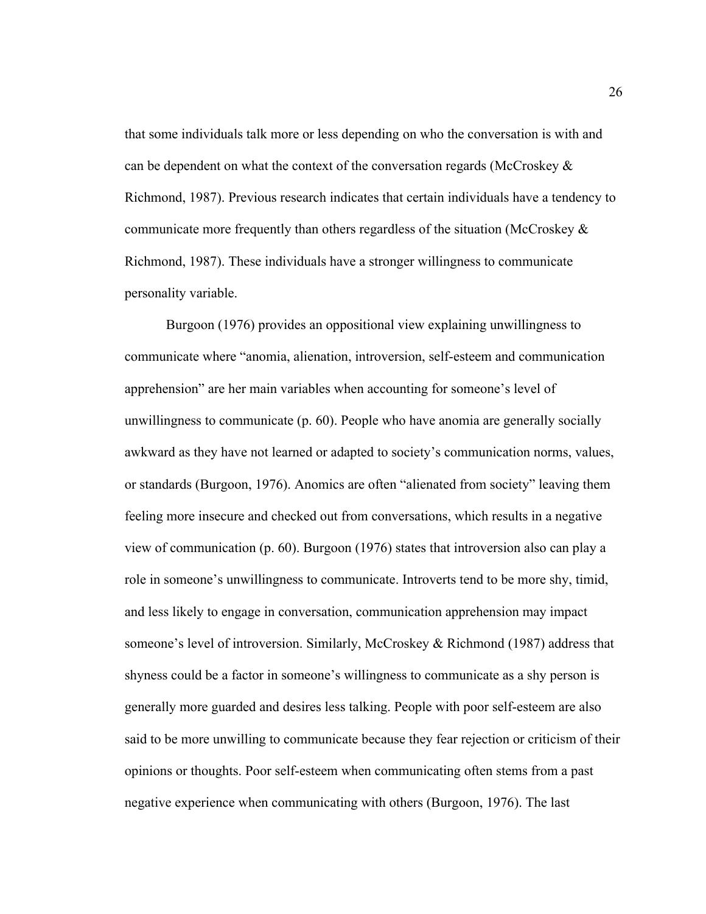that some individuals talk more or less depending on who the conversation is with and can be dependent on what the context of the conversation regards (McCroskey & Richmond, 1987). Previous research indicates that certain individuals have a tendency to communicate more frequently than others regardless of the situation (McCroskey & Richmond, 1987). These individuals have a stronger willingness to communicate personality variable.

Burgoon (1976) provides an oppositional view explaining unwillingness to communicate where "anomia, alienation, introversion, self-esteem and communication apprehension" are her main variables when accounting for someone's level of unwillingness to communicate (p. 60). People who have anomia are generally socially awkward as they have not learned or adapted to society's communication norms, values, or standards (Burgoon, 1976). Anomics are often "alienated from society" leaving them feeling more insecure and checked out from conversations, which results in a negative view of communication (p. 60). Burgoon (1976) states that introversion also can play a role in someone's unwillingness to communicate. Introverts tend to be more shy, timid, and less likely to engage in conversation, communication apprehension may impact someone's level of introversion. Similarly, McCroskey & Richmond (1987) address that shyness could be a factor in someone's willingness to communicate as a shy person is generally more guarded and desires less talking. People with poor self-esteem are also said to be more unwilling to communicate because they fear rejection or criticism of their opinions or thoughts. Poor self-esteem when communicating often stems from a past negative experience when communicating with others (Burgoon, 1976). The last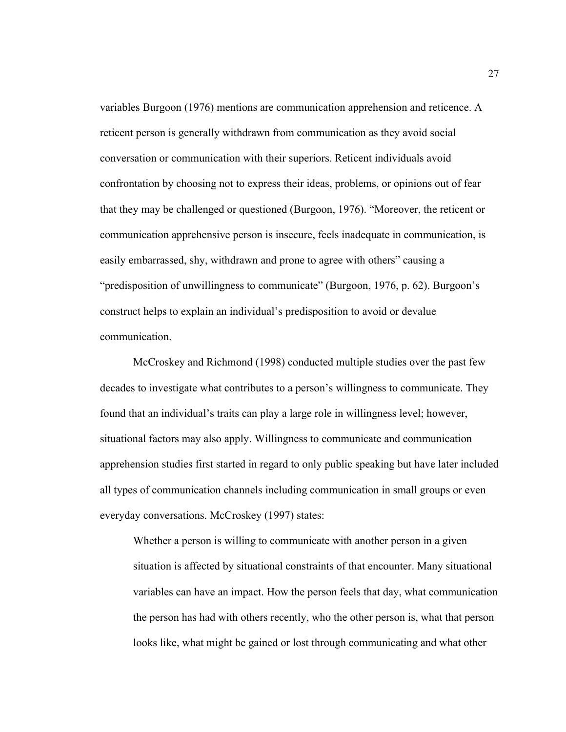variables Burgoon (1976) mentions are communication apprehension and reticence. A reticent person is generally withdrawn from communication as they avoid social conversation or communication with their superiors. Reticent individuals avoid confrontation by choosing not to express their ideas, problems, or opinions out of fear that they may be challenged or questioned (Burgoon, 1976). "Moreover, the reticent or communication apprehensive person is insecure, feels inadequate in communication, is easily embarrassed, shy, withdrawn and prone to agree with others" causing a "predisposition of unwillingness to communicate" (Burgoon, 1976, p. 62). Burgoon's construct helps to explain an individual's predisposition to avoid or devalue communication.

McCroskey and Richmond (1998) conducted multiple studies over the past few decades to investigate what contributes to a person's willingness to communicate. They found that an individual's traits can play a large role in willingness level; however, situational factors may also apply. Willingness to communicate and communication apprehension studies first started in regard to only public speaking but have later included all types of communication channels including communication in small groups or even everyday conversations. McCroskey (1997) states:

> Whether a person is willing to communicate with another person in a given situation is affected by situational constraints of that encounter. Many situational variables can have an impact. How the person feels that day, what communication the person has had with others recently, who the other person is, what that person looks like, what might be gained or lost through communicating and what other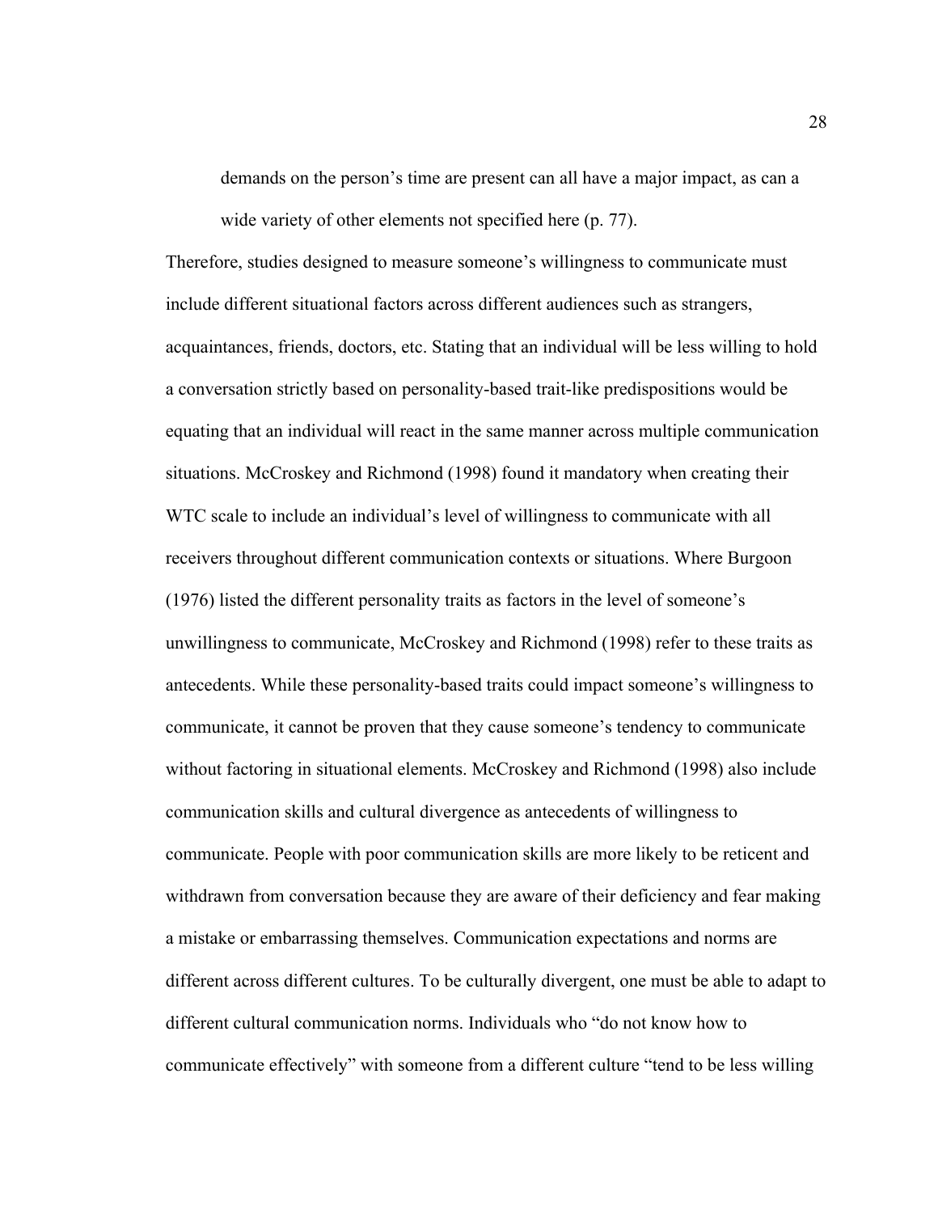> demands on the person's time are present can all have a major impact, as can a wide variety of other elements not specified here (p. 77).

Therefore, studies designed to measure someone's willingness to communicate must include different situational factors across different audiences such as strangers, acquaintances, friends, doctors, etc. Stating that an individual will be less willing to hold a conversation strictly based on personality-based trait-like predispositions would be equating that an individual will react in the same manner across multiple communication situations. McCroskey and Richmond (1998) found it mandatory when creating their WTC scale to include an individual's level of willingness to communicate with all receivers throughout different communication contexts or situations. Where Burgoon (1976) listed the different personality traits as factors in the level of someone's unwillingness to communicate, McCroskey and Richmond (1998) refer to these traits as antecedents. While these personality-based traits could impact someone's willingness to communicate, it cannot be proven that they cause someone's tendency to communicate without factoring in situational elements. McCroskey and Richmond (1998) also include communication skills and cultural divergence as antecedents of willingness to communicate. People with poor communication skills are more likely to be reticent and withdrawn from conversation because they are aware of their deficiency and fear making a mistake or embarrassing themselves. Communication expectations and norms are different across different cultures. To be culturally divergent, one must be able to adapt to different cultural communication norms. Individuals who "do not know how to communicate effectively" with someone from a different culture "tend to be less willing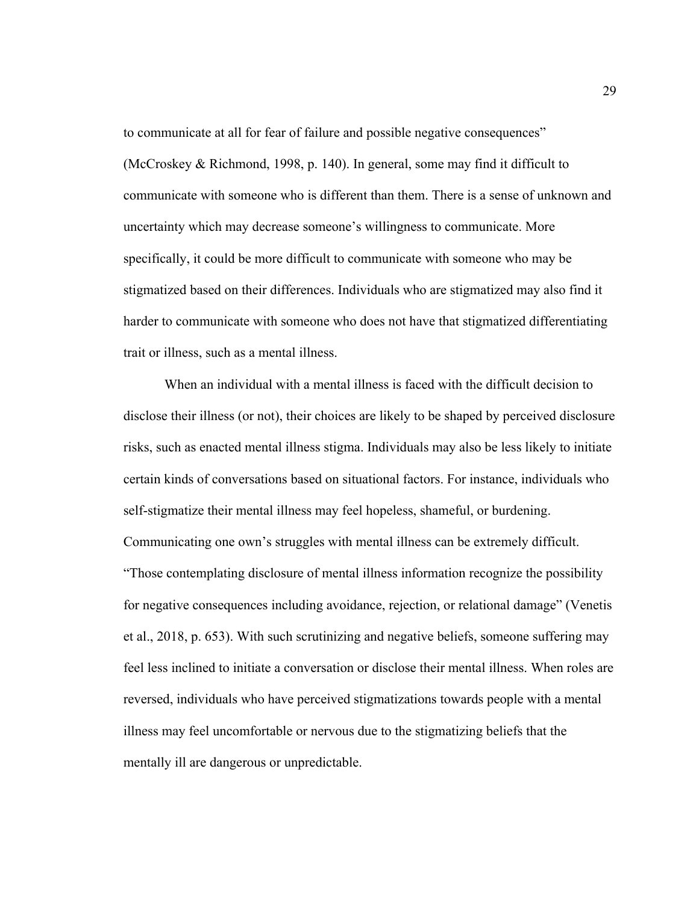to communicate at all for fear of failure and possible negative consequences" (McCroskey & Richmond, 1998, p. 140). In general, some may find it difficult to communicate with someone who is different than them. There is a sense of unknown and uncertainty which may decrease someone's willingness to communicate. More specifically, it could be more difficult to communicate with someone who may be stigmatized based on their differences. Individuals who are stigmatized may also find it harder to communicate with someone who does not have that stigmatized differentiating trait or illness, such as a mental illness.

When an individual with a mental illness is faced with the difficult decision to disclose their illness (or not), their choices are likely to be shaped by perceived disclosure risks, such as enacted mental illness stigma. Individuals may also be less likely to initiate certain kinds of conversations based on situational factors. For instance, individuals who self-stigmatize their mental illness may feel hopeless, shameful, or burdening. Communicating one own's struggles with mental illness can be extremely difficult. "Those contemplating disclosure of mental illness information recognize the possibility for negative consequences including avoidance, rejection, or relational damage" (Venetis et al., 2018, p. 653). With such scrutinizing and negative beliefs, someone suffering may feel less inclined to initiate a conversation or disclose their mental illness. When roles are reversed, individuals who have perceived stigmatizations towards people with a mental illness may feel uncomfortable or nervous due to the stigmatizing beliefs that the mentally ill are dangerous or unpredictable.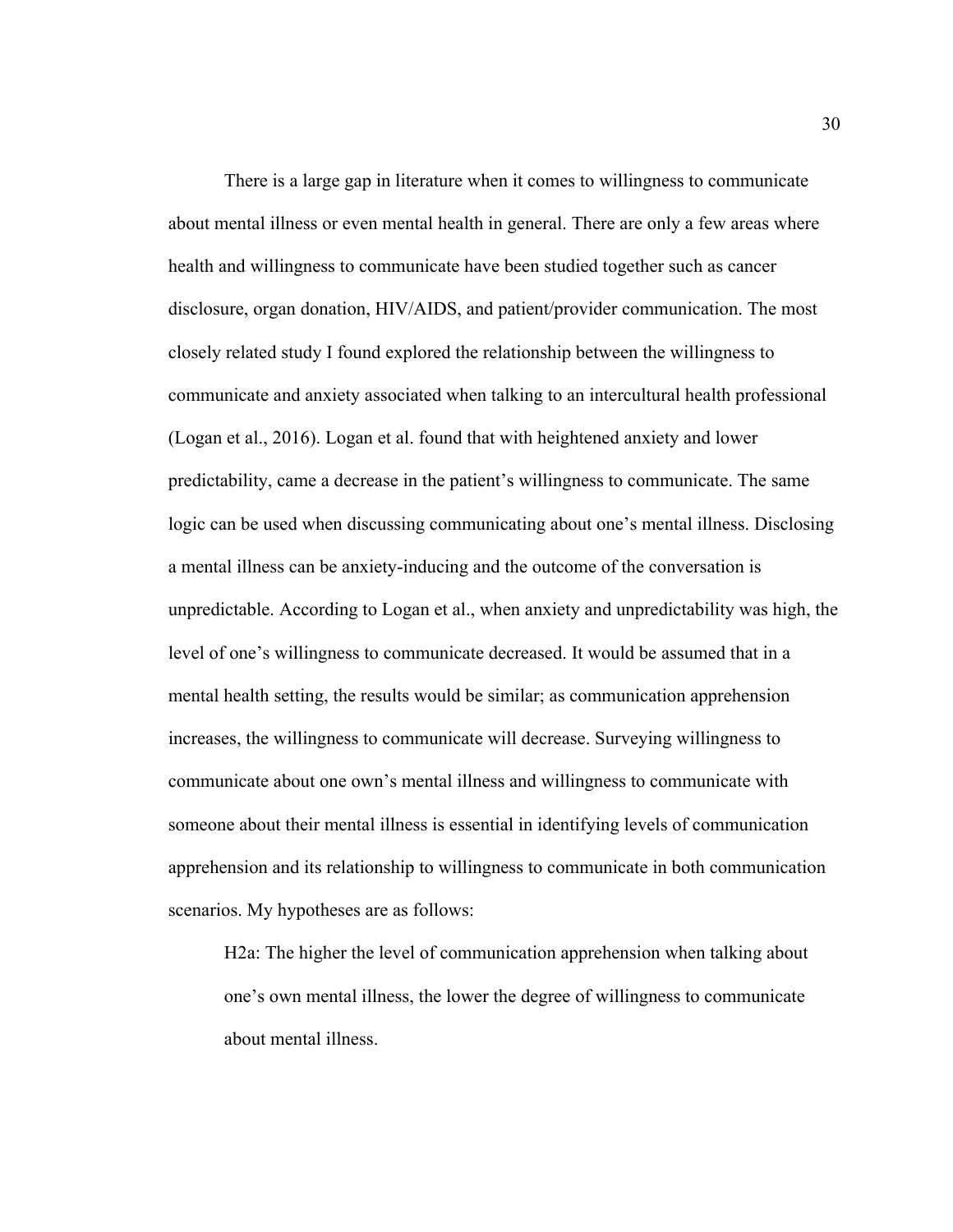There is a large gap in literature when it comes to willingness to communicate about mental illness or even mental health in general. There are only a few areas where health and willingness to communicate have been studied together such as cancer disclosure, organ donation, HIV/AIDS, and patient/provider communication. The most closely related study I found explored the relationship between the willingness to communicate and anxiety associated when talking to an intercultural health professional (Logan et al., 2016). Logan et al. found that with heightened anxiety and lower predictability, came a decrease in the patient's willingness to communicate. The same logic can be used when discussing communicating about one's mental illness. Disclosing a mental illness can be anxiety-inducing and the outcome of the conversation is unpredictable. According to Logan et al., when anxiety and unpredictability was high, the level of one's willingness to communicate decreased. It would be assumed that in a mental health setting, the results would be similar; as communication apprehension increases, the willingness to communicate will decrease. Surveying willingness to communicate about one own's mental illness and willingness to communicate with someone about their mental illness is essential in identifying levels of communication apprehension and its relationship to willingness to communicate in both communication scenarios. My hypotheses are as follows:

> H2a: The higher the level of communication apprehension when talking about one's own mental illness, the lower the degree of willingness to communicate about mental illness.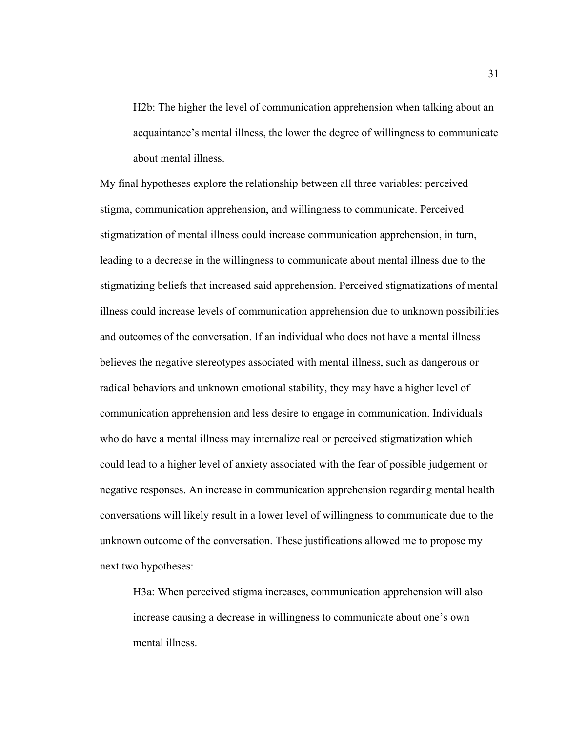H2b: The higher the level of communication apprehension when talking about an acquaintance's mental illness, the lower the degree of willingness to communicate about mental illness.

My final hypotheses explore the relationship between all three variables: perceived stigma, communication apprehension, and willingness to communicate. Perceived stigmatization of mental illness could increase communication apprehension, in turn, leading to a decrease in the willingness to communicate about mental illness due to the stigmatizing beliefs that increased said apprehension. Perceived stigmatizations of mental illness could increase levels of communication apprehension due to unknown possibilities and outcomes of the conversation. If an individual who does not have a mental illness believes the negative stereotypes associated with mental illness, such as dangerous or radical behaviors and unknown emotional stability, they may have a higher level of communication apprehension and less desire to engage in communication. Individuals who do have a mental illness may internalize real or perceived stigmatization which could lead to a higher level of anxiety associated with the fear of possible judgement or negative responses. An increase in communication apprehension regarding mental health conversations will likely result in a lower level of willingness to communicate due to the unknown outcome of the conversation. These justifications allowed me to propose my next two hypotheses:

H3a: When perceived stigma increases, communication apprehension will also increase causing a decrease in willingness to communicate about one's own mental illness.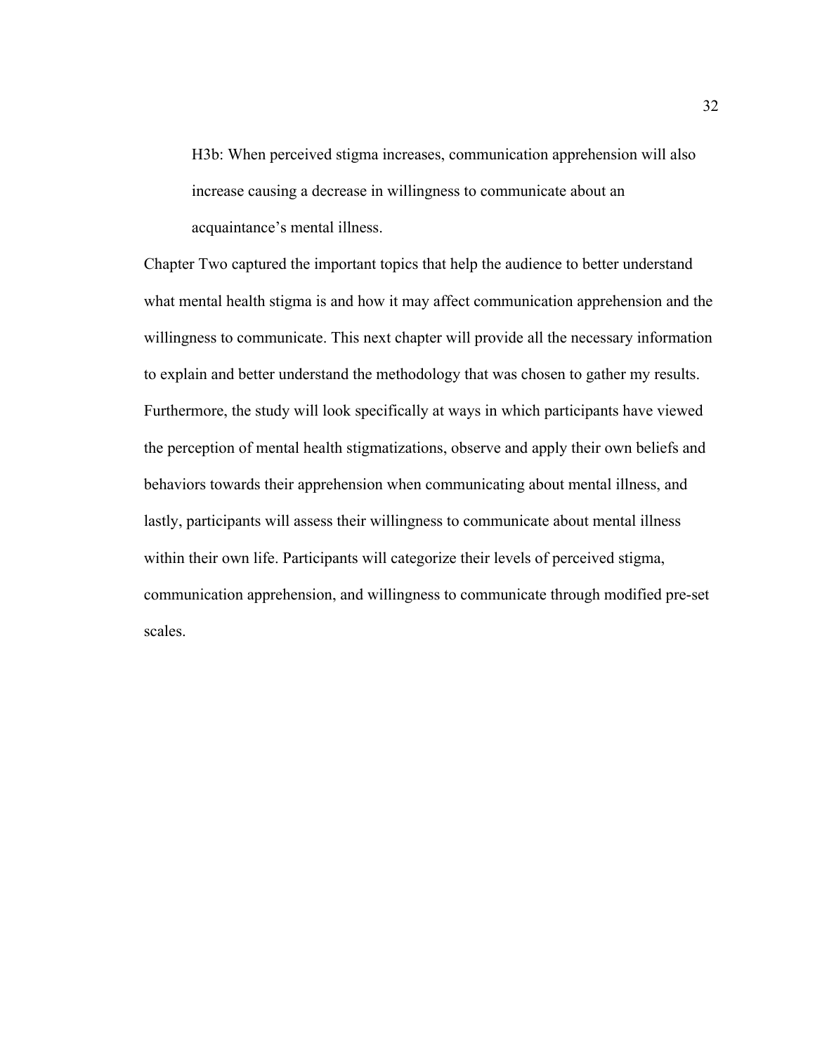H3b: When perceived stigma increases, communication apprehension will also increase causing a decrease in willingness to communicate about an acquaintance's mental illness.

Chapter Two captured the important topics that help the audience to better understand what mental health stigma is and how it may affect communication apprehension and the willingness to communicate. This next chapter will provide all the necessary information to explain and better understand the methodology that was chosen to gather my results. Furthermore, the study will look specifically at ways in which participants have viewed the perception of mental health stigmatizations, observe and apply their own beliefs and behaviors towards their apprehension when communicating about mental illness, and lastly, participants will assess their willingness to communicate about mental illness within their own life. Participants will categorize their levels of perceived stigma, communication apprehension, and willingness to communicate through modified pre-set scales.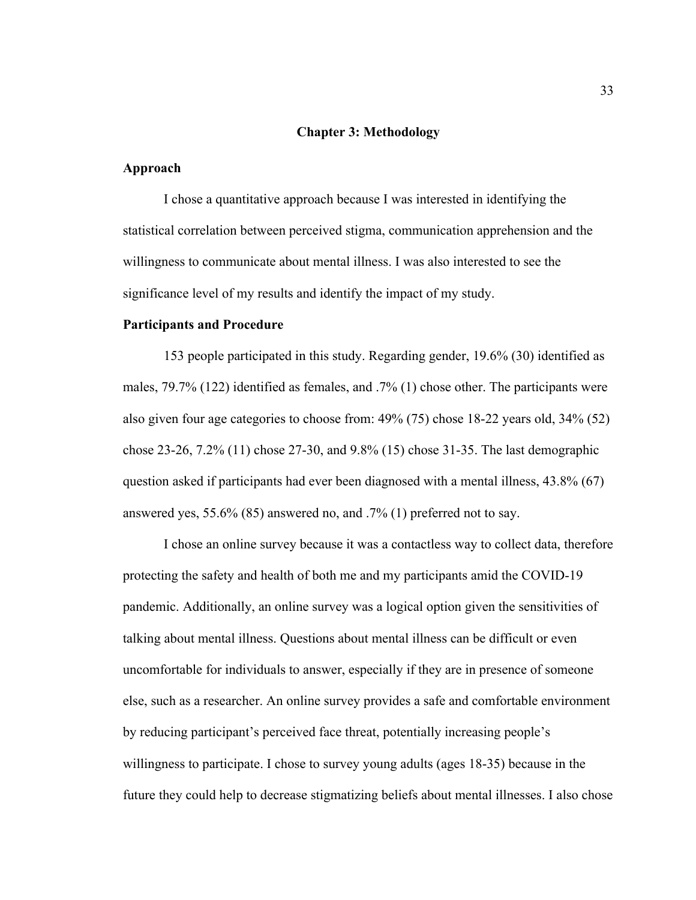# Chapter 3: Methodology

## Approach

I chose a quantitative approach because I was interested in identifying the statistical correlation between perceived stigma, communication apprehension and the willingness to communicate about mental illness. I was also interested to see the significance level of my results and identify the impact of my study.

## Participants and Procedure

153 people participated in this study. Regarding gender, 19.6% (30) identified as males, 79.7% (122) identified as females, and .7% (1) chose other. The participants were also given four age categories to choose from: 49% (75) chose 18-22 years old, 34% (52) chose 23-26, 7.2% (11) chose 27-30, and 9.8% (15) chose 31-35. The last demographic question asked if participants had ever been diagnosed with a mental illness, 43.8% (67) answered yes, 55.6% (85) answered no, and .7% (1) preferred not to say.

I chose an online survey because it was a contactless way to collect data, therefore protecting the safety and health of both me and my participants amid the COVID-19 pandemic. Additionally, an online survey was a logical option given the sensitivities of talking about mental illness. Questions about mental illness can be difficult or even uncomfortable for individuals to answer, especially if they are in presence of someone else, such as a researcher. An online survey provides a safe and comfortable environment by reducing participant's perceived face threat, potentially increasing people's willingness to participate. I chose to survey young adults (ages 18-35) because in the future they could help to decrease stigmatizing beliefs about mental illnesses. I also chose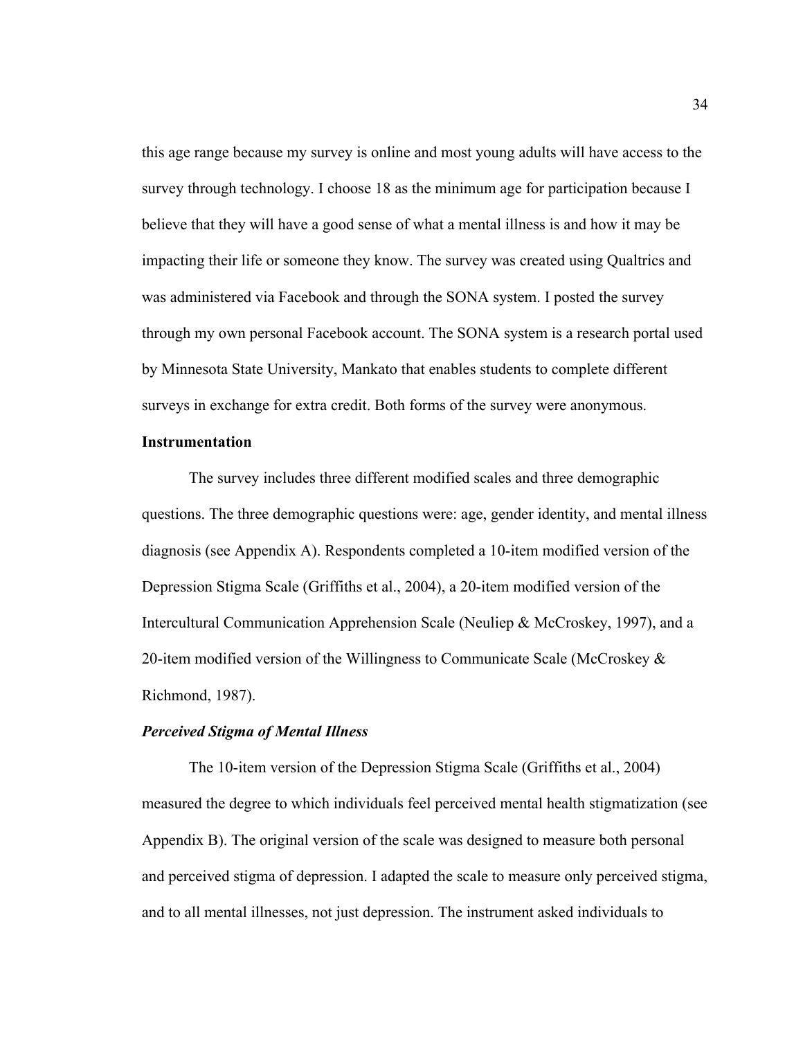this age range because my survey is online and most young adults will have access to the survey through technology. I choose 18 as the minimum age for participation because I believe that they will have a good sense of what a mental illness is and how it may be impacting their life or someone they know. The survey was created using Qualtrics and was administered via Facebook and through the SONA system. I posted the survey through my own personal Facebook account. The SONA system is a research portal used by Minnesota State University, Mankato that enables students to complete different surveys in exchange for extra credit. Both forms of the survey were anonymous.

**Instrumentation**

The survey includes three different modified scales and three demographic questions. The three demographic questions were: age, gender identity, and mental illness diagnosis (see Appendix A). Respondents completed a 10-item modified version of the Depression Stigma Scale (Griffiths et al., 2004), a 20-item modified version of the Intercultural Communication Apprehension Scale (Neuliep & McCroskey, 1997), and a 20-item modified version of the Willingness to Communicate Scale (McCroskey & Richmond, 1987).

***Perceived Stigma of Mental Illness***

The 10-item version of the Depression Stigma Scale (Griffiths et al., 2004) measured the degree to which individuals feel perceived mental health stigmatization (see Appendix B). The original version of the scale was designed to measure both personal and perceived stigma of depression. I adapted the scale to measure only perceived stigma, and to all mental illnesses, not just depression. The instrument asked individuals to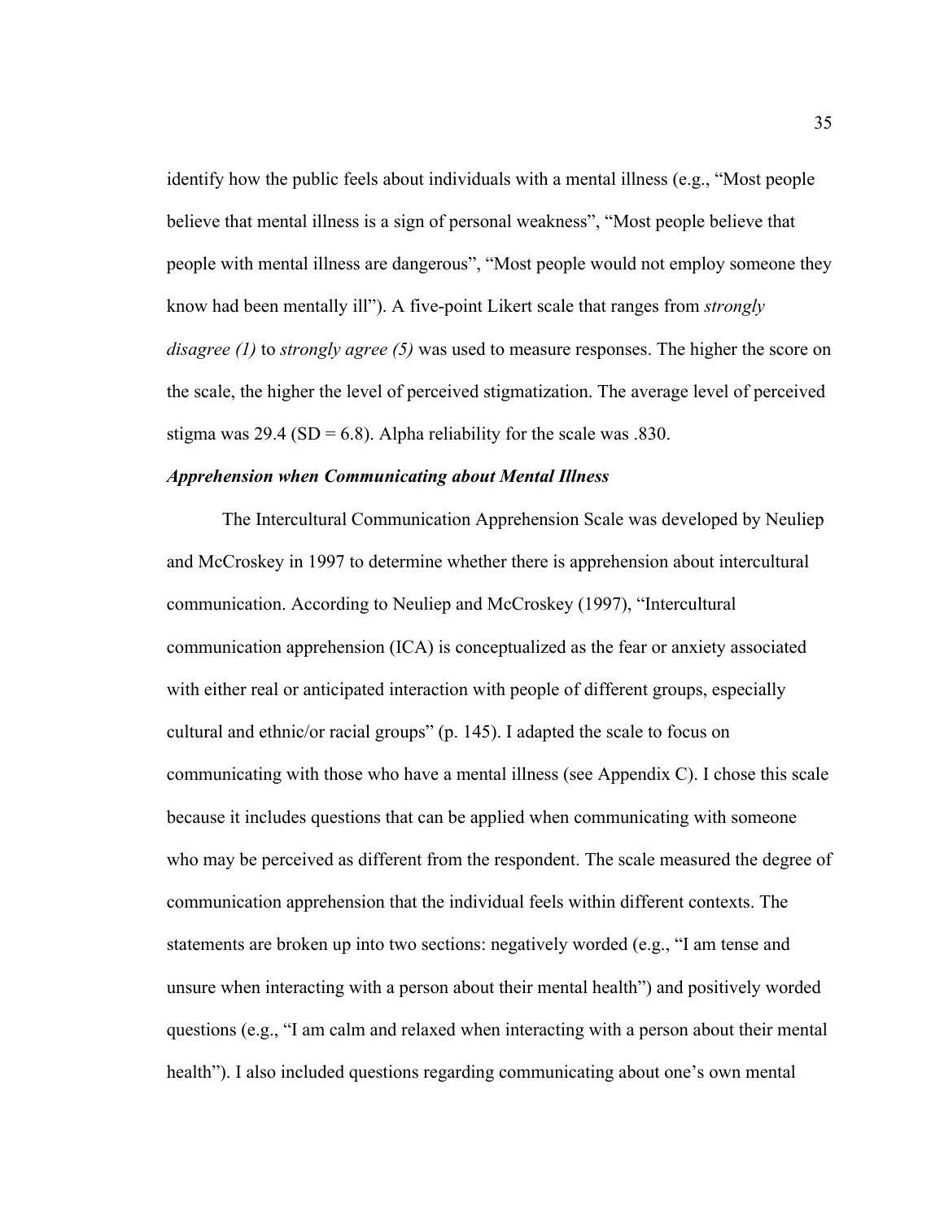identify how the public feels about individuals with a mental illness (e.g., "Most people believe that mental illness is a sign of personal weakness", "Most people believe that people with mental illness are dangerous", "Most people would not employ someone they know had been mentally ill"). A five-point Likert scale that ranges from *strongly disagree (1)* to *strongly agree (5)* was used to measure responses. The higher the score on the scale, the higher the level of perceived stigmatization. The average level of perceived stigma was 29.4 (SD = 6.8). Alpha reliability for the scale was .830.

### ***Apprehension when Communicating about Mental Illness***

The Intercultural Communication Apprehension Scale was developed by Neuliep and McCroskey in 1997 to determine whether there is apprehension about intercultural communication. According to Neuliep and McCroskey (1997), "Intercultural communication apprehension (ICA) is conceptualized as the fear or anxiety associated with either real or anticipated interaction with people of different groups, especially cultural and ethnic/or racial groups" (p. 145). I adapted the scale to focus on communicating with those who have a mental illness (see Appendix C). I chose this scale because it includes questions that can be applied when communicating with someone who may be perceived as different from the respondent. The scale measured the degree of communication apprehension that the individual feels within different contexts. The statements are broken up into two sections: negatively worded (e.g., "I am tense and unsure when interacting with a person about their mental health") and positively worded questions (e.g., "I am calm and relaxed when interacting with a person about their mental health"). I also included questions regarding communicating about one's own mental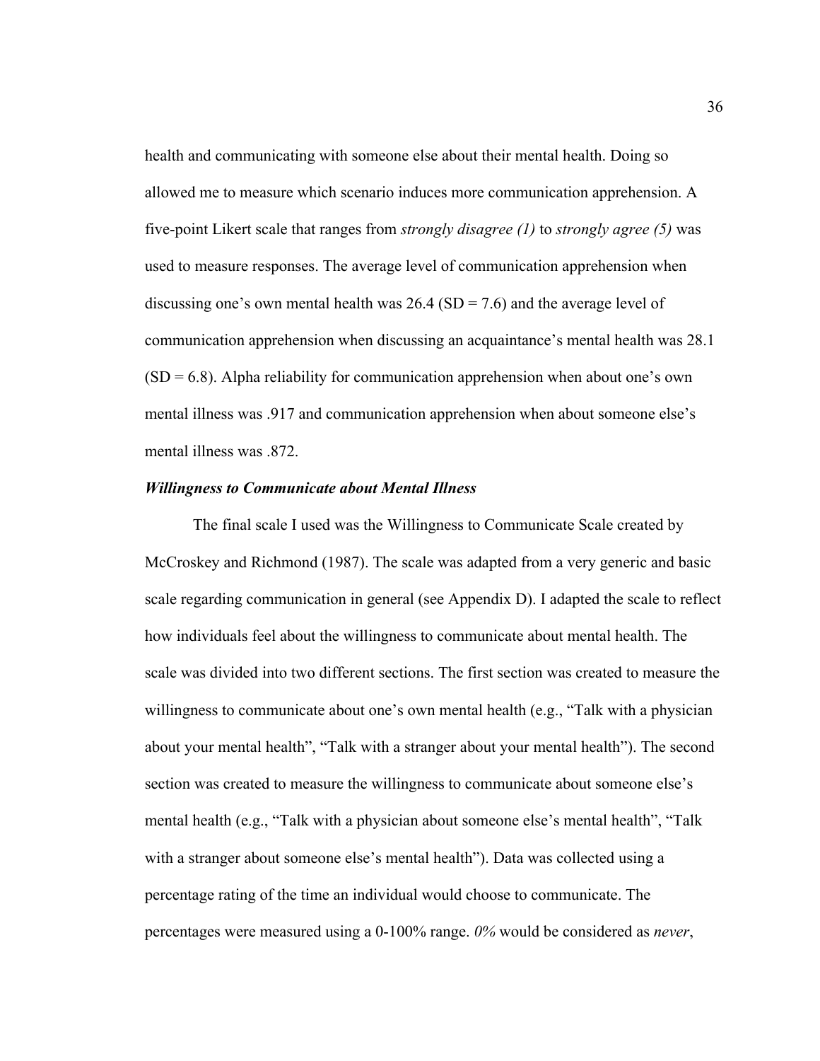health and communicating with someone else about their mental health. Doing so allowed me to measure which scenario induces more communication apprehension. A five-point Likert scale that ranges from *strongly disagree (1)* to *strongly agree (5)* was used to measure responses. The average level of communication apprehension when discussing one's own mental health was 26.4 (SD = 7.6) and the average level of communication apprehension when discussing an acquaintance's mental health was 28.1 (SD = 6.8). Alpha reliability for communication apprehension when about one's own mental illness was .917 and communication apprehension when about someone else's mental illness was .872.

### *Willingness to Communicate about Mental Illness*

The final scale I used was the Willingness to Communicate Scale created by McCroskey and Richmond (1987). The scale was adapted from a very generic and basic scale regarding communication in general (see Appendix D). I adapted the scale to reflect how individuals feel about the willingness to communicate about mental health. The scale was divided into two different sections. The first section was created to measure the willingness to communicate about one's own mental health (e.g., "Talk with a physician about your mental health", "Talk with a stranger about your mental health"). The second section was created to measure the willingness to communicate about someone else's mental health (e.g., "Talk with a physician about someone else's mental health", "Talk with a stranger about someone else's mental health"). Data was collected using a percentage rating of the time an individual would choose to communicate. The percentages were measured using a 0-100% range. *0%* would be considered as *never*,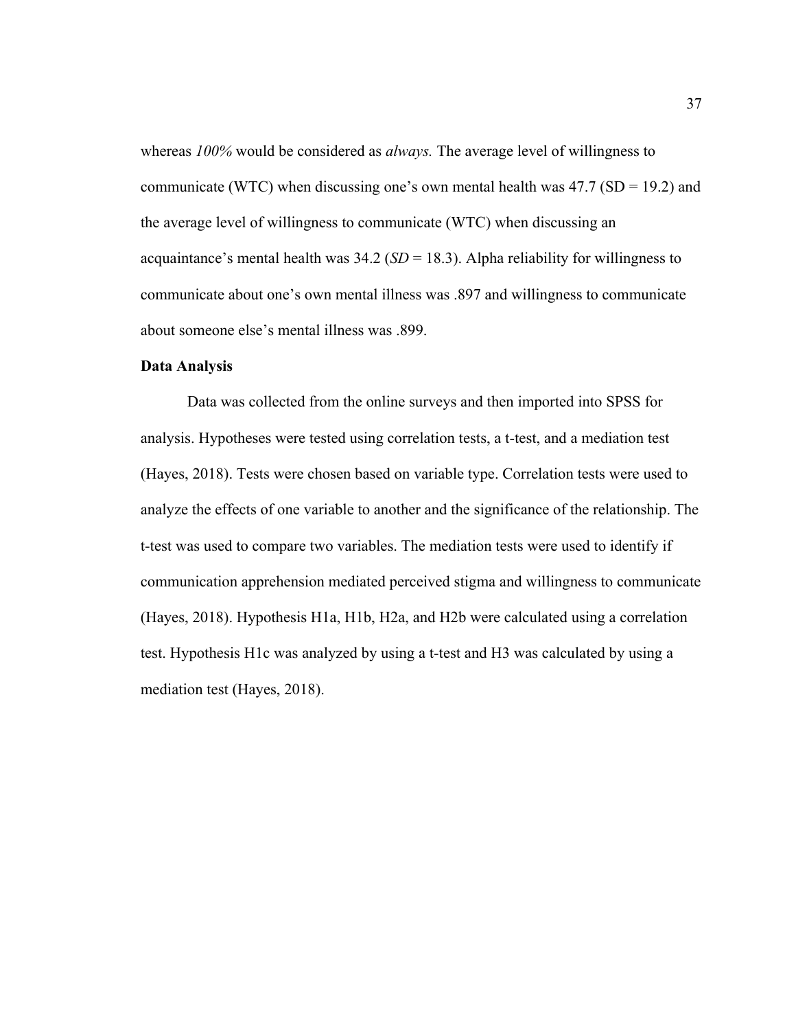whereas *100%* would be considered as *always.* The average level of willingness to communicate (WTC) when discussing one's own mental health was 47.7 (SD = 19.2) and the average level of willingness to communicate (WTC) when discussing an acquaintance's mental health was 34.2 (*SD* = 18.3). Alpha reliability for willingness to communicate about one's own mental illness was .897 and willingness to communicate about someone else's mental illness was .899.

**Data Analysis**

Data was collected from the online surveys and then imported into SPSS for analysis. Hypotheses were tested using correlation tests, a t-test, and a mediation test (Hayes, 2018). Tests were chosen based on variable type. Correlation tests were used to analyze the effects of one variable to another and the significance of the relationship. The t-test was used to compare two variables. The mediation tests were used to identify if communication apprehension mediated perceived stigma and willingness to communicate (Hayes, 2018). Hypothesis H1a, H1b, H2a, and H2b were calculated using a correlation test. Hypothesis H1c was analyzed by using a t-test and H3 was calculated by using a mediation test (Hayes, 2018).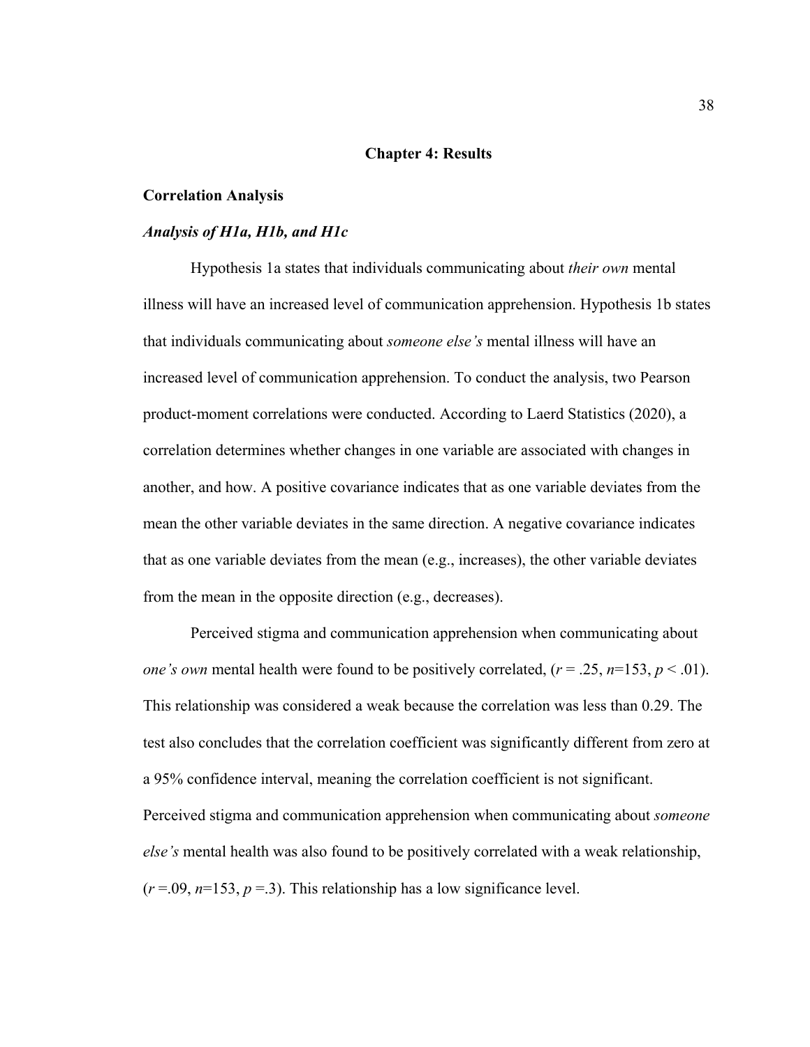# Chapter 4: Results

## Correlation Analysis

### *Analysis of H1a, H1b, and H1c*

Hypothesis 1a states that individuals communicating about *their own* mental illness will have an increased level of communication apprehension. Hypothesis 1b states that individuals communicating about *someone else's* mental illness will have an increased level of communication apprehension. To conduct the analysis, two Pearson product-moment correlations were conducted. According to Laerd Statistics (2020), a correlation determines whether changes in one variable are associated with changes in another, and how. A positive covariance indicates that as one variable deviates from the mean the other variable deviates in the same direction. A negative covariance indicates that as one variable deviates from the mean (e.g., increases), the other variable deviates from the mean in the opposite direction (e.g., decreases).

Perceived stigma and communication apprehension when communicating about *one's own* mental health were found to be positively correlated, ($r = .25$, $n$=153, $p < .01$). This relationship was considered a weak because the correlation was less than 0.29. The test also concludes that the correlation coefficient was significantly different from zero at a 95% confidence interval, meaning the correlation coefficient is not significant. Perceived stigma and communication apprehension when communicating about *someone else's* mental health was also found to be positively correlated with a weak relationship, ($r$ =.09, $n$=153, $p$ =.3). This relationship has a low significance level.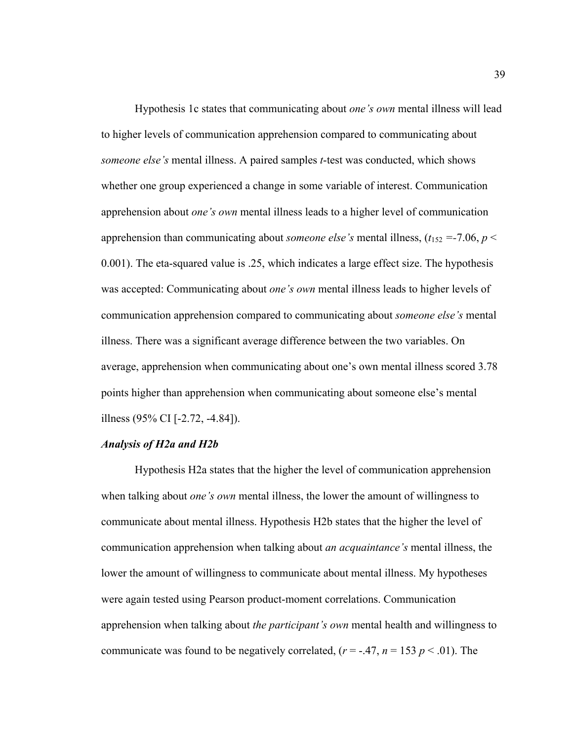Hypothesis 1c states that communicating about *one's own* mental illness will lead to higher levels of communication apprehension compared to communicating about *someone else's* mental illness. A paired samples *t*-test was conducted, which shows whether one group experienced a change in some variable of interest. Communication apprehension about *one's own* mental illness leads to a higher level of communication apprehension than communicating about *someone else's* mental illness, ($t_{152}$ =-7.06, $p <$ 0.001). The eta-squared value is .25, which indicates a large effect size. The hypothesis was accepted: Communicating about *one's own* mental illness leads to higher levels of communication apprehension compared to communicating about *someone else's* mental illness. There was a significant average difference between the two variables. On average, apprehension when communicating about one's own mental illness scored 3.78 points higher than apprehension when communicating about someone else's mental illness (95% CI [-2.72, -4.84]).

***Analysis of H2a and H2b***

Hypothesis H2a states that the higher the level of communication apprehension when talking about *one's own* mental illness, the lower the amount of willingness to communicate about mental illness. Hypothesis H2b states that the higher the level of communication apprehension when talking about *an acquaintance's* mental illness, the lower the amount of willingness to communicate about mental illness. My hypotheses were again tested using Pearson product-moment correlations. Communication apprehension when talking about *the participant's own* mental health and willingness to communicate was found to be negatively correlated, ($r$ = -.47, $n$ = 153 $p$ < .01). The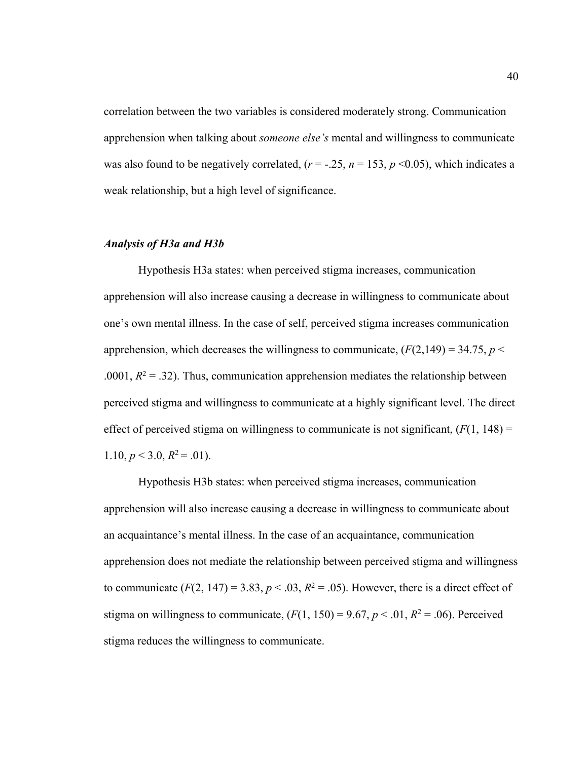correlation between the two variables is considered moderately strong. Communication apprehension when talking about *someone else's* mental and willingness to communicate was also found to be negatively correlated, ($r$ = -.25, $n$ = 153, $p$ <0.05), which indicates a weak relationship, but a high level of significance.

### *Analysis of H3a and H3b*

Hypothesis H3a states: when perceived stigma increases, communication apprehension will also increase causing a decrease in willingness to communicate about one's own mental illness. In the case of self, perceived stigma increases communication apprehension, which decreases the willingness to communicate, ($F(2,149) = 34.75$, $p <$ .0001, $R^2 = .32$). Thus, communication apprehension mediates the relationship between perceived stigma and willingness to communicate at a highly significant level. The direct effect of perceived stigma on willingness to communicate is not significant, ($F(1, 148) =$ 1.10, $p < 3.0$, $R^2 = .01$).

Hypothesis H3b states: when perceived stigma increases, communication apprehension will also increase causing a decrease in willingness to communicate about an acquaintance's mental illness. In the case of an acquaintance, communication apprehension does not mediate the relationship between perceived stigma and willingness to communicate ($F(2, 147) = 3.83$, $p < .03$, $R^2 = .05$). However, there is a direct effect of stigma on willingness to communicate, ($F(1, 150) = 9.67$, $p < .01$, $R^2 = .06$). Perceived stigma reduces the willingness to communicate.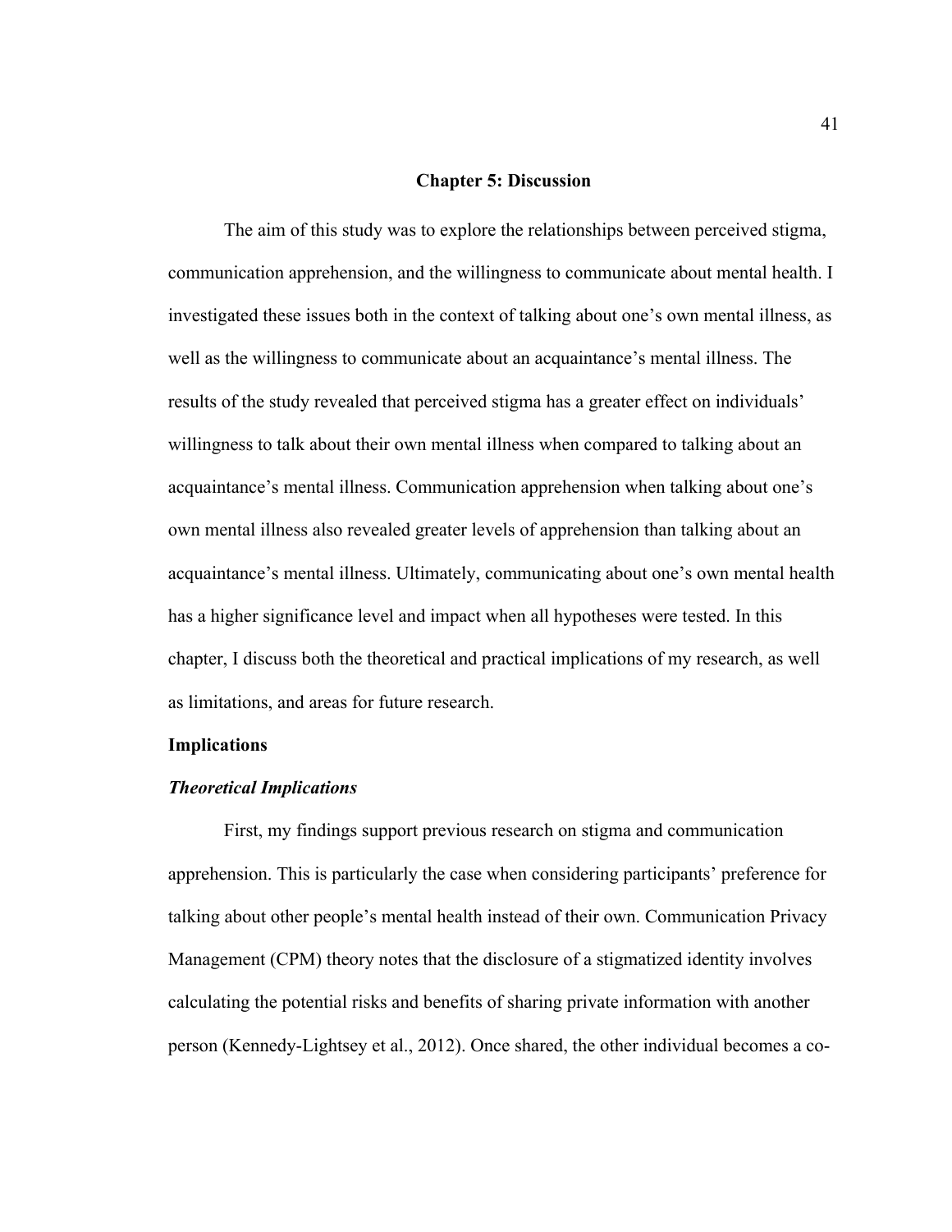# Chapter 5: Discussion

The aim of this study was to explore the relationships between perceived stigma, communication apprehension, and the willingness to communicate about mental health. I investigated these issues both in the context of talking about one's own mental illness, as well as the willingness to communicate about an acquaintance's mental illness. The results of the study revealed that perceived stigma has a greater effect on individuals' willingness to talk about their own mental illness when compared to talking about an acquaintance's mental illness. Communication apprehension when talking about one's own mental illness also revealed greater levels of apprehension than talking about an acquaintance's mental illness. Ultimately, communicating about one's own mental health has a higher significance level and impact when all hypotheses were tested. In this chapter, I discuss both the theoretical and practical implications of my research, as well as limitations, and areas for future research.

## Implications

### *Theoretical Implications*

First, my findings support previous research on stigma and communication apprehension. This is particularly the case when considering participants' preference for talking about other people's mental health instead of their own. Communication Privacy Management (CPM) theory notes that the disclosure of a stigmatized identity involves calculating the potential risks and benefits of sharing private information with another person (Kennedy-Lightsey et al., 2012). Once shared, the other individual becomes a co-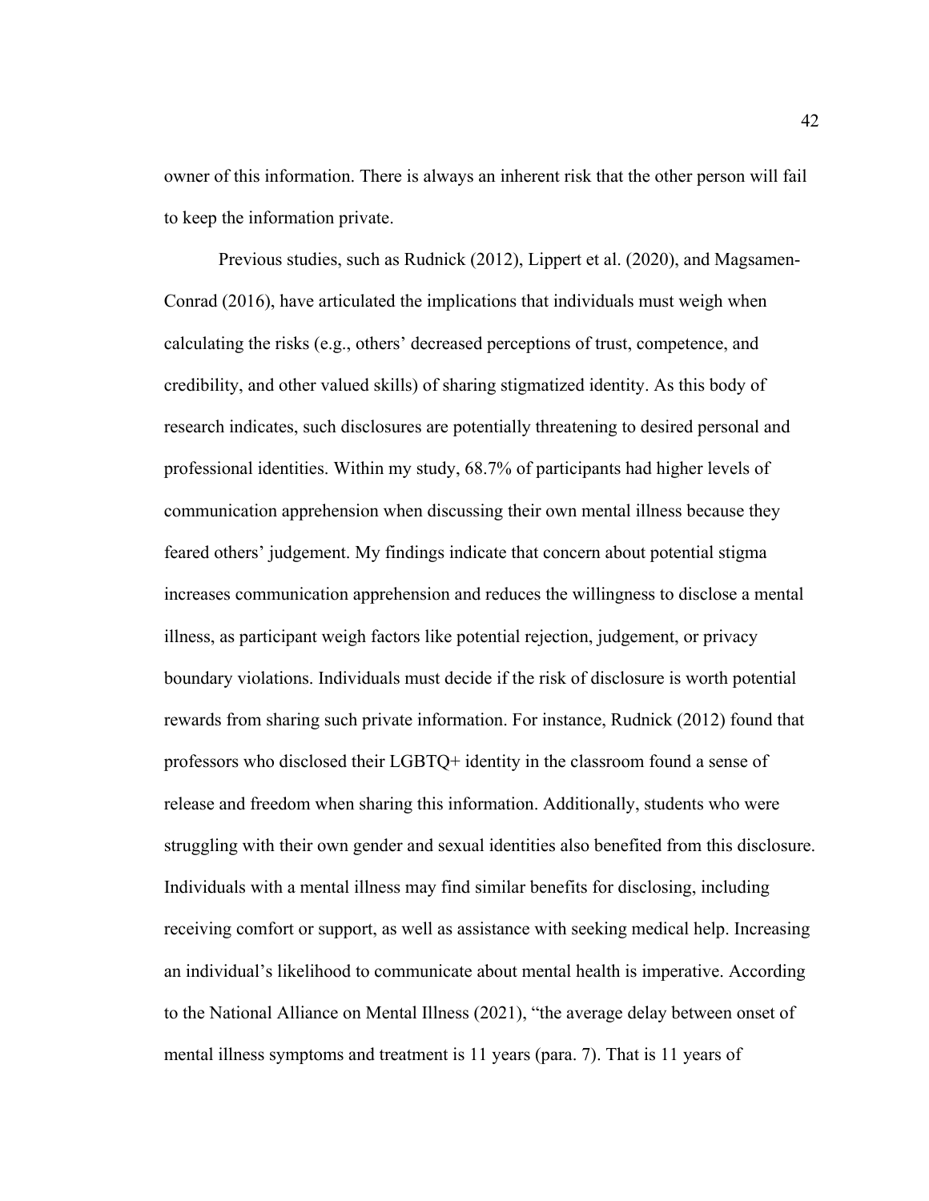owner of this information. There is always an inherent risk that the other person will fail to keep the information private.

Previous studies, such as Rudnick (2012), Lippert et al. (2020), and Magsamen-Conrad (2016), have articulated the implications that individuals must weigh when calculating the risks (e.g., others' decreased perceptions of trust, competence, and credibility, and other valued skills) of sharing stigmatized identity. As this body of research indicates, such disclosures are potentially threatening to desired personal and professional identities. Within my study, 68.7% of participants had higher levels of communication apprehension when discussing their own mental illness because they feared others' judgement. My findings indicate that concern about potential stigma increases communication apprehension and reduces the willingness to disclose a mental illness, as participant weigh factors like potential rejection, judgement, or privacy boundary violations. Individuals must decide if the risk of disclosure is worth potential rewards from sharing such private information. For instance, Rudnick (2012) found that professors who disclosed their LGBTQ+ identity in the classroom found a sense of release and freedom when sharing this information. Additionally, students who were struggling with their own gender and sexual identities also benefited from this disclosure. Individuals with a mental illness may find similar benefits for disclosing, including receiving comfort or support, as well as assistance with seeking medical help. Increasing an individual's likelihood to communicate about mental health is imperative. According to the National Alliance on Mental Illness (2021), "the average delay between onset of mental illness symptoms and treatment is 11 years (para. 7). That is 11 years of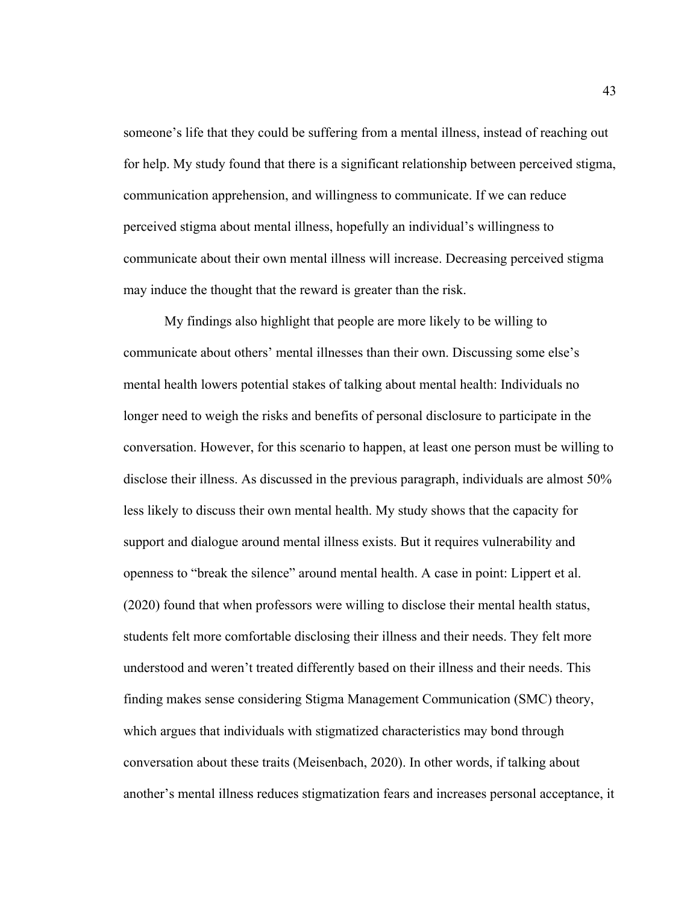someone's life that they could be suffering from a mental illness, instead of reaching out for help. My study found that there is a significant relationship between perceived stigma, communication apprehension, and willingness to communicate. If we can reduce perceived stigma about mental illness, hopefully an individual's willingness to communicate about their own mental illness will increase. Decreasing perceived stigma may induce the thought that the reward is greater than the risk.

My findings also highlight that people are more likely to be willing to communicate about others' mental illnesses than their own. Discussing some else's mental health lowers potential stakes of talking about mental health: Individuals no longer need to weigh the risks and benefits of personal disclosure to participate in the conversation. However, for this scenario to happen, at least one person must be willing to disclose their illness. As discussed in the previous paragraph, individuals are almost 50% less likely to discuss their own mental health. My study shows that the capacity for support and dialogue around mental illness exists. But it requires vulnerability and openness to "break the silence" around mental health. A case in point: Lippert et al. (2020) found that when professors were willing to disclose their mental health status, students felt more comfortable disclosing their illness and their needs. They felt more understood and weren't treated differently based on their illness and their needs. This finding makes sense considering Stigma Management Communication (SMC) theory, which argues that individuals with stigmatized characteristics may bond through conversation about these traits (Meisenbach, 2020). In other words, if talking about another's mental illness reduces stigmatization fears and increases personal acceptance, it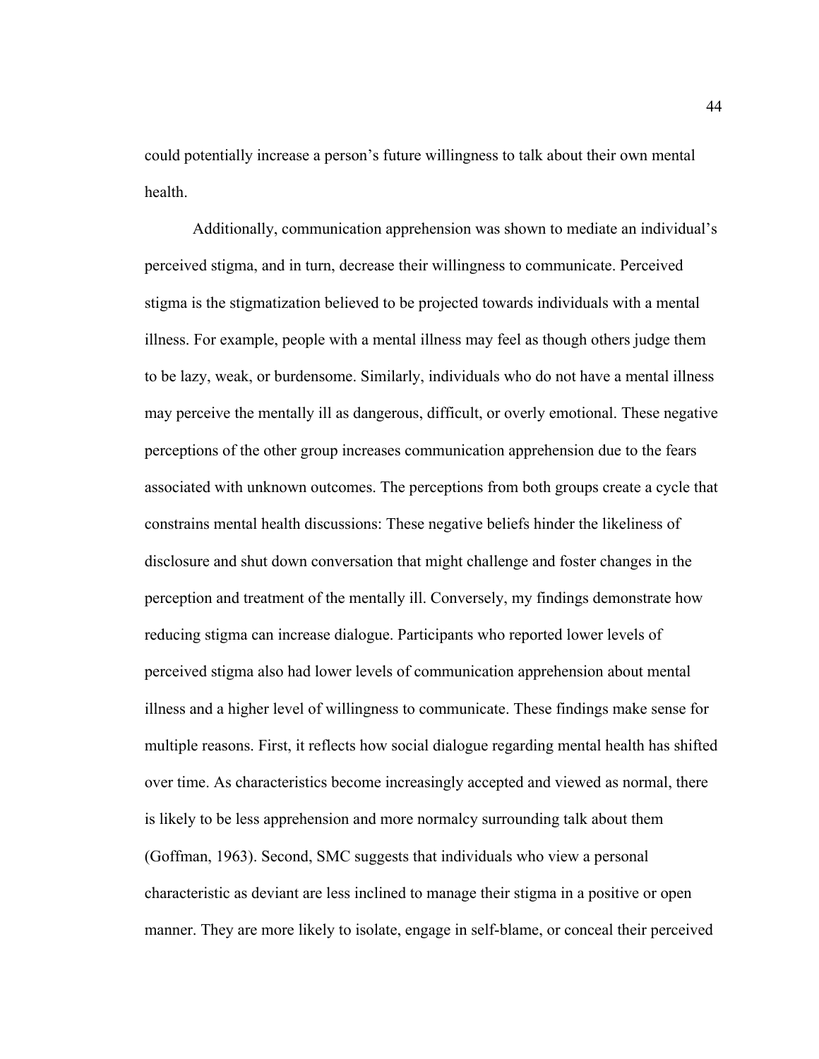could potentially increase a person's future willingness to talk about their own mental health.

Additionally, communication apprehension was shown to mediate an individual's perceived stigma, and in turn, decrease their willingness to communicate. Perceived stigma is the stigmatization believed to be projected towards individuals with a mental illness. For example, people with a mental illness may feel as though others judge them to be lazy, weak, or burdensome. Similarly, individuals who do not have a mental illness may perceive the mentally ill as dangerous, difficult, or overly emotional. These negative perceptions of the other group increases communication apprehension due to the fears associated with unknown outcomes. The perceptions from both groups create a cycle that constrains mental health discussions: These negative beliefs hinder the likeliness of disclosure and shut down conversation that might challenge and foster changes in the perception and treatment of the mentally ill. Conversely, my findings demonstrate how reducing stigma can increase dialogue. Participants who reported lower levels of perceived stigma also had lower levels of communication apprehension about mental illness and a higher level of willingness to communicate. These findings make sense for multiple reasons. First, it reflects how social dialogue regarding mental health has shifted over time. As characteristics become increasingly accepted and viewed as normal, there is likely to be less apprehension and more normalcy surrounding talk about them (Goffman, 1963). Second, SMC suggests that individuals who view a personal characteristic as deviant are less inclined to manage their stigma in a positive or open manner. They are more likely to isolate, engage in self-blame, or conceal their perceived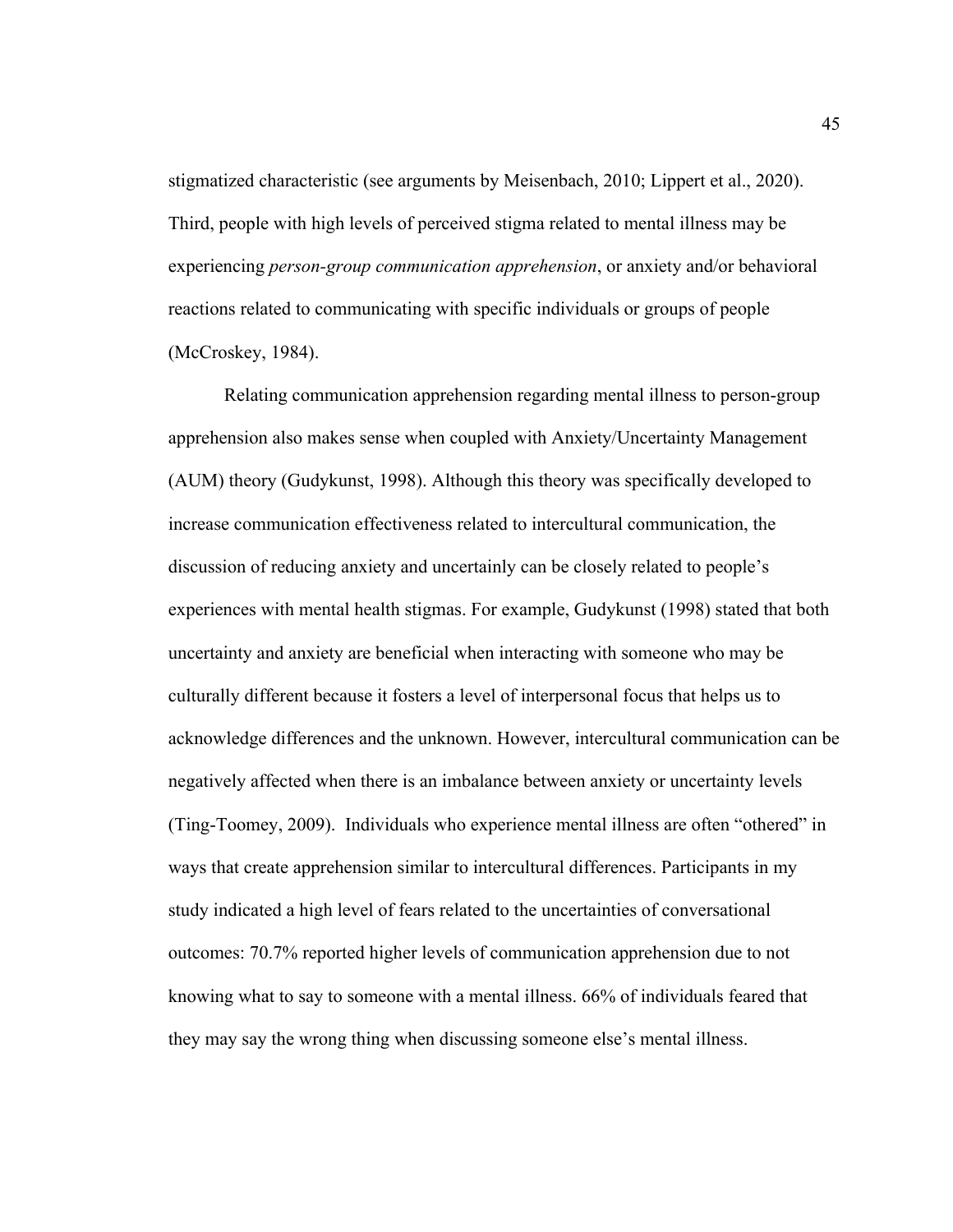stigmatized characteristic (see arguments by Meisenbach, 2010; Lippert et al., 2020). Third, people with high levels of perceived stigma related to mental illness may be experiencing *person-group communication apprehension*, or anxiety and/or behavioral reactions related to communicating with specific individuals or groups of people (McCroskey, 1984).

Relating communication apprehension regarding mental illness to person-group apprehension also makes sense when coupled with Anxiety/Uncertainty Management (AUM) theory (Gudykunst, 1998). Although this theory was specifically developed to increase communication effectiveness related to intercultural communication, the discussion of reducing anxiety and uncertainly can be closely related to people's experiences with mental health stigmas. For example, Gudykunst (1998) stated that both uncertainty and anxiety are beneficial when interacting with someone who may be culturally different because it fosters a level of interpersonal focus that helps us to acknowledge differences and the unknown. However, intercultural communication can be negatively affected when there is an imbalance between anxiety or uncertainty levels (Ting-Toomey, 2009). Individuals who experience mental illness are often "othered" in ways that create apprehension similar to intercultural differences. Participants in my study indicated a high level of fears related to the uncertainties of conversational outcomes: 70.7% reported higher levels of communication apprehension due to not knowing what to say to someone with a mental illness. 66% of individuals feared that they may say the wrong thing when discussing someone else's mental illness.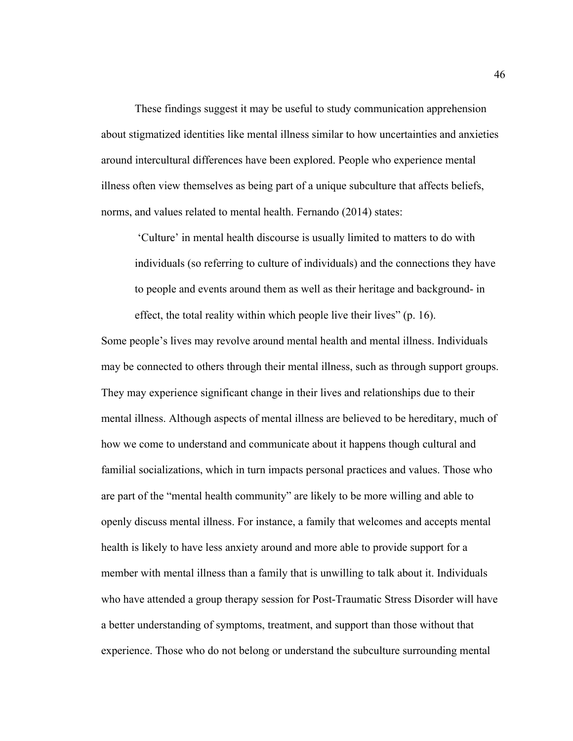These findings suggest it may be useful to study communication apprehension about stigmatized identities like mental illness similar to how uncertainties and anxieties around intercultural differences have been explored. People who experience mental illness often view themselves as being part of a unique subculture that affects beliefs, norms, and values related to mental health. Fernando (2014) states:

> 'Culture' in mental health discourse is usually limited to matters to do with individuals (so referring to culture of individuals) and the connections they have to people and events around them as well as their heritage and background- in effect, the total reality within which people live their lives" (p. 16).

Some people's lives may revolve around mental health and mental illness. Individuals may be connected to others through their mental illness, such as through support groups. They may experience significant change in their lives and relationships due to their mental illness. Although aspects of mental illness are believed to be hereditary, much of how we come to understand and communicate about it happens though cultural and familial socializations, which in turn impacts personal practices and values. Those who are part of the "mental health community" are likely to be more willing and able to openly discuss mental illness. For instance, a family that welcomes and accepts mental health is likely to have less anxiety around and more able to provide support for a member with mental illness than a family that is unwilling to talk about it. Individuals who have attended a group therapy session for Post-Traumatic Stress Disorder will have a better understanding of symptoms, treatment, and support than those without that experience. Those who do not belong or understand the subculture surrounding mental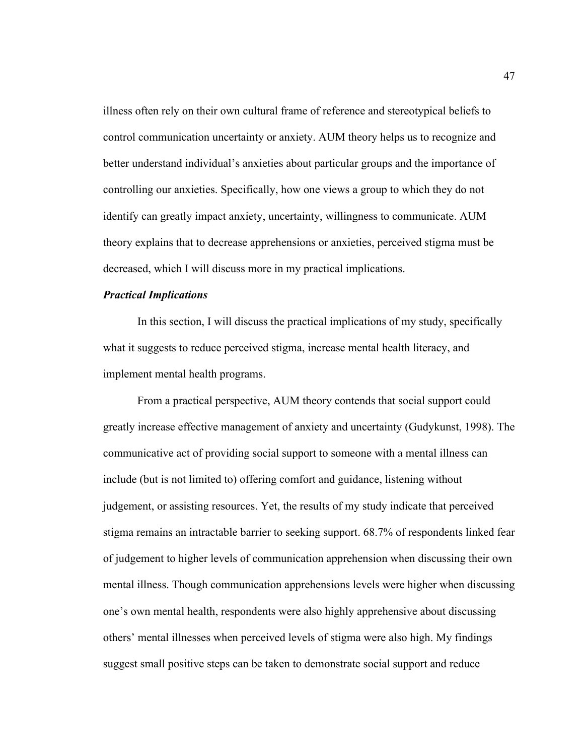illness often rely on their own cultural frame of reference and stereotypical beliefs to control communication uncertainty or anxiety. AUM theory helps us to recognize and better understand individual's anxieties about particular groups and the importance of controlling our anxieties. Specifically, how one views a group to which they do not identify can greatly impact anxiety, uncertainty, willingness to communicate. AUM theory explains that to decrease apprehensions or anxieties, perceived stigma must be decreased, which I will discuss more in my practical implications.

***Practical Implications***

In this section, I will discuss the practical implications of my study, specifically what it suggests to reduce perceived stigma, increase mental health literacy, and implement mental health programs.

From a practical perspective, AUM theory contends that social support could greatly increase effective management of anxiety and uncertainty (Gudykunst, 1998). The communicative act of providing social support to someone with a mental illness can include (but is not limited to) offering comfort and guidance, listening without judgement, or assisting resources. Yet, the results of my study indicate that perceived stigma remains an intractable barrier to seeking support. 68.7% of respondents linked fear of judgement to higher levels of communication apprehension when discussing their own mental illness. Though communication apprehensions levels were higher when discussing one's own mental health, respondents were also highly apprehensive about discussing others' mental illnesses when perceived levels of stigma were also high. My findings suggest small positive steps can be taken to demonstrate social support and reduce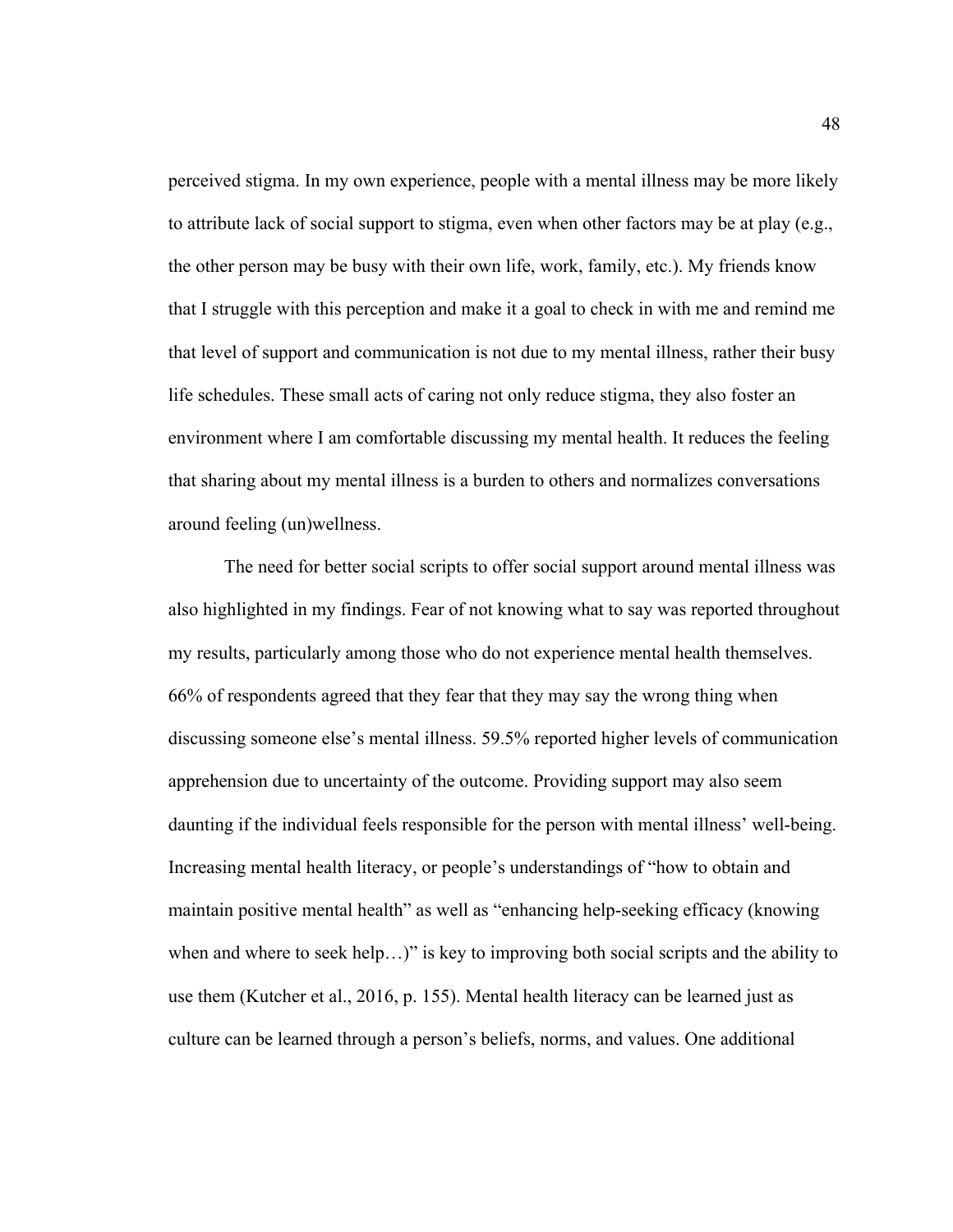perceived stigma. In my own experience, people with a mental illness may be more likely to attribute lack of social support to stigma, even when other factors may be at play (e.g., the other person may be busy with their own life, work, family, etc.). My friends know that I struggle with this perception and make it a goal to check in with me and remind me that level of support and communication is not due to my mental illness, rather their busy life schedules. These small acts of caring not only reduce stigma, they also foster an environment where I am comfortable discussing my mental health. It reduces the feeling that sharing about my mental illness is a burden to others and normalizes conversations around feeling (un)wellness.

The need for better social scripts to offer social support around mental illness was also highlighted in my findings. Fear of not knowing what to say was reported throughout my results, particularly among those who do not experience mental health themselves. 66% of respondents agreed that they fear that they may say the wrong thing when discussing someone else's mental illness. 59.5% reported higher levels of communication apprehension due to uncertainty of the outcome. Providing support may also seem daunting if the individual feels responsible for the person with mental illness' well-being. Increasing mental health literacy, or people's understandings of "how to obtain and maintain positive mental health" as well as "enhancing help-seeking efficacy (knowing when and where to seek help…)" is key to improving both social scripts and the ability to use them (Kutcher et al., 2016, p. 155). Mental health literacy can be learned just as culture can be learned through a person's beliefs, norms, and values. One additional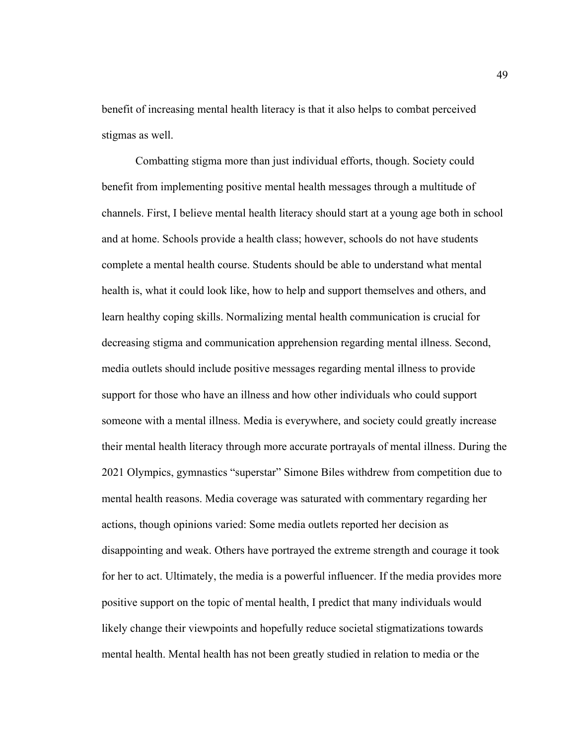benefit of increasing mental health literacy is that it also helps to combat perceived stigmas as well.

Combatting stigma more than just individual efforts, though. Society could benefit from implementing positive mental health messages through a multitude of channels. First, I believe mental health literacy should start at a young age both in school and at home. Schools provide a health class; however, schools do not have students complete a mental health course. Students should be able to understand what mental health is, what it could look like, how to help and support themselves and others, and learn healthy coping skills. Normalizing mental health communication is crucial for decreasing stigma and communication apprehension regarding mental illness. Second, media outlets should include positive messages regarding mental illness to provide support for those who have an illness and how other individuals who could support someone with a mental illness. Media is everywhere, and society could greatly increase their mental health literacy through more accurate portrayals of mental illness. During the 2021 Olympics, gymnastics "superstar" Simone Biles withdrew from competition due to mental health reasons. Media coverage was saturated with commentary regarding her actions, though opinions varied: Some media outlets reported her decision as disappointing and weak. Others have portrayed the extreme strength and courage it took for her to act. Ultimately, the media is a powerful influencer. If the media provides more positive support on the topic of mental health, I predict that many individuals would likely change their viewpoints and hopefully reduce societal stigmatizations towards mental health. Mental health has not been greatly studied in relation to media or the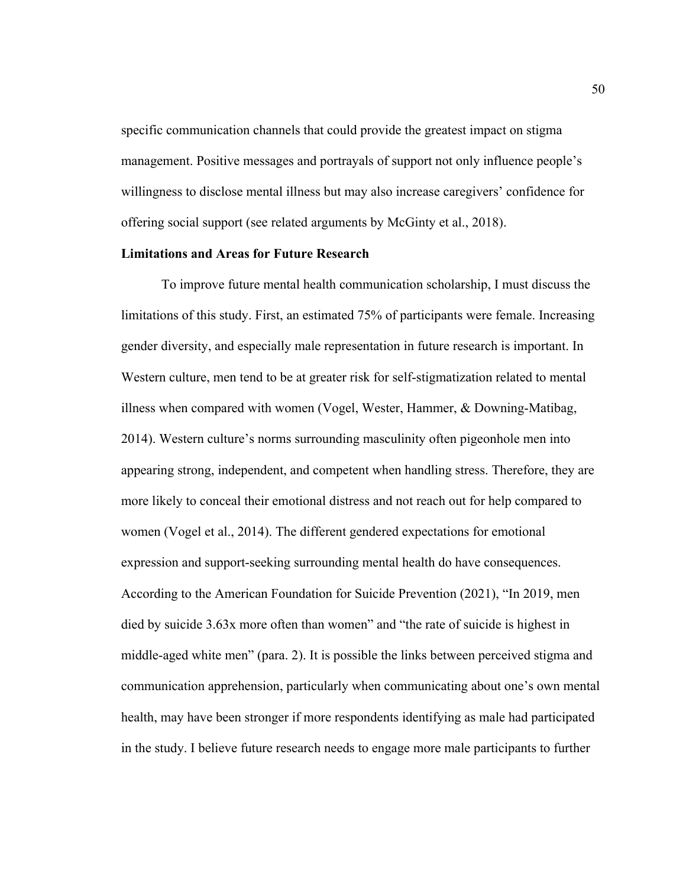specific communication channels that could provide the greatest impact on stigma management. Positive messages and portrayals of support not only influence people's willingness to disclose mental illness but may also increase caregivers' confidence for offering social support (see related arguments by McGinty et al., 2018).

## Limitations and Areas for Future Research

To improve future mental health communication scholarship, I must discuss the limitations of this study. First, an estimated 75% of participants were female. Increasing gender diversity, and especially male representation in future research is important. In Western culture, men tend to be at greater risk for self-stigmatization related to mental illness when compared with women (Vogel, Wester, Hammer, & Downing-Matibag, 2014). Western culture's norms surrounding masculinity often pigeonhole men into appearing strong, independent, and competent when handling stress. Therefore, they are more likely to conceal their emotional distress and not reach out for help compared to women (Vogel et al., 2014). The different gendered expectations for emotional expression and support-seeking surrounding mental health do have consequences. According to the American Foundation for Suicide Prevention (2021), "In 2019, men died by suicide 3.63x more often than women" and "the rate of suicide is highest in middle-aged white men" (para. 2). It is possible the links between perceived stigma and communication apprehension, particularly when communicating about one's own mental health, may have been stronger if more respondents identifying as male had participated in the study. I believe future research needs to engage more male participants to further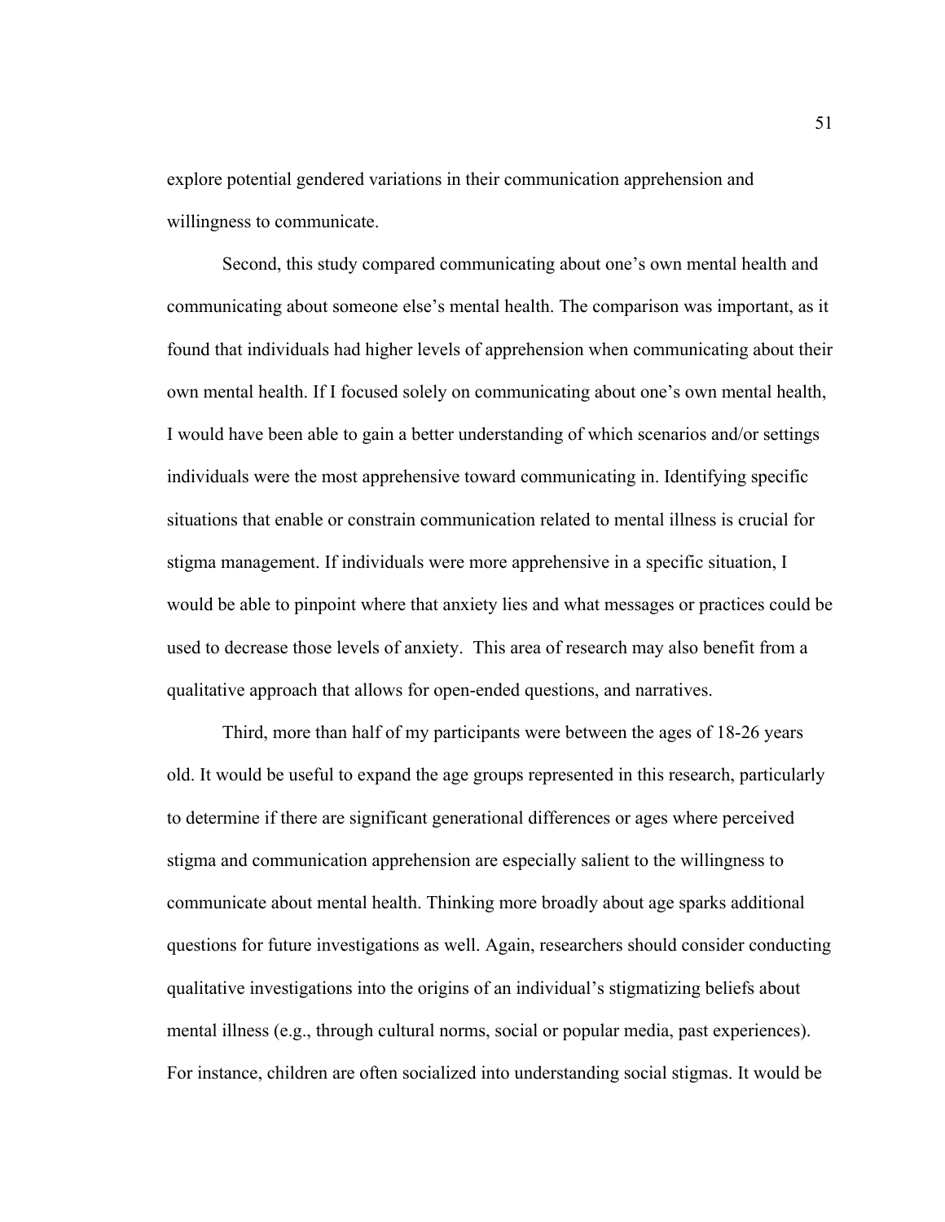explore potential gendered variations in their communication apprehension and willingness to communicate.

Second, this study compared communicating about one's own mental health and communicating about someone else's mental health. The comparison was important, as it found that individuals had higher levels of apprehension when communicating about their own mental health. If I focused solely on communicating about one's own mental health, I would have been able to gain a better understanding of which scenarios and/or settings individuals were the most apprehensive toward communicating in. Identifying specific situations that enable or constrain communication related to mental illness is crucial for stigma management. If individuals were more apprehensive in a specific situation, I would be able to pinpoint where that anxiety lies and what messages or practices could be used to decrease those levels of anxiety. This area of research may also benefit from a qualitative approach that allows for open-ended questions, and narratives.

Third, more than half of my participants were between the ages of 18-26 years old. It would be useful to expand the age groups represented in this research, particularly to determine if there are significant generational differences or ages where perceived stigma and communication apprehension are especially salient to the willingness to communicate about mental health. Thinking more broadly about age sparks additional questions for future investigations as well. Again, researchers should consider conducting qualitative investigations into the origins of an individual's stigmatizing beliefs about mental illness (e.g., through cultural norms, social or popular media, past experiences). For instance, children are often socialized into understanding social stigmas. It would be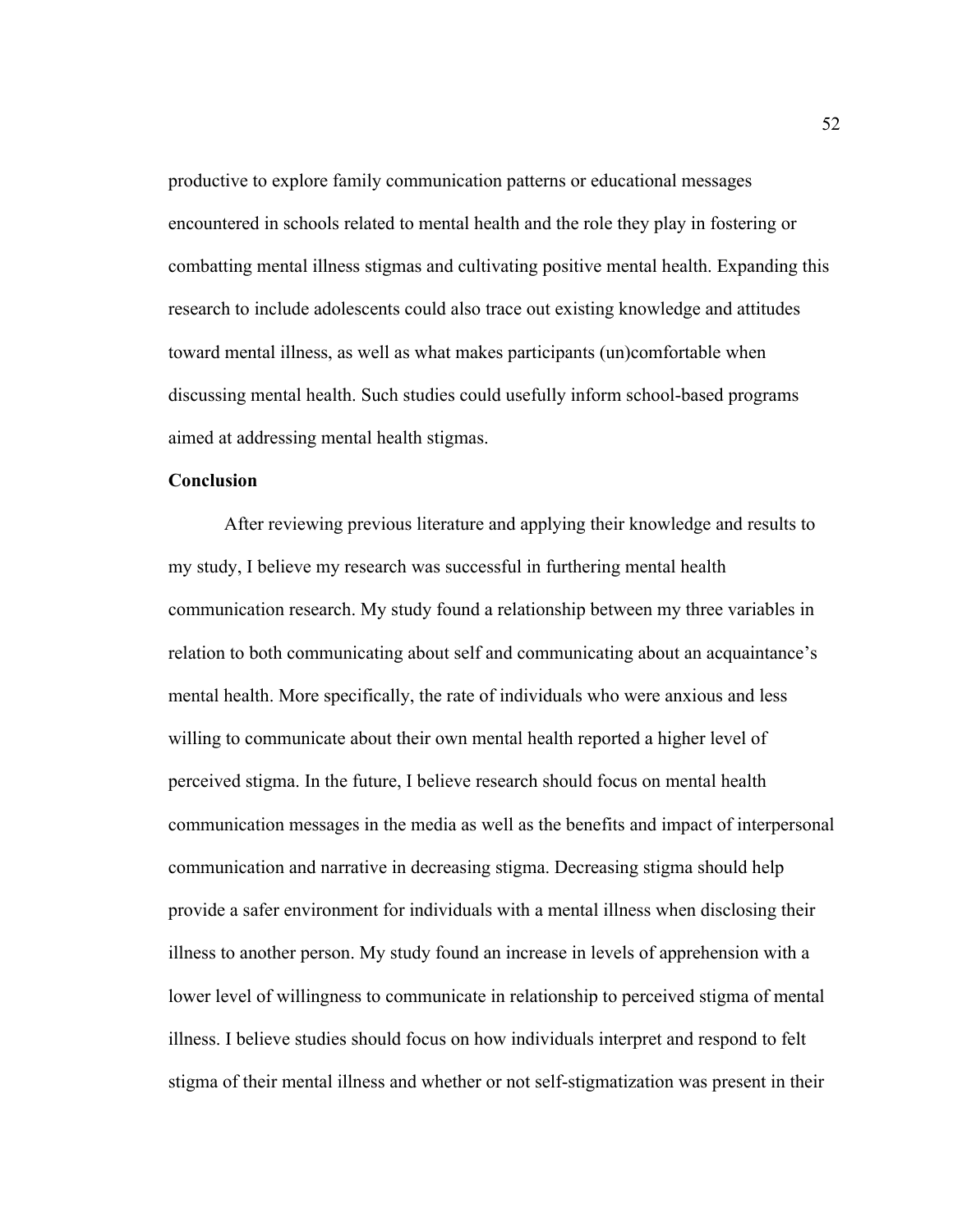productive to explore family communication patterns or educational messages encountered in schools related to mental health and the role they play in fostering or combatting mental illness stigmas and cultivating positive mental health. Expanding this research to include adolescents could also trace out existing knowledge and attitudes toward mental illness, as well as what makes participants (un)comfortable when discussing mental health. Such studies could usefully inform school-based programs aimed at addressing mental health stigmas.

**Conclusion**

After reviewing previous literature and applying their knowledge and results to my study, I believe my research was successful in furthering mental health communication research. My study found a relationship between my three variables in relation to both communicating about self and communicating about an acquaintance's mental health. More specifically, the rate of individuals who were anxious and less willing to communicate about their own mental health reported a higher level of perceived stigma. In the future, I believe research should focus on mental health communication messages in the media as well as the benefits and impact of interpersonal communication and narrative in decreasing stigma. Decreasing stigma should help provide a safer environment for individuals with a mental illness when disclosing their illness to another person. My study found an increase in levels of apprehension with a lower level of willingness to communicate in relationship to perceived stigma of mental illness. I believe studies should focus on how individuals interpret and respond to felt stigma of their mental illness and whether or not self-stigmatization was present in their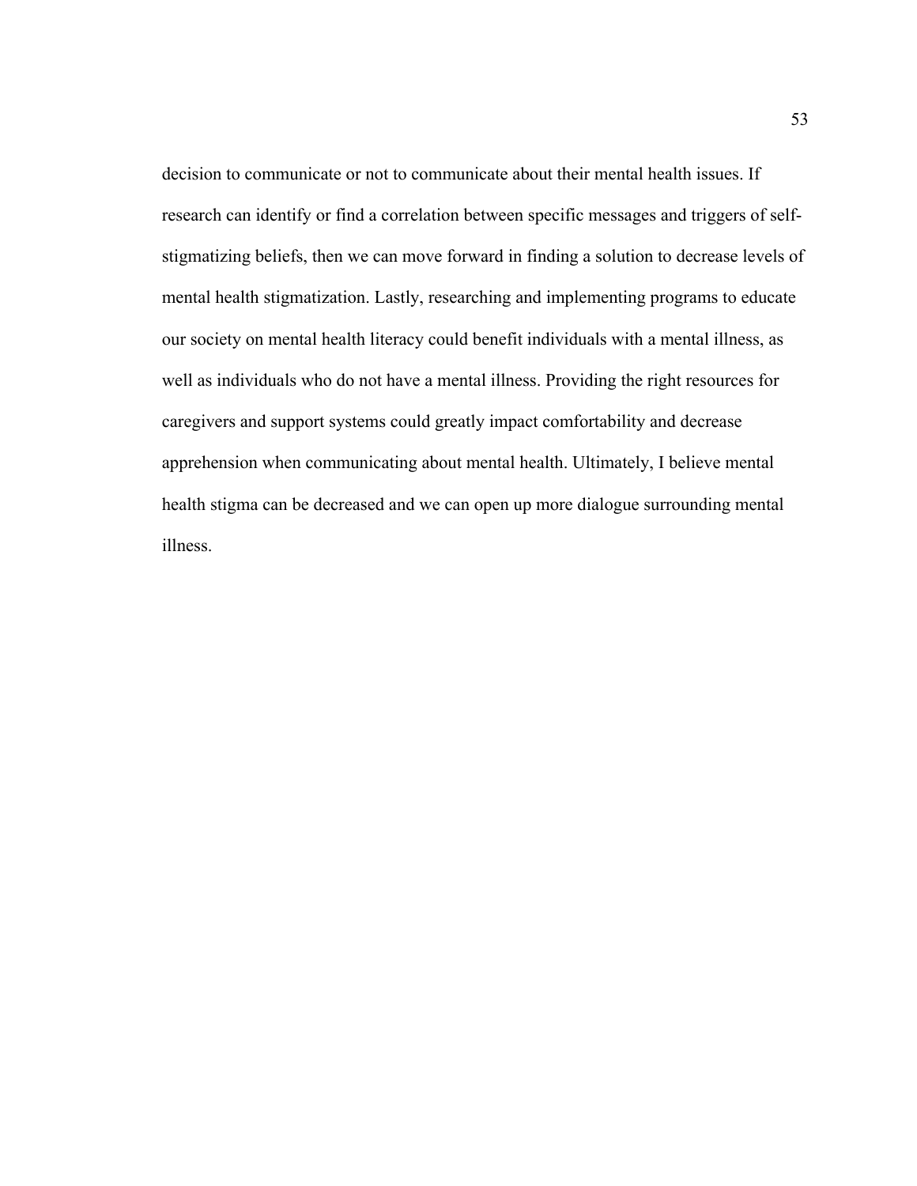decision to communicate or not to communicate about their mental health issues. If research can identify or find a correlation between specific messages and triggers of self-stigmatizing beliefs, then we can move forward in finding a solution to decrease levels of mental health stigmatization. Lastly, researching and implementing programs to educate our society on mental health literacy could benefit individuals with a mental illness, as well as individuals who do not have a mental illness. Providing the right resources for caregivers and support systems could greatly impact comfortability and decrease apprehension when communicating about mental health. Ultimately, I believe mental health stigma can be decreased and we can open up more dialogue surrounding mental illness.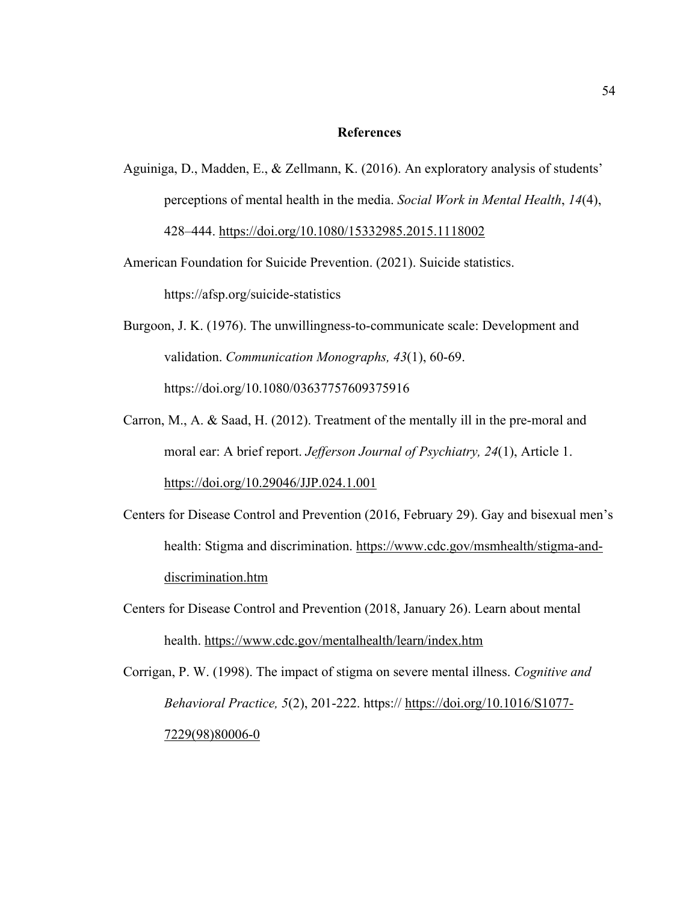# References

Aguiniga, D., Madden, E., & Zellmann, K. (2016). An exploratory analysis of students' perceptions of mental health in the media. *Social Work in Mental Health*, *14*(4), 428–444. https://doi.org/10.1080/15332985.2015.1118002

American Foundation for Suicide Prevention. (2021). Suicide statistics. https://afsp.org/suicide-statistics

Burgoon, J. K. (1976). The unwillingness-to-communicate scale: Development and validation. *Communication Monographs, 43*(1), 60-69. https://doi.org/10.1080/03637757609375916

Carron, M., A. & Saad, H. (2012). Treatment of the mentally ill in the pre-moral and moral ear: A brief report. *Jefferson Journal of Psychiatry, 24*(1), Article 1. https://doi.org/10.29046/JJP.024.1.001

Centers for Disease Control and Prevention (2016, February 29). Gay and bisexual men's health: Stigma and discrimination. https://www.cdc.gov/msmhealth/stigma-and-discrimination.htm

Centers for Disease Control and Prevention (2018, January 26). Learn about mental health. https://www.cdc.gov/mentalhealth/learn/index.htm

Corrigan, P. W. (1998). The impact of stigma on severe mental illness. *Cognitive and Behavioral Practice, 5*(2), 201-222. https:// https://doi.org/10.1016/S1077-7229(98)80006-0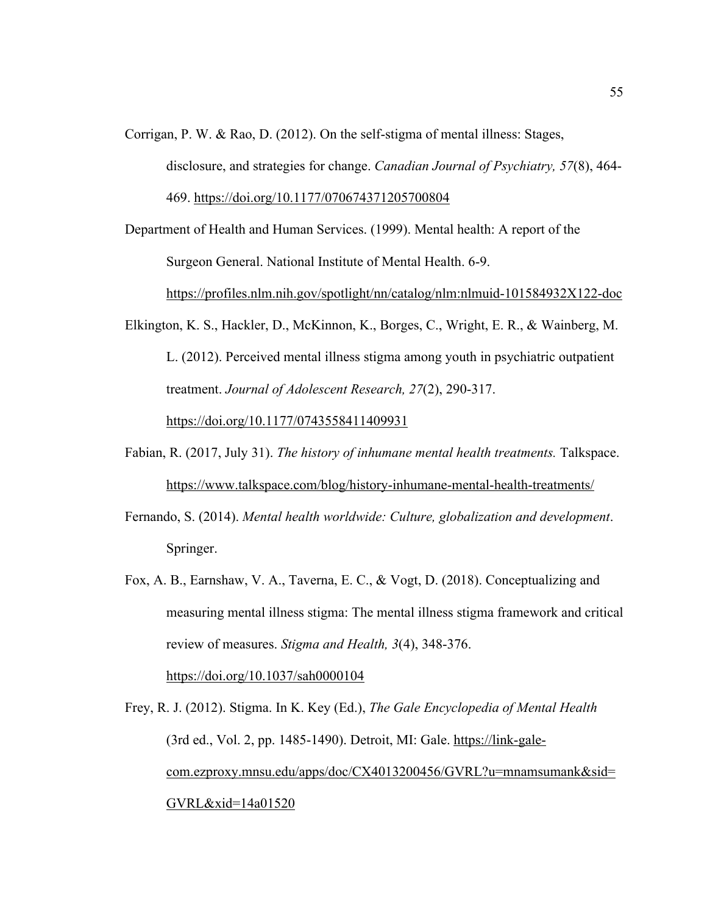Corrigan, P. W. & Rao, D. (2012). On the self-stigma of mental illness: Stages, disclosure, and strategies for change. *Canadian Journal of Psychiatry, 57*(8), 464-469. https://doi.org/10.1177/070674371205700804

Department of Health and Human Services. (1999). Mental health: A report of the Surgeon General. National Institute of Mental Health. 6-9. https://profiles.nlm.nih.gov/spotlight/nn/catalog/nlm:nlmuid-101584932X122-doc

Elkington, K. S., Hackler, D., McKinnon, K., Borges, C., Wright, E. R., & Wainberg, M. L. (2012). Perceived mental illness stigma among youth in psychiatric outpatient treatment. *Journal of Adolescent Research, 27*(2), 290-317. https://doi.org/10.1177/0743558411409931

Fabian, R. (2017, July 31). *The history of inhumane mental health treatments.* Talkspace. https://www.talkspace.com/blog/history-inhumane-mental-health-treatments/

Fernando, S. (2014). *Mental health worldwide: Culture, globalization and development*. Springer.

Fox, A. B., Earnshaw, V. A., Taverna, E. C., & Vogt, D. (2018). Conceptualizing and measuring mental illness stigma: The mental illness stigma framework and critical review of measures. *Stigma and Health, 3*(4), 348-376. https://doi.org/10.1037/sah0000104

Frey, R. J. (2012). Stigma. In K. Key (Ed.), *The Gale Encyclopedia of Mental Health* (3rd ed., Vol. 2, pp. 1485-1490). Detroit, MI: Gale. https://link-gale-com.ezproxy.mnsu.edu/apps/doc/CX4013200456/GVRL?u=mnamsumank&sid=GVRL&xid=14a01520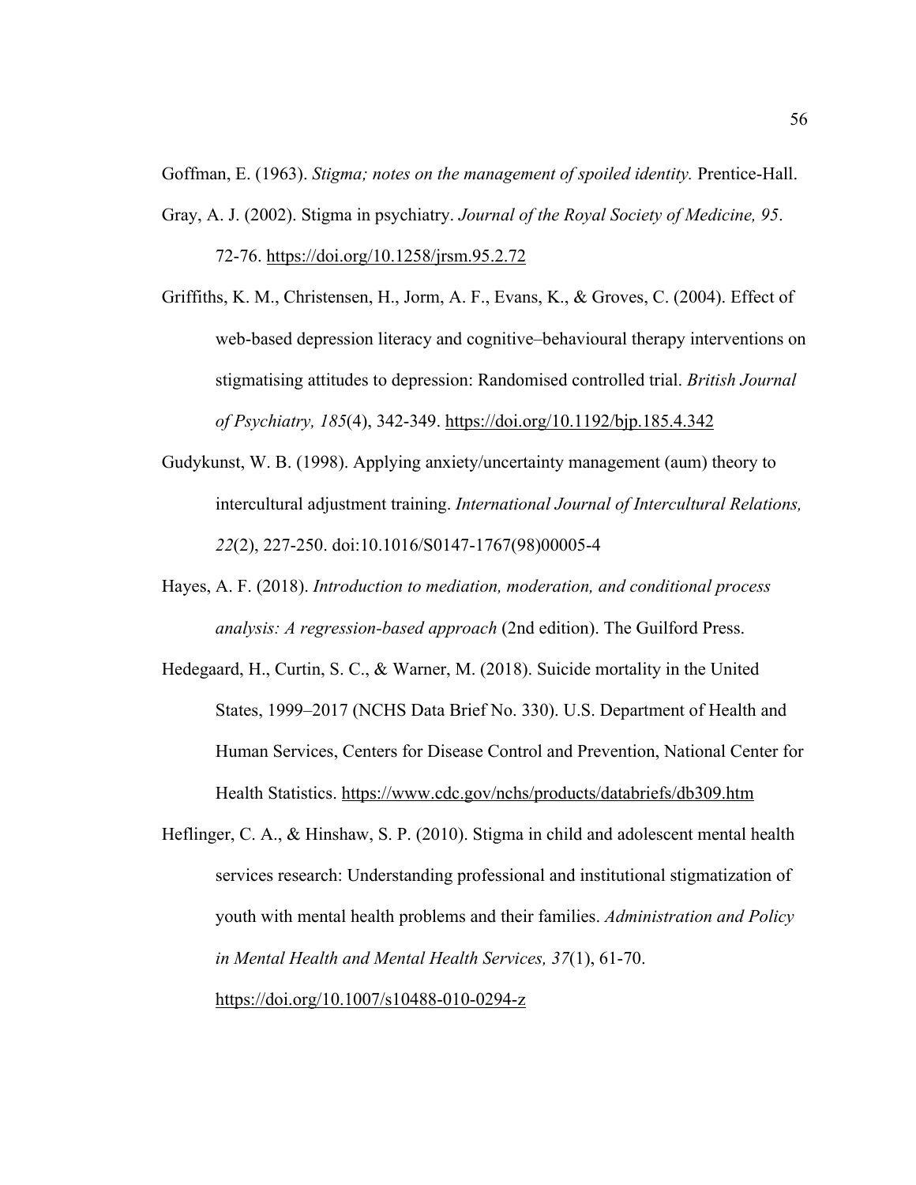Goffman, E. (1963). *Stigma; notes on the management of spoiled identity.* Prentice-Hall.

Gray, A. J. (2002). Stigma in psychiatry. *Journal of the Royal Society of Medicine, 95*. 72-76. https://doi.org/10.1258/jrsm.95.2.72

Griffiths, K. M., Christensen, H., Jorm, A. F., Evans, K., & Groves, C. (2004). Effect of web-based depression literacy and cognitive–behavioural therapy interventions on stigmatising attitudes to depression: Randomised controlled trial. *British Journal of Psychiatry, 185*(4), 342-349. https://doi.org/10.1192/bjp.185.4.342

Gudykunst, W. B. (1998). Applying anxiety/uncertainty management (aum) theory to intercultural adjustment training. *International Journal of Intercultural Relations, 22*(2), 227-250. doi:10.1016/S0147-1767(98)00005-4

Hayes, A. F. (2018). *Introduction to mediation, moderation, and conditional process analysis: A regression-based approach* (2nd edition). The Guilford Press.

Hedegaard, H., Curtin, S. C., & Warner, M. (2018). Suicide mortality in the United States, 1999–2017 (NCHS Data Brief No. 330). U.S. Department of Health and Human Services, Centers for Disease Control and Prevention, National Center for Health Statistics. https://www.cdc.gov/nchs/products/databriefs/db309.htm

Heflinger, C. A., & Hinshaw, S. P. (2010). Stigma in child and adolescent mental health services research: Understanding professional and institutional stigmatization of youth with mental health problems and their families. *Administration and Policy in Mental Health and Mental Health Services, 37*(1), 61-70. https://doi.org/10.1007/s10488-010-0294-z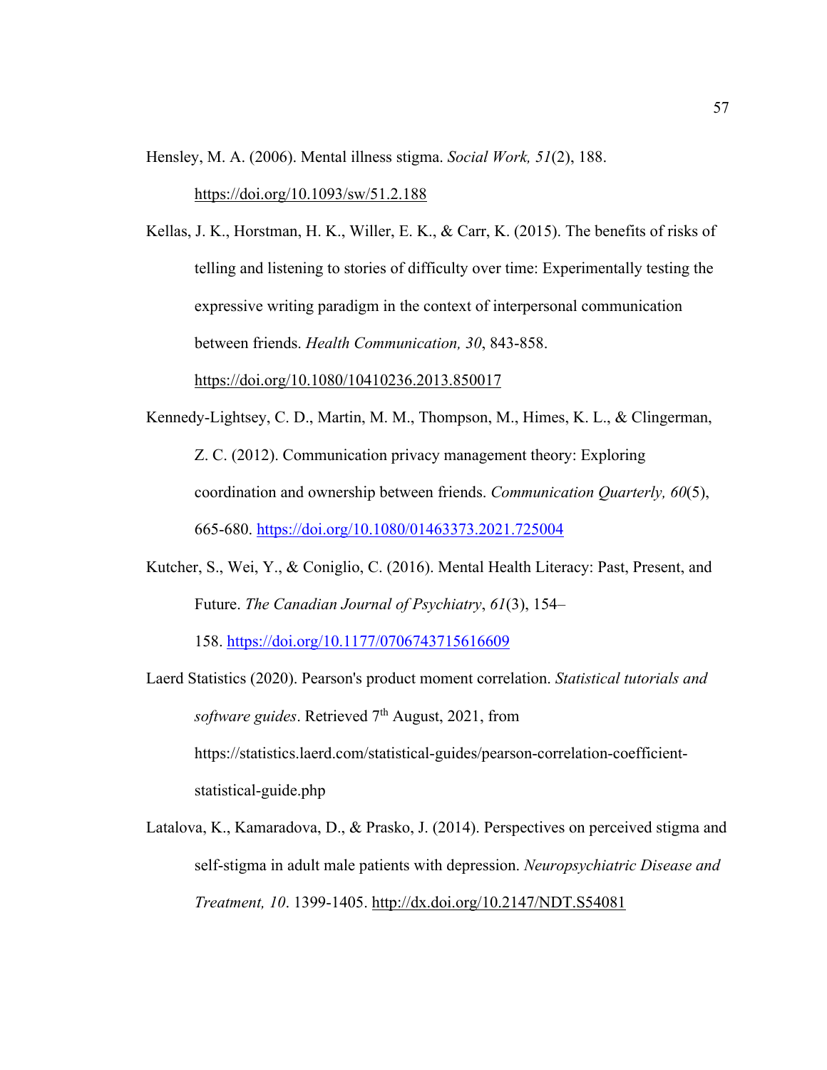Hensley, M. A. (2006). Mental illness stigma. *Social Work, 51*(2), 188. https://doi.org/10.1093/sw/51.2.188

Kellas, J. K., Horstman, H. K., Willer, E. K., & Carr, K. (2015). The benefits of risks of telling and listening to stories of difficulty over time: Experimentally testing the expressive writing paradigm in the context of interpersonal communication between friends. *Health Communication, 30*, 843-858. https://doi.org/10.1080/10410236.2013.850017

Kennedy-Lightsey, C. D., Martin, M. M., Thompson, M., Himes, K. L., & Clingerman, Z. C. (2012). Communication privacy management theory: Exploring coordination and ownership between friends. *Communication Quarterly, 60*(5), 665-680. https://doi.org/10.1080/01463373.2021.725004

Kutcher, S., Wei, Y., & Coniglio, C. (2016). Mental Health Literacy: Past, Present, and Future. *The Canadian Journal of Psychiatry*, *61*(3), 154–158. https://doi.org/10.1177/0706743715616609

Laerd Statistics (2020). Pearson's product moment correlation. *Statistical tutorials and software guides*. Retrieved 7th August, 2021, from https://statistics.laerd.com/statistical-guides/pearson-correlation-coefficient-statistical-guide.php

Latalova, K., Kamaradova, D., & Prasko, J. (2014). Perspectives on perceived stigma and self-stigma in adult male patients with depression. *Neuropsychiatric Disease and Treatment, 10*. 1399-1405. http://dx.doi.org/10.2147/NDT.S54081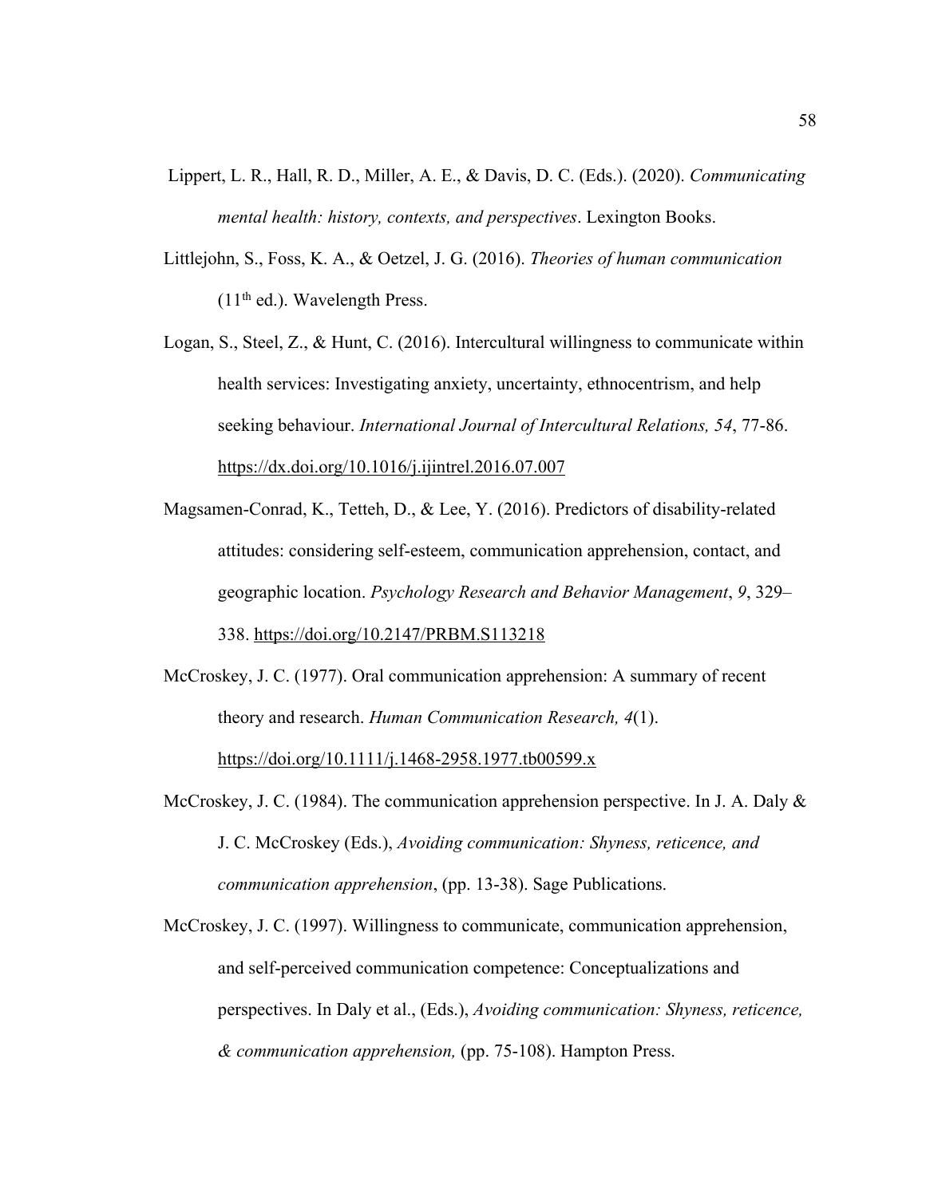Lippert, L. R., Hall, R. D., Miller, A. E., & Davis, D. C. (Eds.). (2020). *Communicating mental health: history, contexts, and perspectives*. Lexington Books.

Littlejohn, S., Foss, K. A., & Oetzel, J. G. (2016). *Theories of human communication* (11th ed.). Wavelength Press.

Logan, S., Steel, Z., & Hunt, C. (2016). Intercultural willingness to communicate within health services: Investigating anxiety, uncertainty, ethnocentrism, and help seeking behaviour. *International Journal of Intercultural Relations, 54*, 77-86. https://dx.doi.org/10.1016/j.ijintrel.2016.07.007

Magsamen-Conrad, K., Tetteh, D., & Lee, Y. (2016). Predictors of disability-related attitudes: considering self-esteem, communication apprehension, contact, and geographic location. *Psychology Research and Behavior Management*, *9*, 329–338. https://doi.org/10.2147/PRBM.S113218

McCroskey, J. C. (1977). Oral communication apprehension: A summary of recent theory and research. *Human Communication Research, 4*(1). https://doi.org/10.1111/j.1468-2958.1977.tb00599.x

McCroskey, J. C. (1984). The communication apprehension perspective. In J. A. Daly & J. C. McCroskey (Eds.), *Avoiding communication: Shyness, reticence, and communication apprehension*, (pp. 13-38). Sage Publications.

McCroskey, J. C. (1997). Willingness to communicate, communication apprehension, and self-perceived communication competence: Conceptualizations and perspectives. In Daly et al., (Eds.), *Avoiding communication: Shyness, reticence, & communication apprehension,* (pp. 75-108). Hampton Press.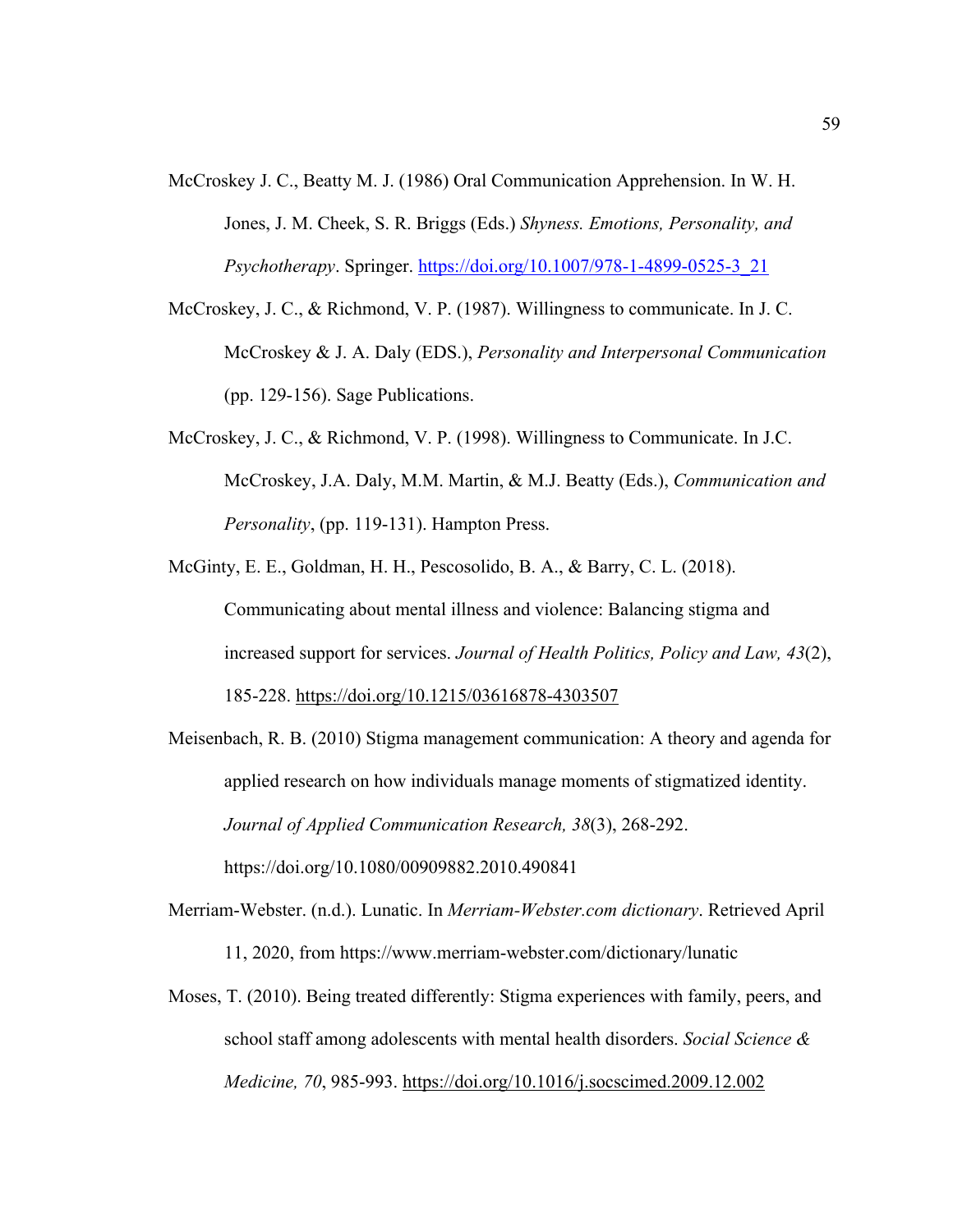McCroskey J. C., Beatty M. J. (1986) Oral Communication Apprehension. In W. H. Jones, J. M. Cheek, S. R. Briggs (Eds.) *Shyness. Emotions, Personality, and Psychotherapy*. Springer. https://doi.org/10.1007/978-1-4899-0525-3_21

McCroskey, J. C., & Richmond, V. P. (1987). Willingness to communicate. In J. C. McCroskey & J. A. Daly (EDS.), *Personality and Interpersonal Communication* (pp. 129-156). Sage Publications.

McCroskey, J. C., & Richmond, V. P. (1998). Willingness to Communicate. In J.C. McCroskey, J.A. Daly, M.M. Martin, & M.J. Beatty (Eds.), *Communication and Personality*, (pp. 119-131). Hampton Press.

McGinty, E. E., Goldman, H. H., Pescosolido, B. A., & Barry, C. L. (2018). Communicating about mental illness and violence: Balancing stigma and increased support for services. *Journal of Health Politics, Policy and Law, 43*(2), 185-228. https://doi.org/10.1215/03616878-4303507

Meisenbach, R. B. (2010) Stigma management communication: A theory and agenda for applied research on how individuals manage moments of stigmatized identity. *Journal of Applied Communication Research, 38*(3), 268-292. https://doi.org/10.1080/00909882.2010.490841

Merriam-Webster. (n.d.). Lunatic. In *Merriam-Webster.com dictionary*. Retrieved April 11, 2020, from https://www.merriam-webster.com/dictionary/lunatic

Moses, T. (2010). Being treated differently: Stigma experiences with family, peers, and school staff among adolescents with mental health disorders. *Social Science & Medicine, 70*, 985-993. https://doi.org/10.1016/j.socscimed.2009.12.002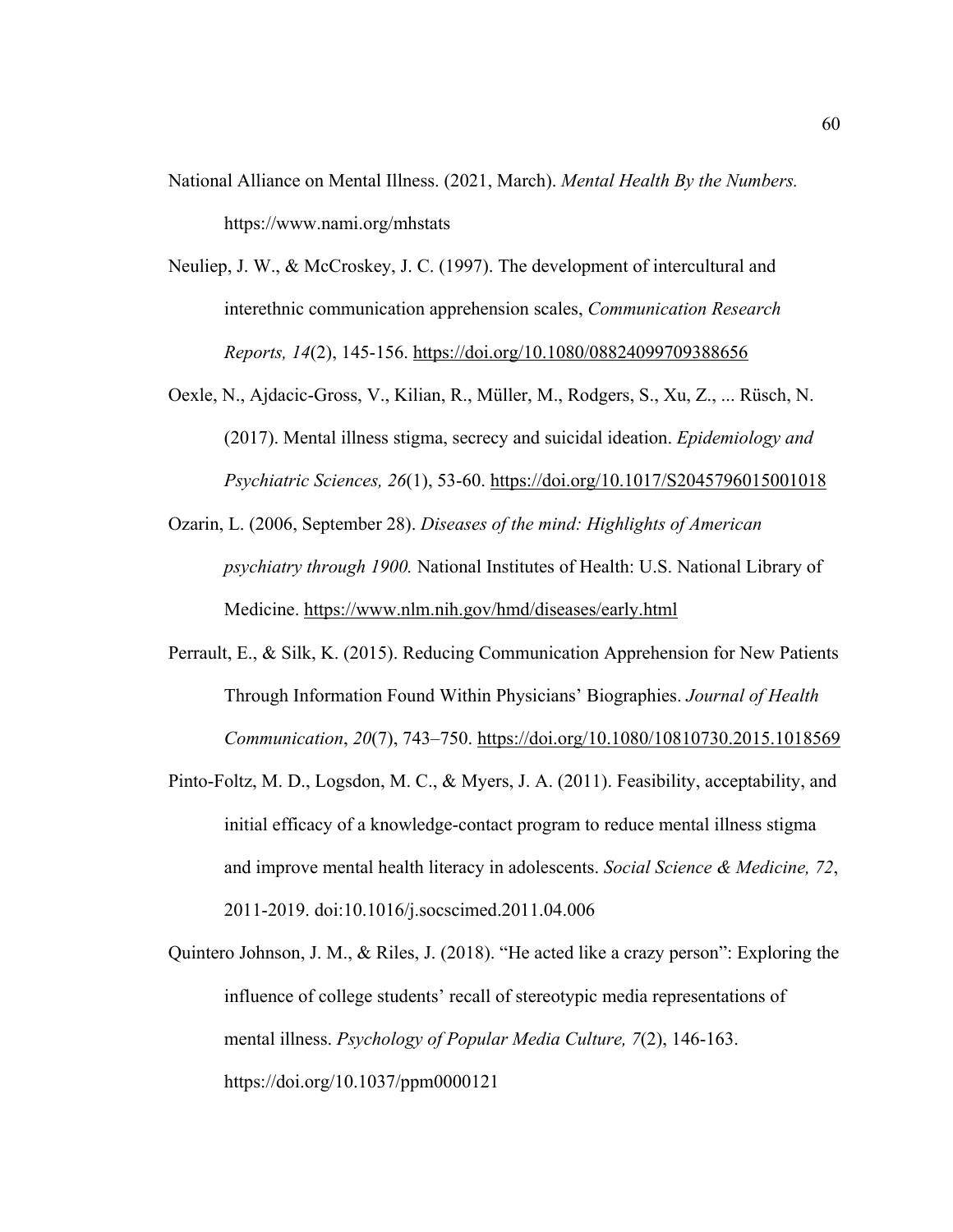National Alliance on Mental Illness. (2021, March). *Mental Health By the Numbers.* https://www.nami.org/mhstats

Neuliep, J. W., & McCroskey, J. C. (1997). The development of intercultural and interethnic communication apprehension scales, *Communication Research Reports, 14*(2), 145-156. https://doi.org/10.1080/08824099709388656

Oexle, N., Ajdacic-Gross, V., Kilian, R., Müller, M., Rodgers, S., Xu, Z., ... Rüsch, N. (2017). Mental illness stigma, secrecy and suicidal ideation. *Epidemiology and Psychiatric Sciences, 26*(1), 53-60. https://doi.org/10.1017/S2045796015001018

Ozarin, L. (2006, September 28). *Diseases of the mind: Highlights of American psychiatry through 1900.* National Institutes of Health: U.S. National Library of Medicine. https://www.nlm.nih.gov/hmd/diseases/early.html

Perrault, E., & Silk, K. (2015). Reducing Communication Apprehension for New Patients Through Information Found Within Physicians' Biographies. *Journal of Health Communication*, *20*(7), 743–750. https://doi.org/10.1080/10810730.2015.1018569

Pinto-Foltz, M. D., Logsdon, M. C., & Myers, J. A. (2011). Feasibility, acceptability, and initial efficacy of a knowledge-contact program to reduce mental illness stigma and improve mental health literacy in adolescents. *Social Science & Medicine, 72*, 2011-2019. doi:10.1016/j.socscimed.2011.04.006

Quintero Johnson, J. M., & Riles, J. (2018). "He acted like a crazy person": Exploring the influence of college students' recall of stereotypic media representations of mental illness. *Psychology of Popular Media Culture, 7*(2), 146-163. https://doi.org/10.1037/ppm0000121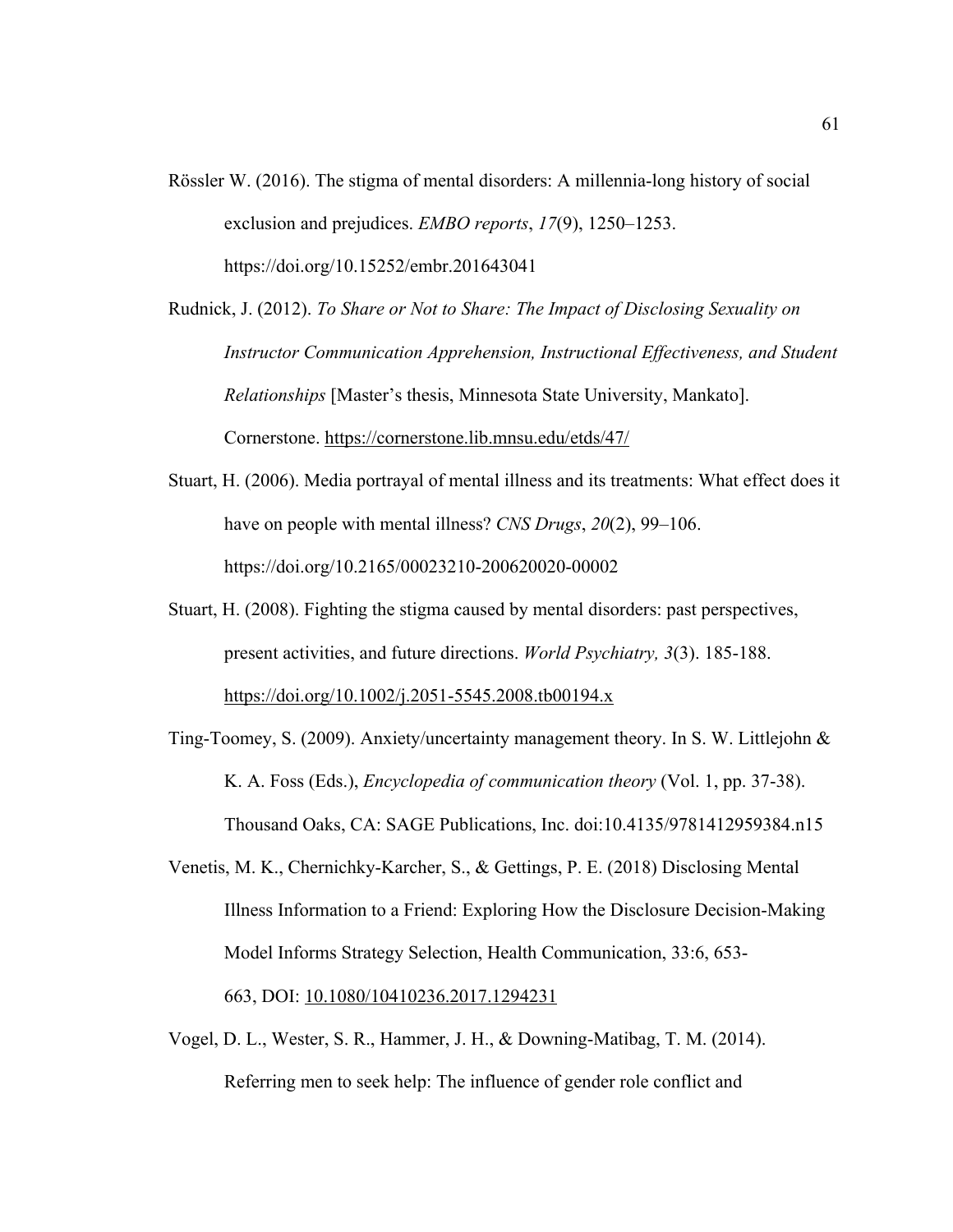Rössler W. (2016). The stigma of mental disorders: A millennia-long history of social exclusion and prejudices. *EMBO reports*, *17*(9), 1250–1253. https://doi.org/10.15252/embr.201643041

Rudnick, J. (2012). *To Share or Not to Share: The Impact of Disclosing Sexuality on Instructor Communication Apprehension, Instructional Effectiveness, and Student Relationships* [Master's thesis, Minnesota State University, Mankato]. Cornerstone. https://cornerstone.lib.mnsu.edu/etds/47/

Stuart, H. (2006). Media portrayal of mental illness and its treatments: What effect does it have on people with mental illness? *CNS Drugs*, *20*(2), 99–106. https://doi.org/10.2165/00023210-200620020-00002

Stuart, H. (2008). Fighting the stigma caused by mental disorders: past perspectives, present activities, and future directions. *World Psychiatry, 3*(3). 185-188. https://doi.org/10.1002/j.2051-5545.2008.tb00194.x

Ting-Toomey, S. (2009). Anxiety/uncertainty management theory. In S. W. Littlejohn & K. A. Foss (Eds.), *Encyclopedia of communication theory* (Vol. 1, pp. 37-38). Thousand Oaks, CA: SAGE Publications, Inc. doi:10.4135/9781412959384.n15

Venetis, M. K., Chernichky-Karcher, S., & Gettings, P. E. (2018) Disclosing Mental Illness Information to a Friend: Exploring How the Disclosure Decision-Making Model Informs Strategy Selection, Health Communication, 33:6, 653-663, DOI: 10.1080/10410236.2017.1294231

Vogel, D. L., Wester, S. R., Hammer, J. H., & Downing-Matibag, T. M. (2014). Referring men to seek help: The influence of gender role conflict and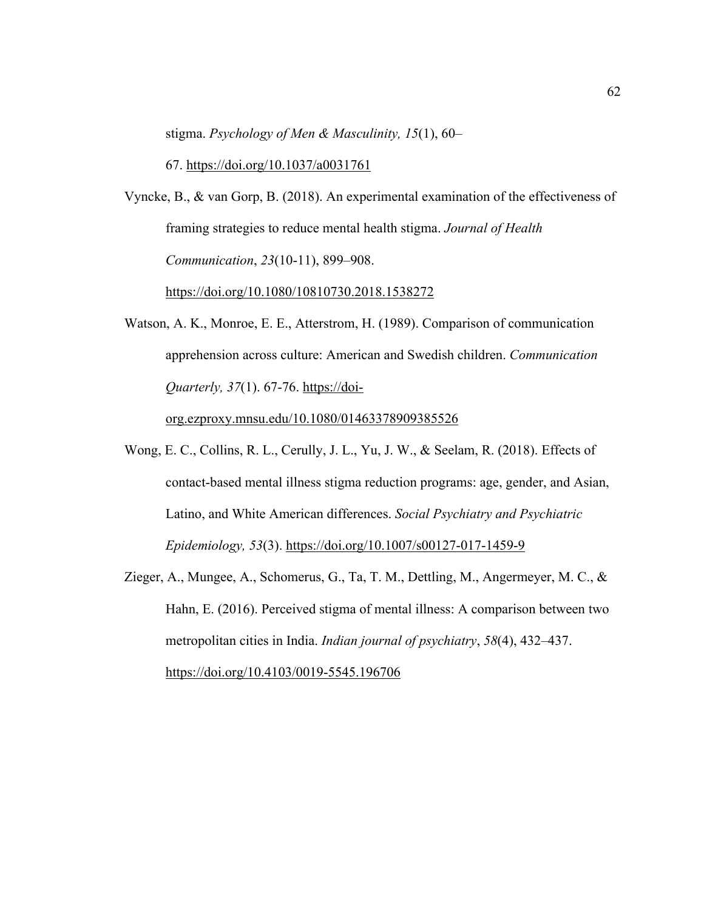stigma. *Psychology of Men & Masculinity, 15*(1), 60–67. https://doi.org/10.1037/a0031761

Vyncke, B., & van Gorp, B. (2018). An experimental examination of the effectiveness of framing strategies to reduce mental health stigma. *Journal of Health Communication*, *23*(10-11), 899–908. https://doi.org/10.1080/10810730.2018.1538272

Watson, A. K., Monroe, E. E., Atterstrom, H. (1989). Comparison of communication apprehension across culture: American and Swedish children. *Communication Quarterly, 37*(1). 67-76. https://doi-org.ezproxy.mnsu.edu/10.1080/01463378909385526

Wong, E. C., Collins, R. L., Cerully, J. L., Yu, J. W., & Seelam, R. (2018). Effects of contact-based mental illness stigma reduction programs: age, gender, and Asian, Latino, and White American differences. *Social Psychiatry and Psychiatric Epidemiology, 53*(3). https://doi.org/10.1007/s00127-017-1459-9

Zieger, A., Mungee, A., Schomerus, G., Ta, T. M., Dettling, M., Angermeyer, M. C., & Hahn, E. (2016). Perceived stigma of mental illness: A comparison between two metropolitan cities in India. *Indian journal of psychiatry*, *58*(4), 432–437. https://doi.org/10.4103/0019-5545.196706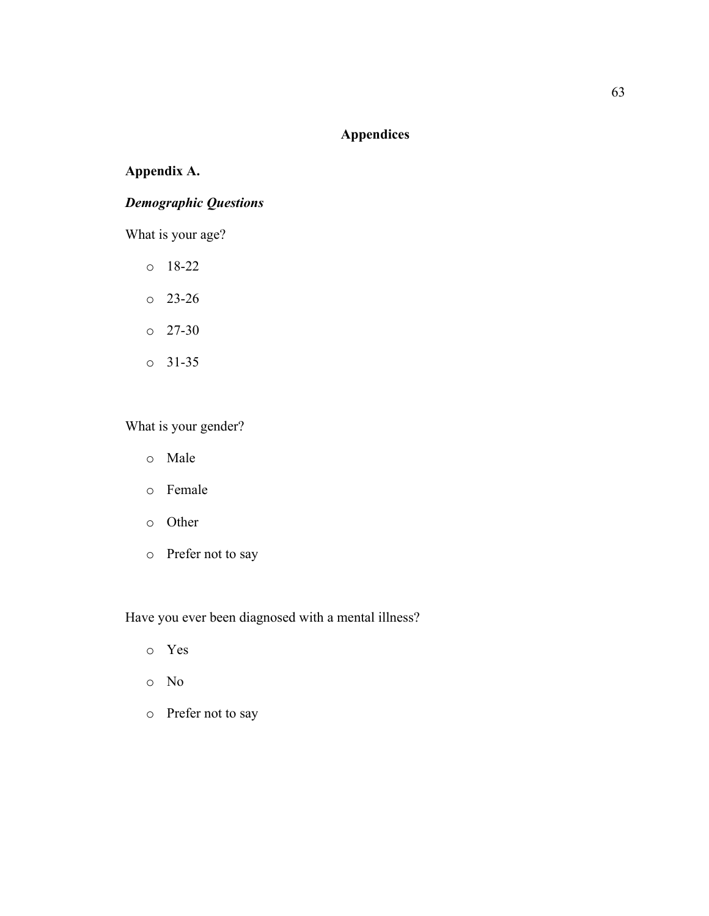# Appendices

## Appendix A.

### *Demographic Questions*

What is your age?

- 18-22
- 23-26
- 27-30
- 31-35

What is your gender?

- Male
- Female
- Other
- Prefer not to say

Have you ever been diagnosed with a mental illness?

- Yes
- No
- Prefer not to say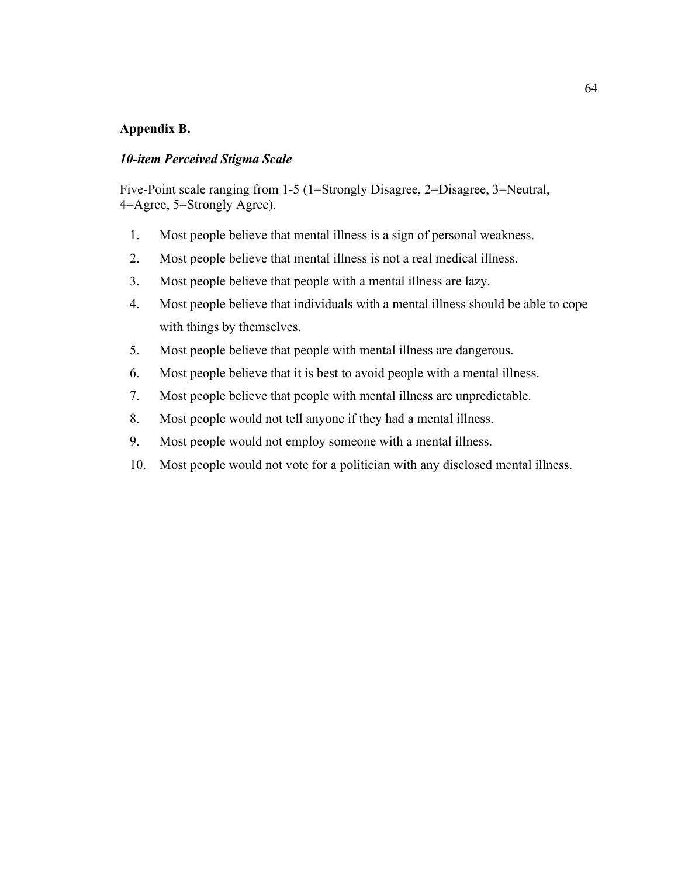**Appendix B.**

***10-item Perceived Stigma Scale***

Five-Point scale ranging from 1-5 (1=Strongly Disagree, 2=Disagree, 3=Neutral, 4=Agree, 5=Strongly Agree).

1. Most people believe that mental illness is a sign of personal weakness.
2. Most people believe that mental illness is not a real medical illness.
3. Most people believe that people with a mental illness are lazy.
4. Most people believe that individuals with a mental illness should be able to cope with things by themselves.
5. Most people believe that people with mental illness are dangerous.
6. Most people believe that it is best to avoid people with a mental illness.
7. Most people believe that people with mental illness are unpredictable.
8. Most people would not tell anyone if they had a mental illness.
9. Most people would not employ someone with a mental illness.
10. Most people would not vote for a politician with any disclosed mental illness.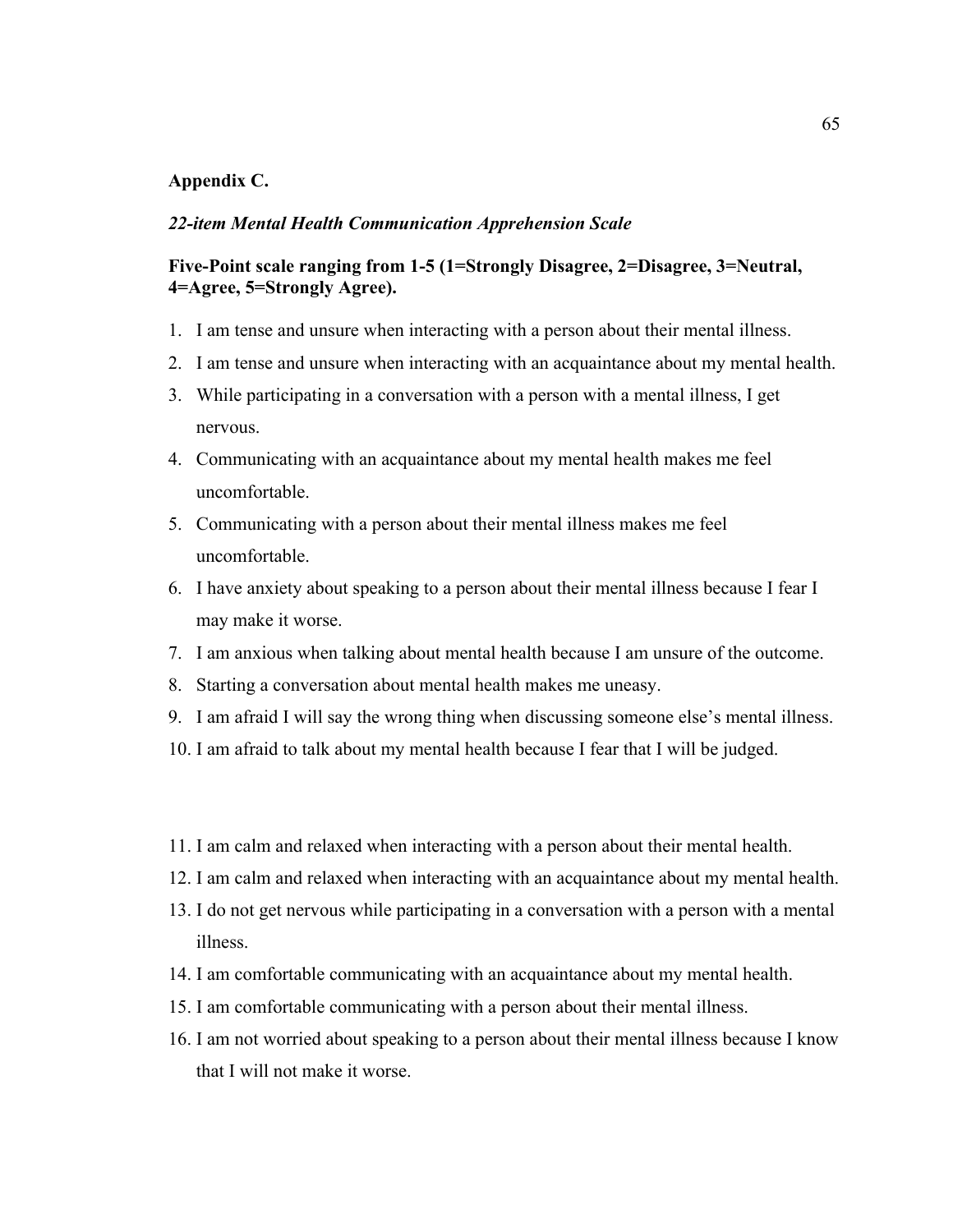**Appendix C.**

*22-item Mental Health Communication Apprehension Scale*

**Five-Point scale ranging from 1-5 (1=Strongly Disagree, 2=Disagree, 3=Neutral, 4=Agree, 5=Strongly Agree).**

1. I am tense and unsure when interacting with a person about their mental illness.
2. I am tense and unsure when interacting with an acquaintance about my mental health.
3. While participating in a conversation with a person with a mental illness, I get nervous.
4. Communicating with an acquaintance about my mental health makes me feel uncomfortable.
5. Communicating with a person about their mental illness makes me feel uncomfortable.
6. I have anxiety about speaking to a person about their mental illness because I fear I may make it worse.
7. I am anxious when talking about mental health because I am unsure of the outcome.
8. Starting a conversation about mental health makes me uneasy.
9. I am afraid I will say the wrong thing when discussing someone else's mental illness.
10. I am afraid to talk about my mental health because I fear that I will be judged.

11. I am calm and relaxed when interacting with a person about their mental health.
12. I am calm and relaxed when interacting with an acquaintance about my mental health.
13. I do not get nervous while participating in a conversation with a person with a mental illness.
14. I am comfortable communicating with an acquaintance about my mental health.
15. I am comfortable communicating with a person about their mental illness.
16. I am not worried about speaking to a person about their mental illness because I know that I will not make it worse.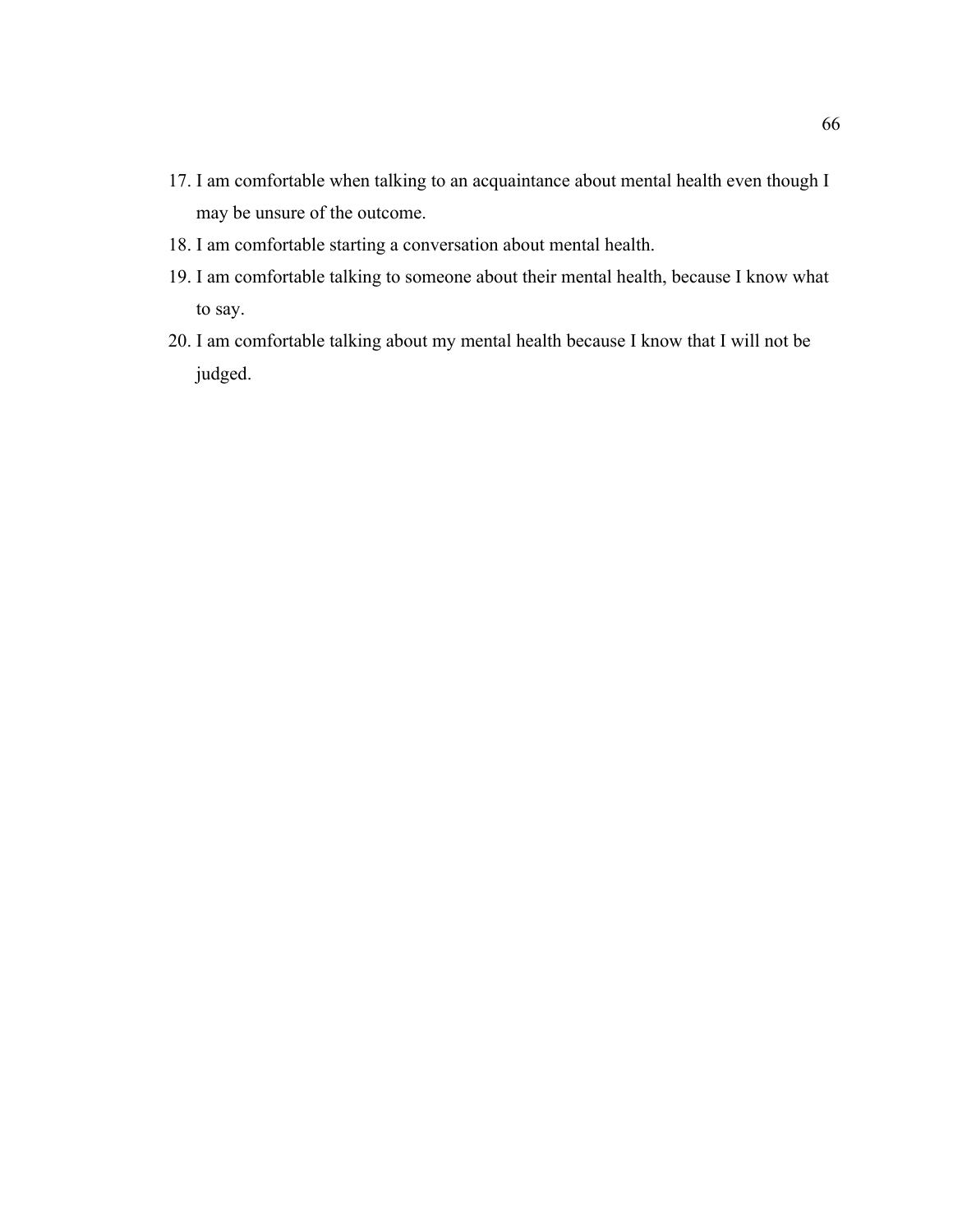17. I am comfortable when talking to an acquaintance about mental health even though I may be unsure of the outcome.
18. I am comfortable starting a conversation about mental health.
19. I am comfortable talking to someone about their mental health, because I know what to say.
20. I am comfortable talking about my mental health because I know that I will not be judged.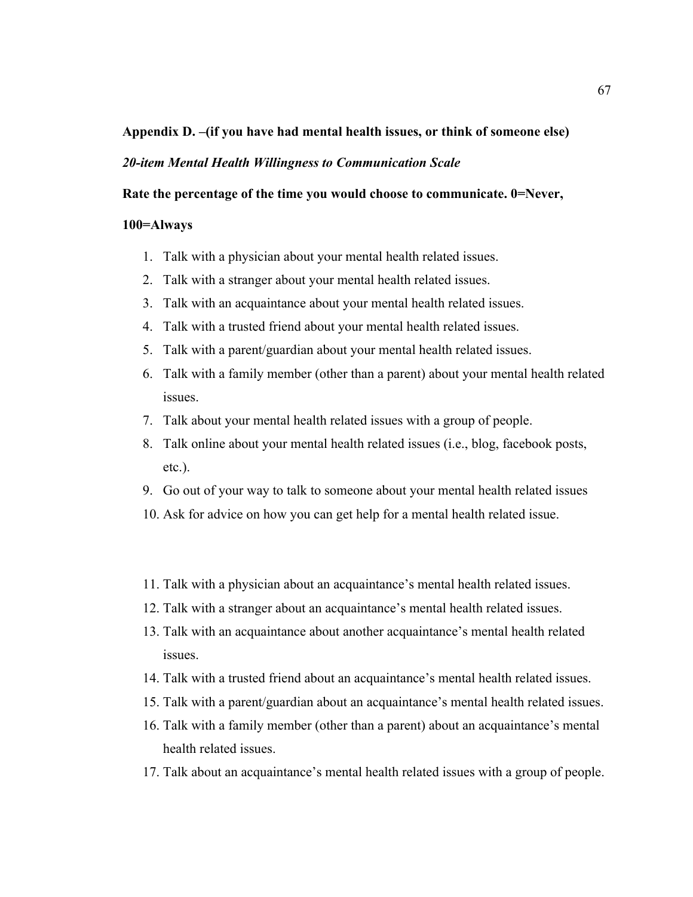**Appendix D. –(if you have had mental health issues, or think of someone else)**

***20-item Mental Health Willingness to Communication Scale***

**Rate the percentage of the time you would choose to communicate. 0=Never, 100=Always**

1. Talk with a physician about your mental health related issues.
2. Talk with a stranger about your mental health related issues.
3. Talk with an acquaintance about your mental health related issues.
4. Talk with a trusted friend about your mental health related issues.
5. Talk with a parent/guardian about your mental health related issues.
6. Talk with a family member (other than a parent) about your mental health related issues.
7. Talk about your mental health related issues with a group of people.
8. Talk online about your mental health related issues (i.e., blog, facebook posts, etc.).
9. Go out of your way to talk to someone about your mental health related issues
10. Ask for advice on how you can get help for a mental health related issue.

11. Talk with a physician about an acquaintance's mental health related issues.
12. Talk with a stranger about an acquaintance's mental health related issues.
13. Talk with an acquaintance about another acquaintance's mental health related issues.
14. Talk with a trusted friend about an acquaintance's mental health related issues.
15. Talk with a parent/guardian about an acquaintance's mental health related issues.
16. Talk with a family member (other than a parent) about an acquaintance's mental health related issues.
17. Talk about an acquaintance's mental health related issues with a group of people.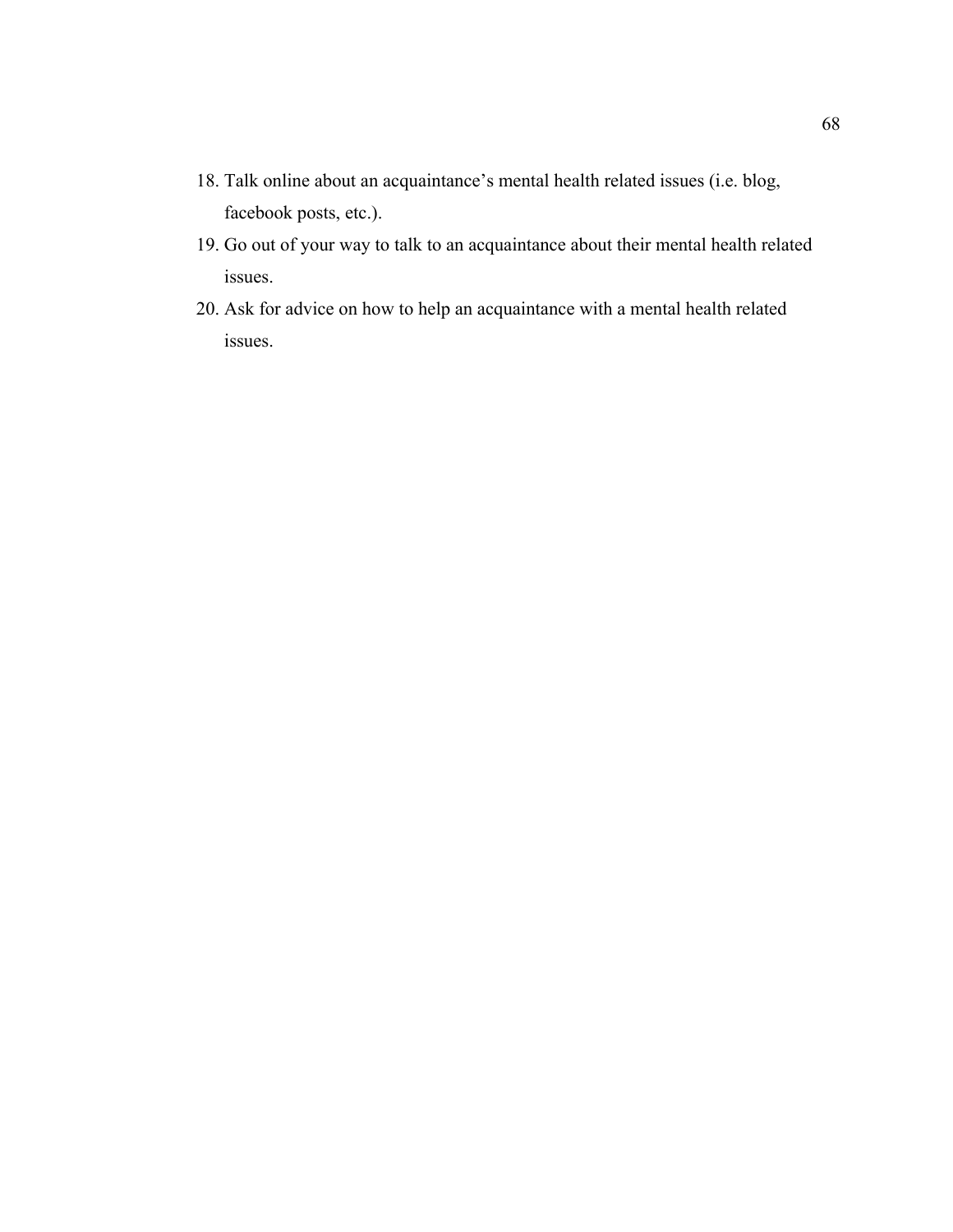18. Talk online about an acquaintance's mental health related issues (i.e. blog, facebook posts, etc.).
19. Go out of your way to talk to an acquaintance about their mental health related issues.
20. Ask for advice on how to help an acquaintance with a mental health related issues.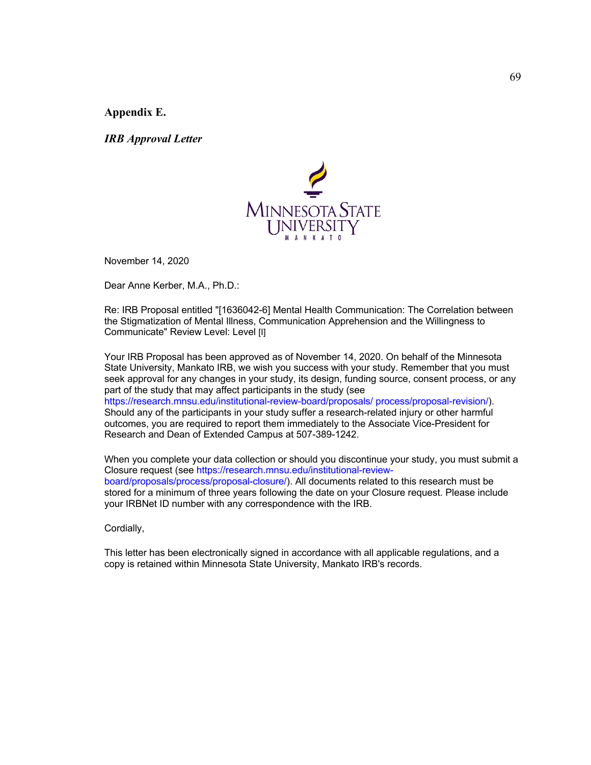**Appendix E.**

***IRB Approval Letter***

MINNESOTA STATE UNIVERSITY MANKATO

November 14, 2020

Dear Anne Kerber, M.A., Ph.D.:

Re: IRB Proposal entitled "[1636042-6] Mental Health Communication: The Correlation between the Stigmatization of Mental Illness, Communication Apprehension and the Willingness to Communicate" Review Level: Level [I]

Your IRB Proposal has been approved as of November 14, 2020. On behalf of the Minnesota State University, Mankato IRB, we wish you success with your study. Remember that you must seek approval for any changes in your study, its design, funding source, consent process, or any part of the study that may affect participants in the study (see https://research.mnsu.edu/institutional-review-board/proposals/ process/proposal-revision/). Should any of the participants in your study suffer a research-related injury or other harmful outcomes, you are required to report them immediately to the Associate Vice-President for Research and Dean of Extended Campus at 507-389-1242.

When you complete your data collection or should you discontinue your study, you must submit a Closure request (see https://research.mnsu.edu/institutional-review-board/proposals/process/proposal-closure/). All documents related to this research must be stored for a minimum of three years following the date on your Closure request. Please include your IRBNet ID number with any correspondence with the IRB.

Cordially,

This letter has been electronically signed in accordance with all applicable regulations, and a copy is retained within Minnesota State University, Mankato IRB's records.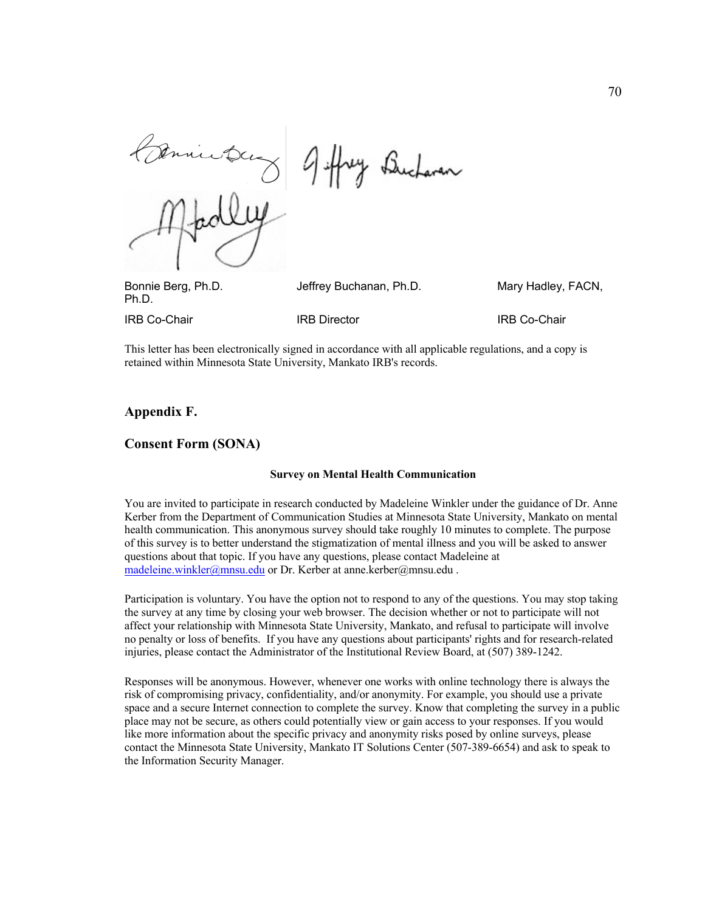Bonnie Berg, Ph.D. | Jeffrey Buchanan, Ph.D. | Mary Hadley, FACN, Ph.D.

IRB Co-Chair | IRB Director | IRB Co-Chair

This letter has been electronically signed in accordance with all applicable regulations, and a copy is retained within Minnesota State University, Mankato IRB's records.

## Appendix F.

## Consent Form (SONA)

**Survey on Mental Health Communication**

You are invited to participate in research conducted by Madeleine Winkler under the guidance of Dr. Anne Kerber from the Department of Communication Studies at Minnesota State University, Mankato on mental health communication. This anonymous survey should take roughly 10 minutes to complete. The purpose of this survey is to better understand the stigmatization of mental illness and you will be asked to answer questions about that topic. If you have any questions, please contact Madeleine at madeleine.winkler@mnsu.edu or Dr. Kerber at anne.kerber@mnsu.edu .

Participation is voluntary. You have the option not to respond to any of the questions. You may stop taking the survey at any time by closing your web browser. The decision whether or not to participate will not affect your relationship with Minnesota State University, Mankato, and refusal to participate will involve no penalty or loss of benefits. If you have any questions about participants' rights and for research-related injuries, please contact the Administrator of the Institutional Review Board, at (507) 389-1242.

Responses will be anonymous. However, whenever one works with online technology there is always the risk of compromising privacy, confidentiality, and/or anonymity. For example, you should use a private space and a secure Internet connection to complete the survey. Know that completing the survey in a public place may not be secure, as others could potentially view or gain access to your responses. If you would like more information about the specific privacy and anonymity risks posed by online surveys, please contact the Minnesota State University, Mankato IT Solutions Center (507-389-6654) and ask to speak to the Information Security Manager.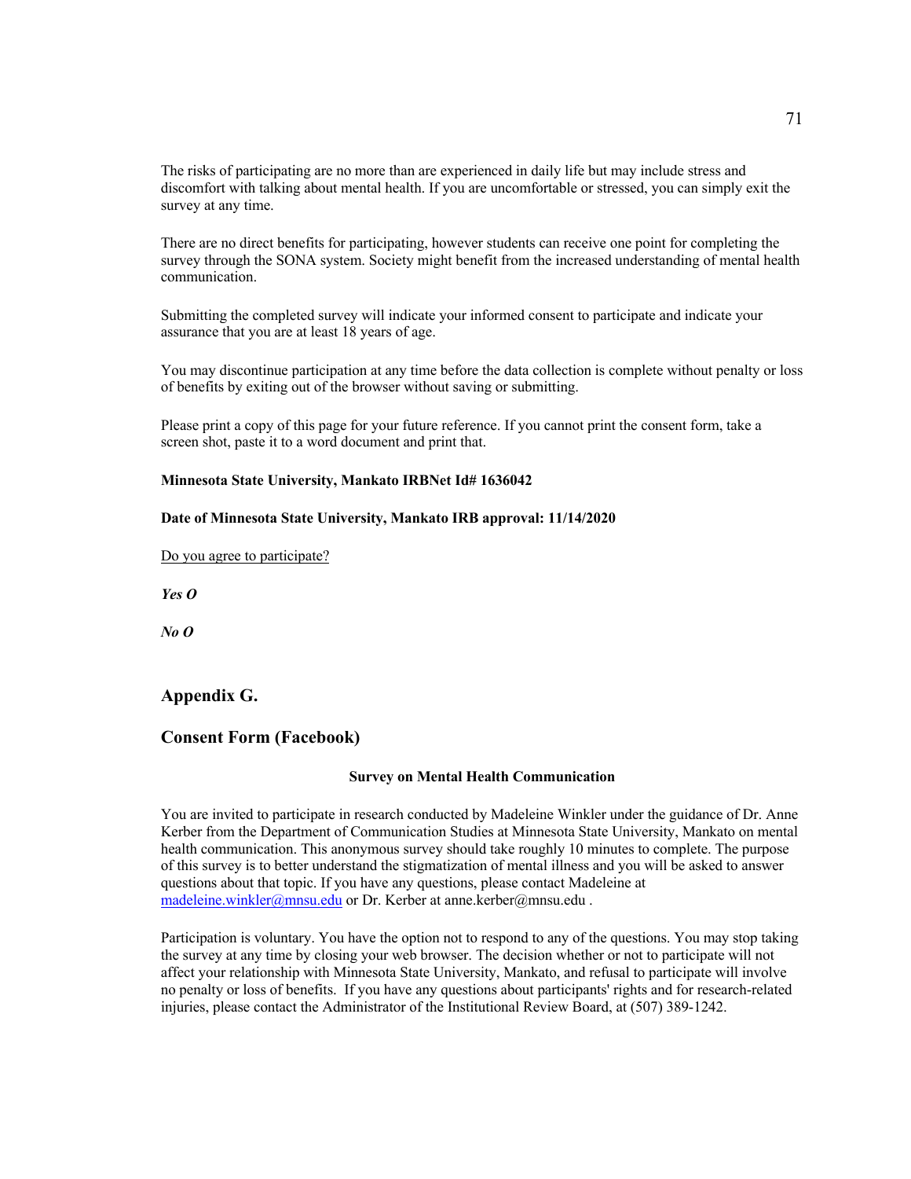The risks of participating are no more than are experienced in daily life but may include stress and discomfort with talking about mental health. If you are uncomfortable or stressed, you can simply exit the survey at any time.

There are no direct benefits for participating, however students can receive one point for completing the survey through the SONA system. Society might benefit from the increased understanding of mental health communication.

Submitting the completed survey will indicate your informed consent to participate and indicate your assurance that you are at least 18 years of age.

You may discontinue participation at any time before the data collection is complete without penalty or loss of benefits by exiting out of the browser without saving or submitting.

Please print a copy of this page for your future reference. If you cannot print the consent form, take a screen shot, paste it to a word document and print that.

**Minnesota State University, Mankato IRBNet Id# 1636042**

**Date of Minnesota State University, Mankato IRB approval: 11/14/2020**

Do you agree to participate?

***Yes O***

***No O***

## Appendix G.

## Consent Form (Facebook)

**Survey on Mental Health Communication**

You are invited to participate in research conducted by Madeleine Winkler under the guidance of Dr. Anne Kerber from the Department of Communication Studies at Minnesota State University, Mankato on mental health communication. This anonymous survey should take roughly 10 minutes to complete. The purpose of this survey is to better understand the stigmatization of mental illness and you will be asked to answer questions about that topic. If you have any questions, please contact Madeleine at madeleine.winkler@mnsu.edu or Dr. Kerber at anne.kerber@mnsu.edu .

Participation is voluntary. You have the option not to respond to any of the questions. You may stop taking the survey at any time by closing your web browser. The decision whether or not to participate will not affect your relationship with Minnesota State University, Mankato, and refusal to participate will involve no penalty or loss of benefits. If you have any questions about participants' rights and for research-related injuries, please contact the Administrator of the Institutional Review Board, at (507) 389-1242.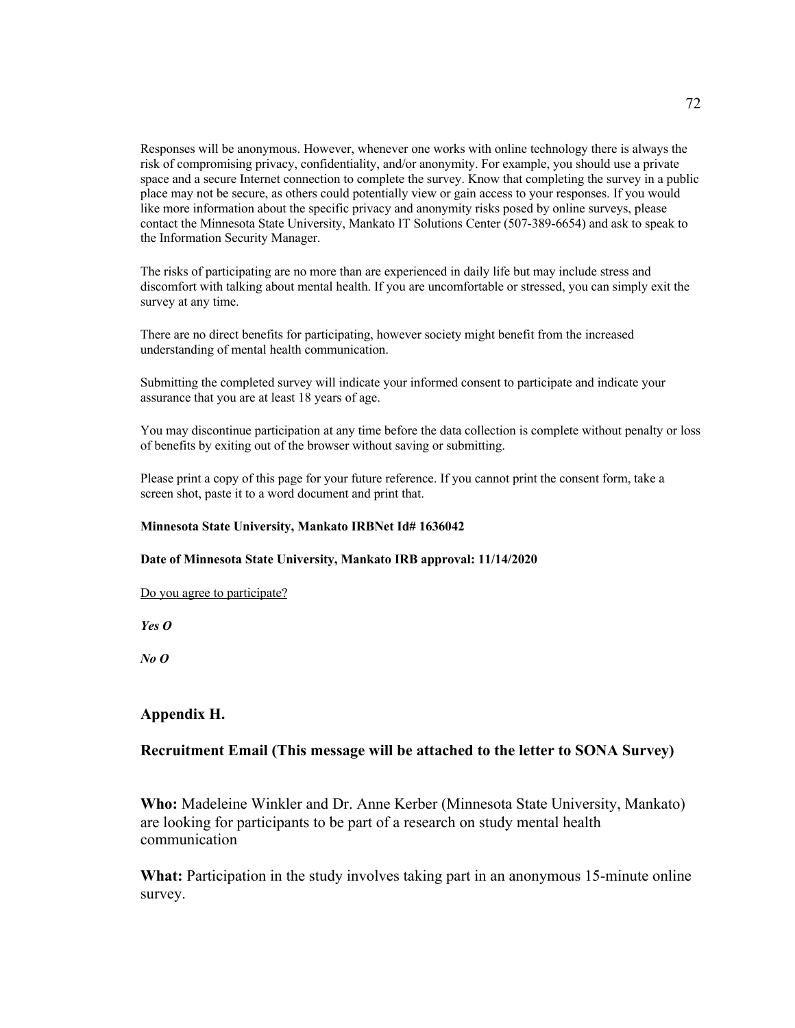Responses will be anonymous. However, whenever one works with online technology there is always the risk of compromising privacy, confidentiality, and/or anonymity. For example, you should use a private space and a secure Internet connection to complete the survey. Know that completing the survey in a public place may not be secure, as others could potentially view or gain access to your responses. If you would like more information about the specific privacy and anonymity risks posed by online surveys, please contact the Minnesota State University, Mankato IT Solutions Center (507-389-6654) and ask to speak to the Information Security Manager.

The risks of participating are no more than are experienced in daily life but may include stress and discomfort with talking about mental health. If you are uncomfortable or stressed, you can simply exit the survey at any time.

There are no direct benefits for participating, however society might benefit from the increased understanding of mental health communication.

Submitting the completed survey will indicate your informed consent to participate and indicate your assurance that you are at least 18 years of age.

You may discontinue participation at any time before the data collection is complete without penalty or loss of benefits by exiting out of the browser without saving or submitting.

Please print a copy of this page for your future reference. If you cannot print the consent form, take a screen shot, paste it to a word document and print that.

**Minnesota State University, Mankato IRBNet Id# 1636042**

**Date of Minnesota State University, Mankato IRB approval: 11/14/2020**

Do you agree to participate?

***Yes O***

***No O***

## Appendix H.

## Recruitment Email (This message will be attached to the letter to SONA Survey)

**Who:** Madeleine Winkler and Dr. Anne Kerber (Minnesota State University, Mankato) are looking for participants to be part of a research on study mental health communication

**What:** Participation in the study involves taking part in an anonymous 15-minute online survey.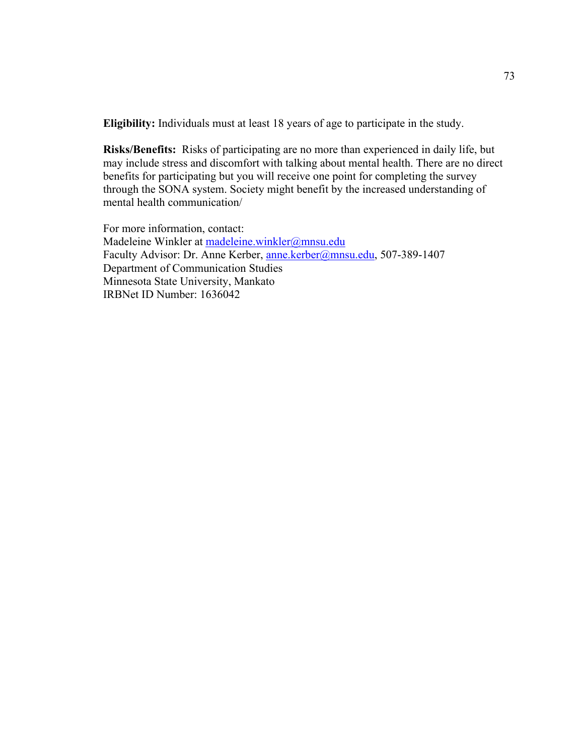**Eligibility:** Individuals must at least 18 years of age to participate in the study.

**Risks/Benefits:** Risks of participating are no more than experienced in daily life, but may include stress and discomfort with talking about mental health. There are no direct benefits for participating but you will receive one point for completing the survey through the SONA system. Society might benefit by the increased understanding of mental health communication/

For more information, contact:
Madeleine Winkler at madeleine.winkler@mnsu.edu
Faculty Advisor: Dr. Anne Kerber, anne.kerber@mnsu.edu, 507-389-1407
Department of Communication Studies
Minnesota State University, Mankato
IRBNet ID Number: 1636042